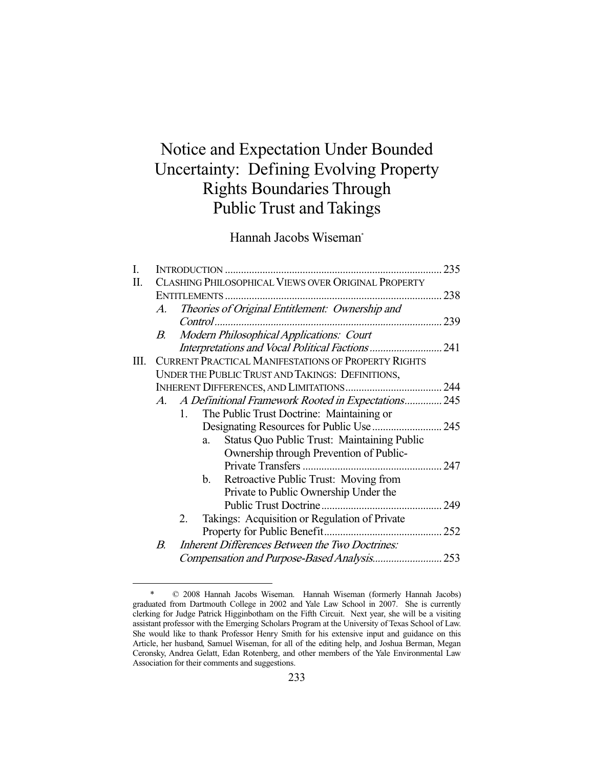# Notice and Expectation Under Bounded Uncertainty: Defining Evolving Property Rights Boundaries Through Public Trust and Takings

Hannah Jacobs Wiseman[*]

I. INTRODUCTION ............................................................................ 235

II. CLASHING PHILOSOPHICAL VIEWS OVER ORIGINAL PROPERTY ENTITLEMENTS ............................................................................ 238

- A. *Theories of Original Entitlement: Ownership and Control* ............................................................................ 239
- B. *Modern Philosophical Applications: Court Interpretations and Vocal Political Factions* .......................... 241

III. CURRENT PRACTICAL MANIFESTATIONS OF PROPERTY RIGHTS UNDER THE PUBLIC TRUST AND TAKINGS: DEFINITIONS, INHERENT DIFFERENCES, AND LIMITATIONS .................................... 244

- A. *A Definitional Framework Rooted in Expectations* ............. 245
  - 1. The Public Trust Doctrine: Maintaining or Designating Resources for Public Use .......................... 245
    - a. Status Quo Public Trust: Maintaining Public Ownership through Prevention of Public-Private Transfers ................................................... 247
    - b. Retroactive Public Trust: Moving from Private to Public Ownership Under the Public Trust Doctrine ............................................ 249
  - 2. Takings: Acquisition or Regulation of Private Property for Public Benefit ........................................... 252
- B. *Inherent Differences Between the Two Doctrines: Compensation and Purpose-Based Analysis* ......................... 253

---

[*] © 2008 Hannah Jacobs Wiseman. Hannah Wiseman (formerly Hannah Jacobs) graduated from Dartmouth College in 2002 and Yale Law School in 2007. She is currently clerking for Judge Patrick Higginbotham on the Fifth Circuit. Next year, she will be a visiting assistant professor with the Emerging Scholars Program at the University of Texas School of Law. She would like to thank Professor Henry Smith for his extensive input and guidance on this Article, her husband, Samuel Wiseman, for all of the editing help, and Joshua Berman, Megan Ceronsky, Andrea Gelatt, Edan Rotenberg, and other members of the Yale Environmental Law Association for their comments and suggestions.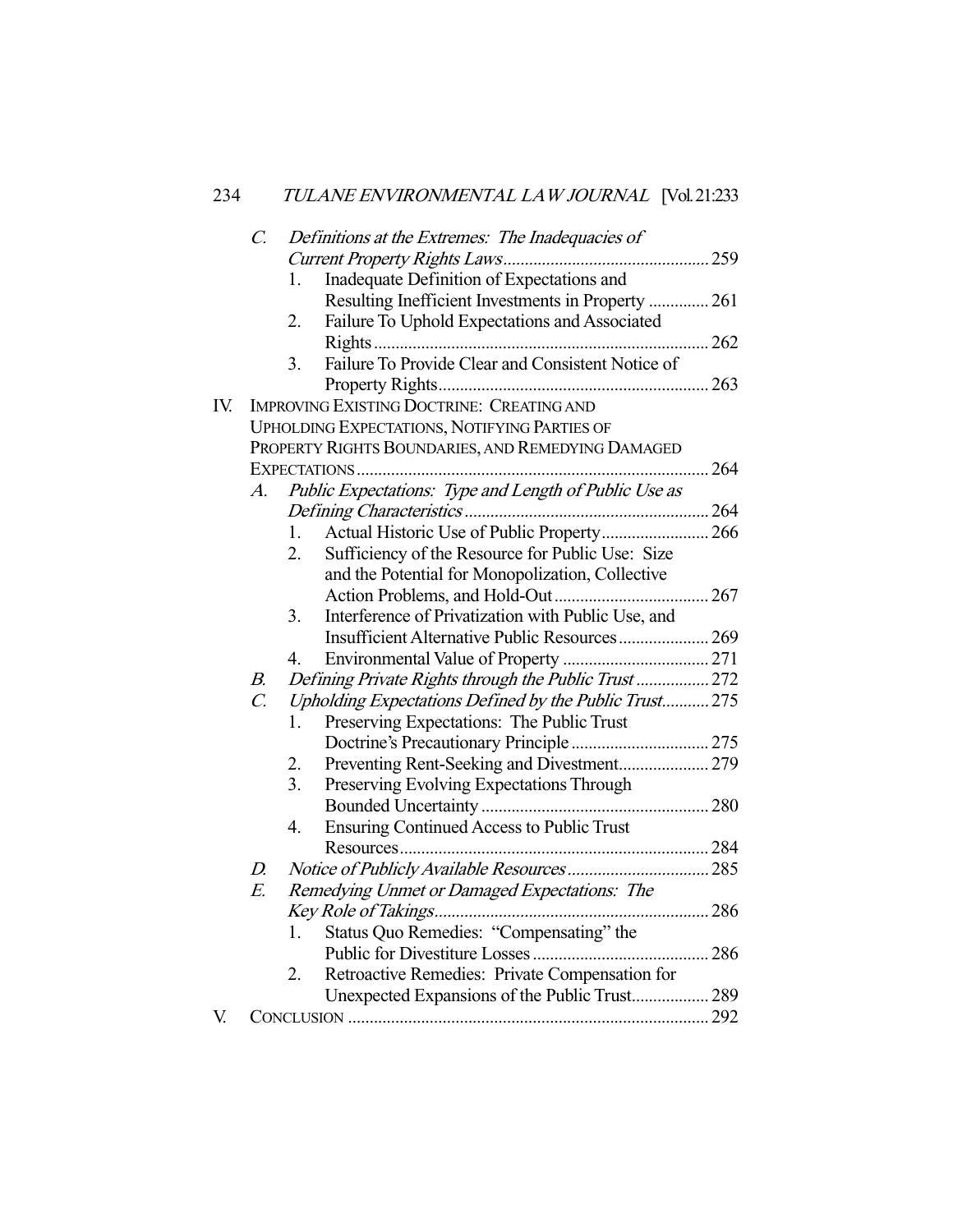C. *Definitions at the Extremes: The Inadequacies of Current Property Rights Laws* ........ 259
   1. Inadequate Definition of Expectations and Resulting Inefficient Investments in Property ........ 261
   2. Failure To Uphold Expectations and Associated Rights ........ 262
   3. Failure To Provide Clear and Consistent Notice of Property Rights ........ 263

IV. IMPROVING EXISTING DOCTRINE: CREATING AND UPHOLDING EXPECTATIONS, NOTIFYING PARTIES OF PROPERTY RIGHTS BOUNDARIES, AND REMEDYING DAMAGED EXPECTATIONS ........ 264

A. *Public Expectations: Type and Length of Public Use as Defining Characteristics* ........ 264
   1. Actual Historic Use of Public Property ........ 266
   2. Sufficiency of the Resource for Public Use: Size and the Potential for Monopolization, Collective Action Problems, and Hold-Out ........ 267
   3. Interference of Privatization with Public Use, and Insufficient Alternative Public Resources ........ 269
   4. Environmental Value of Property ........ 271

B. *Defining Private Rights through the Public Trust* ........ 272

C. *Upholding Expectations Defined by the Public Trust* ........ 275
   1. Preserving Expectations: The Public Trust Doctrine's Precautionary Principle ........ 275
   2. Preventing Rent-Seeking and Divestment ........ 279
   3. Preserving Evolving Expectations Through Bounded Uncertainty ........ 280
   4. Ensuring Continued Access to Public Trust Resources ........ 284

D. *Notice of Publicly Available Resources* ........ 285

E. *Remedying Unmet or Damaged Expectations: The Key Role of Takings* ........ 286
   1. Status Quo Remedies: "Compensating" the Public for Divestiture Losses ........ 286
   2. Retroactive Remedies: Private Compensation for Unexpected Expansions of the Public Trust ........ 289

V. CONCLUSION ........ 292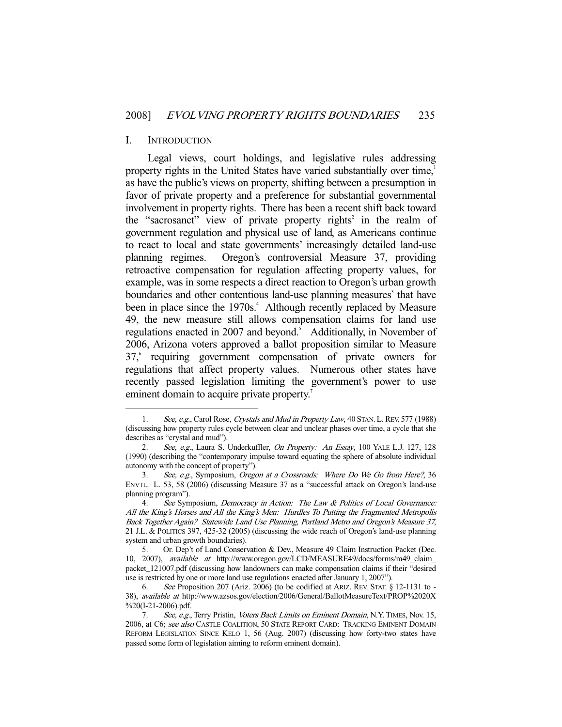## I. INTRODUCTION

Legal views, court holdings, and legislative rules addressing property rights in the United States have varied substantially over time,[1] as have the public's views on property, shifting between a presumption in favor of private property and a preference for substantial governmental involvement in property rights. There has been a recent shift back toward the "sacrosanct" view of private property rights[2] in the realm of government regulation and physical use of land, as Americans continue to react to local and state governments' increasingly detailed land-use planning regimes. Oregon's controversial Measure 37, providing retroactive compensation for regulation affecting property values, for example, was in some respects a direct reaction to Oregon's urban growth boundaries and other contentious land-use planning measures[3] that have been in place since the 1970s.[4] Although recently replaced by Measure 49, the new measure still allows compensation claims for land use regulations enacted in 2007 and beyond.[5] Additionally, in November of 2006, Arizona voters approved a ballot proposition similar to Measure 37,[6] requiring government compensation of private owners for regulations that affect property values. Numerous other states have recently passed legislation limiting the government's power to use eminent domain to acquire private property.[7]

---

1. *See, e.g.*, Carol Rose, *Crystals and Mud in Property Law*, 40 STAN. L. REV. 577 (1988) (discussing how property rules cycle between clear and unclear phases over time, a cycle that she describes as "crystal and mud").

2. *See, e.g.*, Laura S. Underkuffler, *On Property: An Essay*, 100 YALE L.J. 127, 128 (1990) (describing the "contemporary impulse toward equating the sphere of absolute individual autonomy with the concept of property").

3. *See, e.g.*, Symposium, *Oregon at a Crossroads: Where Do We Go from Here?*, 36 ENVTL. L. 53, 58 (2006) (discussing Measure 37 as a "successful attack on Oregon's land-use planning program").

4. *See* Symposium, *Democracy in Action: The Law & Politics of Local Governance: All the King's Horses and All the King's Men: Hurdles To Putting the Fragmented Metropolis Back Together Again? Statewide Land Use Planning, Portland Metro and Oregon's Measure 37*, 21 J.L. & POLITICS 397, 425-32 (2005) (discussing the wide reach of Oregon's land-use planning system and urban growth boundaries).

5. Or. Dep't of Land Conservation & Dev., Measure 49 Claim Instruction Packet (Dec. 10, 2007), *available at* http://www.oregon.gov/LCD/MEASURE49/docs/forms/m49_claim_packet_121007.pdf (discussing how landowners can make compensation claims if their "desired use is restricted by one or more land use regulations enacted after January 1, 2007").

6. *See* Proposition 207 (Ariz. 2006) (to be codified at ARIZ. REV. STAT. § 12-1131 to -38), *available at* http://www.azsos.gov/election/2006/General/BallotMeasureText/PROP%2020X%20(I-21-2006).pdf.

7. *See, e.g.*, Terry Pristin, *Voters Back Limits on Eminent Domain*, N.Y. TIMES, Nov. 15, 2006, at C6; *see also* CASTLE COALITION, 50 STATE REPORT CARD: TRACKING EMINENT DOMAIN REFORM LEGISLATION SINCE KELO 1, 56 (Aug. 2007) (discussing how forty-two states have passed some form of legislation aiming to reform eminent domain).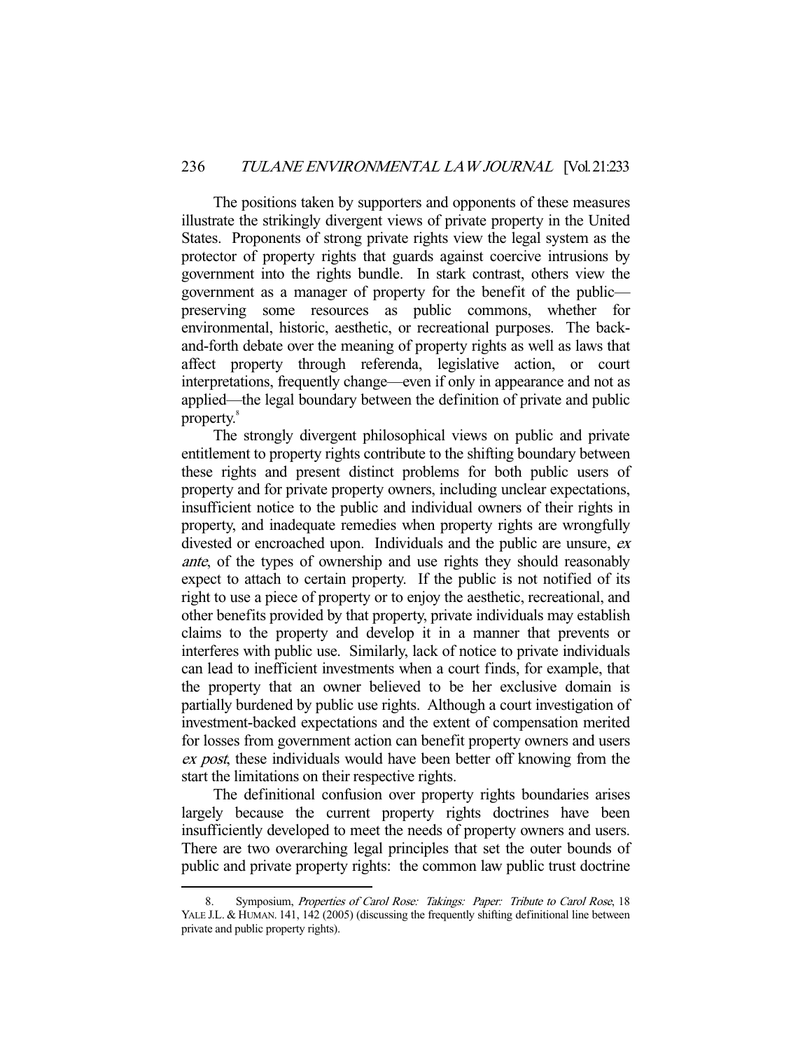The positions taken by supporters and opponents of these measures illustrate the strikingly divergent views of private property in the United States. Proponents of strong private rights view the legal system as the protector of property rights that guards against coercive intrusions by government into the rights bundle. In stark contrast, others view the government as a manager of property for the benefit of the public—preserving some resources as public commons, whether for environmental, historic, aesthetic, or recreational purposes. The back-and-forth debate over the meaning of property rights as well as laws that affect property through referenda, legislative action, or court interpretations, frequently change—even if only in appearance and not as applied—the legal boundary between the definition of private and public property.[8]

The strongly divergent philosophical views on public and private entitlement to property rights contribute to the shifting boundary between these rights and present distinct problems for both public users of property and for private property owners, including unclear expectations, insufficient notice to the public and individual owners of their rights in property, and inadequate remedies when property rights are wrongfully divested or encroached upon. Individuals and the public are unsure, *ex ante*, of the types of ownership and use rights they should reasonably expect to attach to certain property. If the public is not notified of its right to use a piece of property or to enjoy the aesthetic, recreational, and other benefits provided by that property, private individuals may establish claims to the property and develop it in a manner that prevents or interferes with public use. Similarly, lack of notice to private individuals can lead to inefficient investments when a court finds, for example, that the property that an owner believed to be her exclusive domain is partially burdened by public use rights. Although a court investigation of investment-backed expectations and the extent of compensation merited for losses from government action can benefit property owners and users *ex post*, these individuals would have been better off knowing from the start the limitations on their respective rights.

The definitional confusion over property rights boundaries arises largely because the current property rights doctrines have been insufficiently developed to meet the needs of property owners and users. There are two overarching legal principles that set the outer bounds of public and private property rights: the common law public trust doctrine

---

8. Symposium, *Properties of Carol Rose: Takings: Paper: Tribute to Carol Rose*, 18 YALE J.L. & HUMAN. 141, 142 (2005) (discussing the frequently shifting definitional line between private and public property rights).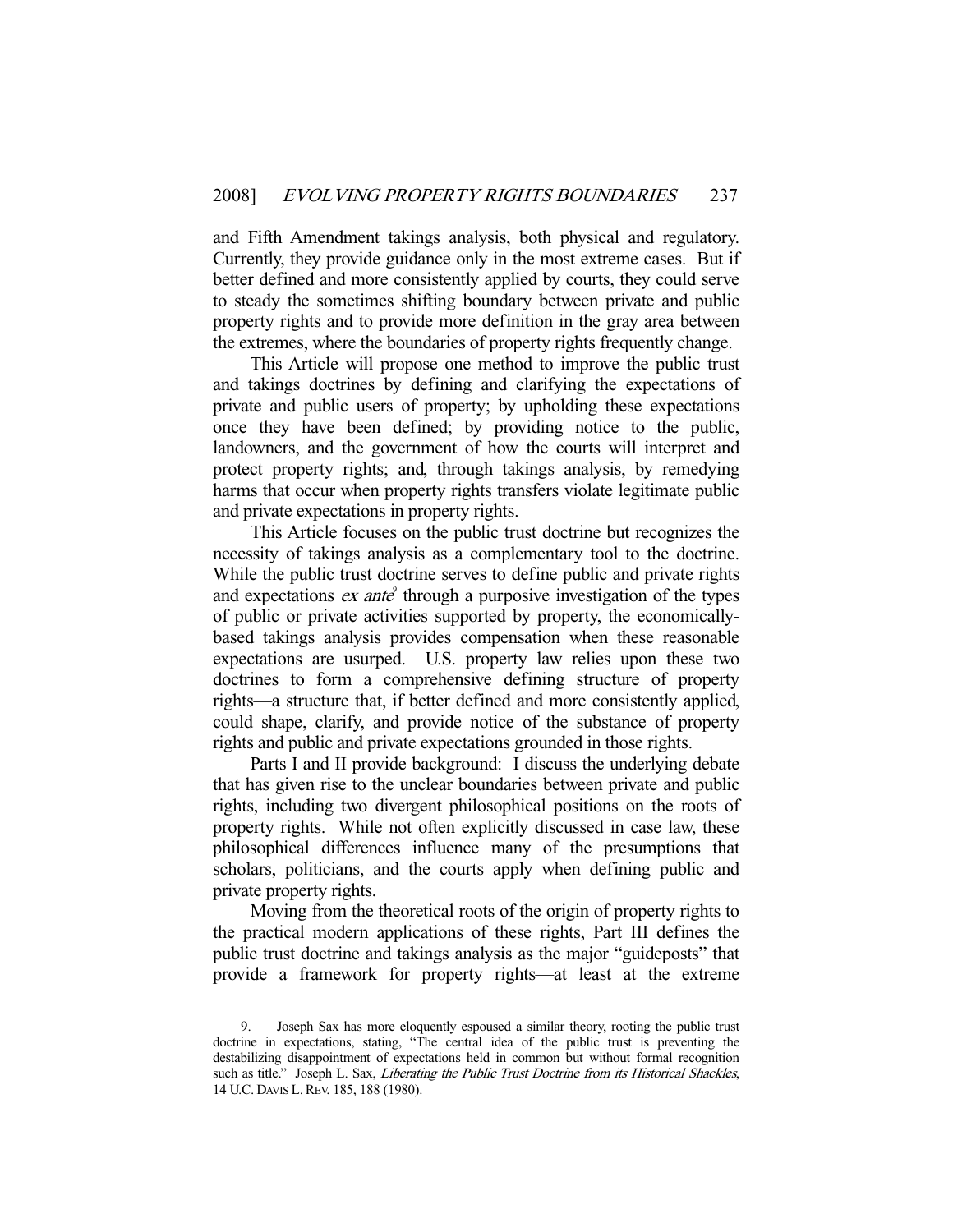and Fifth Amendment takings analysis, both physical and regulatory. Currently, they provide guidance only in the most extreme cases. But if better defined and more consistently applied by courts, they could serve to steady the sometimes shifting boundary between private and public property rights and to provide more definition in the gray area between the extremes, where the boundaries of property rights frequently change.

This Article will propose one method to improve the public trust and takings doctrines by defining and clarifying the expectations of private and public users of property; by upholding these expectations once they have been defined; by providing notice to the public, landowners, and the government of how the courts will interpret and protect property rights; and, through takings analysis, by remedying harms that occur when property rights transfers violate legitimate public and private expectations in property rights.

This Article focuses on the public trust doctrine but recognizes the necessity of takings analysis as a complementary tool to the doctrine. While the public trust doctrine serves to define public and private rights and expectations *ex ante*[9] through a purposive investigation of the types of public or private activities supported by property, the economically-based takings analysis provides compensation when these reasonable expectations are usurped. U.S. property law relies upon these two doctrines to form a comprehensive defining structure of property rights—a structure that, if better defined and more consistently applied, could shape, clarify, and provide notice of the substance of property rights and public and private expectations grounded in those rights.

Parts I and II provide background: I discuss the underlying debate that has given rise to the unclear boundaries between private and public rights, including two divergent philosophical positions on the roots of property rights. While not often explicitly discussed in case law, these philosophical differences influence many of the presumptions that scholars, politicians, and the courts apply when defining public and private property rights.

Moving from the theoretical roots of the origin of property rights to the practical modern applications of these rights, Part III defines the public trust doctrine and takings analysis as the major "guideposts" that provide a framework for property rights—at least at the extreme

---

9. Joseph Sax has more eloquently espoused a similar theory, rooting the public trust doctrine in expectations, stating, "The central idea of the public trust is preventing the destabilizing disappointment of expectations held in common but without formal recognition such as title." Joseph L. Sax, *Liberating the Public Trust Doctrine from its Historical Shackles*, 14 U.C. DAVIS L. REV. 185, 188 (1980).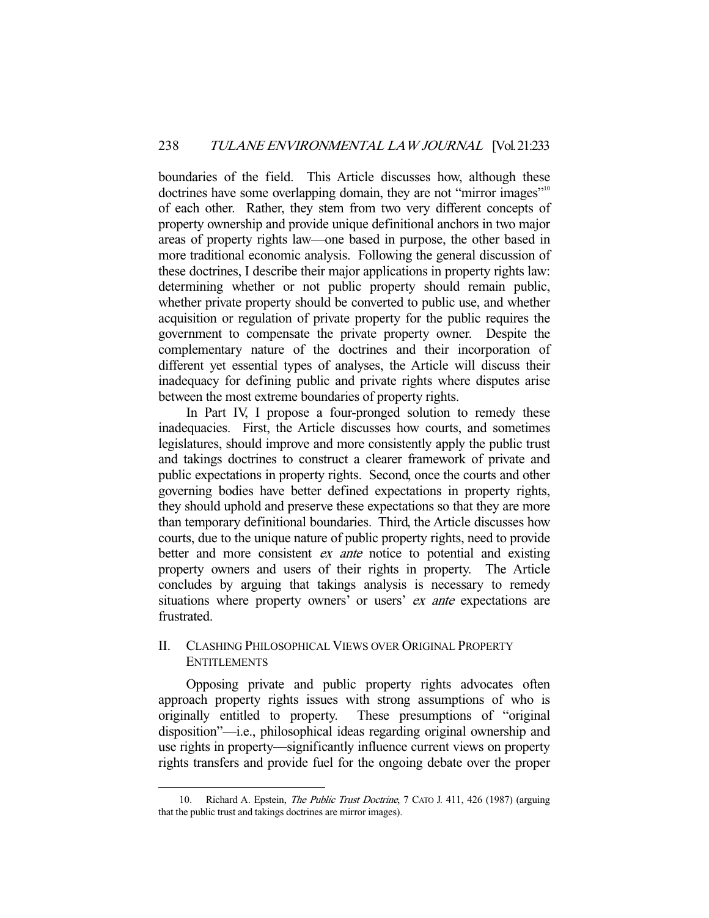boundaries of the field. This Article discusses how, although these doctrines have some overlapping domain, they are not "mirror images"[10] of each other. Rather, they stem from two very different concepts of property ownership and provide unique definitional anchors in two major areas of property rights law—one based in purpose, the other based in more traditional economic analysis. Following the general discussion of these doctrines, I describe their major applications in property rights law: determining whether or not public property should remain public, whether private property should be converted to public use, and whether acquisition or regulation of private property for the public requires the government to compensate the private property owner. Despite the complementary nature of the doctrines and their incorporation of different yet essential types of analyses, the Article will discuss their inadequacy for defining public and private rights where disputes arise between the most extreme boundaries of property rights.

In Part IV, I propose a four-pronged solution to remedy these inadequacies. First, the Article discusses how courts, and sometimes legislatures, should improve and more consistently apply the public trust and takings doctrines to construct a clearer framework of private and public expectations in property rights. Second, once the courts and other governing bodies have better defined expectations in property rights, they should uphold and preserve these expectations so that they are more than temporary definitional boundaries. Third, the Article discusses how courts, due to the unique nature of public property rights, need to provide better and more consistent *ex ante* notice to potential and existing property owners and users of their rights in property. The Article concludes by arguing that takings analysis is necessary to remedy situations where property owners' or users' *ex ante* expectations are frustrated.

## II. Clashing Philosophical Views over Original Property Entitlements

Opposing private and public property rights advocates often approach property rights issues with strong assumptions of who is originally entitled to property. These presumptions of "original disposition"—i.e., philosophical ideas regarding original ownership and use rights in property—significantly influence current views on property rights transfers and provide fuel for the ongoing debate over the proper

---

10. Richard A. Epstein, *The Public Trust Doctrine*, 7 CATO J. 411, 426 (1987) (arguing that the public trust and takings doctrines are mirror images).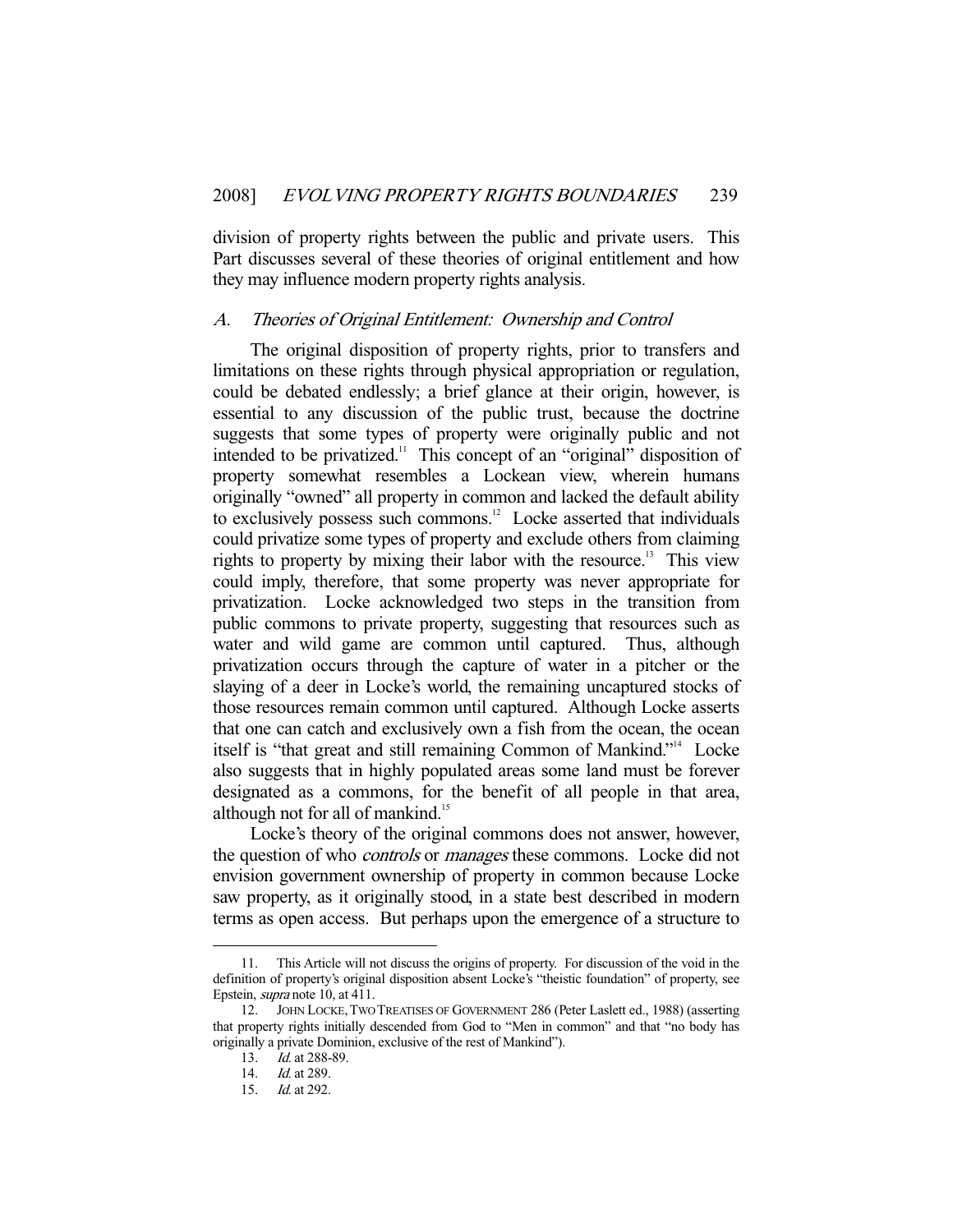division of property rights between the public and private users. This Part discusses several of these theories of original entitlement and how they may influence modern property rights analysis.

### *A. Theories of Original Entitlement: Ownership and Control*

The original disposition of property rights, prior to transfers and limitations on these rights through physical appropriation or regulation, could be debated endlessly; a brief glance at their origin, however, is essential to any discussion of the public trust, because the doctrine suggests that some types of property were originally public and not intended to be privatized.[11] This concept of an "original" disposition of property somewhat resembles a Lockean view, wherein humans originally "owned" all property in common and lacked the default ability to exclusively possess such commons.[12] Locke asserted that individuals could privatize some types of property and exclude others from claiming rights to property by mixing their labor with the resource.[13] This view could imply, therefore, that some property was never appropriate for privatization. Locke acknowledged two steps in the transition from public commons to private property, suggesting that resources such as water and wild game are common until captured. Thus, although privatization occurs through the capture of water in a pitcher or the slaying of a deer in Locke's world, the remaining uncaptured stocks of those resources remain common until captured. Although Locke asserts that one can catch and exclusively own a fish from the ocean, the ocean itself is "that great and still remaining Common of Mankind."[14] Locke also suggests that in highly populated areas some land must be forever designated as a commons, for the benefit of all people in that area, although not for all of mankind.[15]

Locke's theory of the original commons does not answer, however, the question of who *controls* or *manages* these commons. Locke did not envision government ownership of property in common because Locke saw property, as it originally stood, in a state best described in modern terms as open access. But perhaps upon the emergence of a structure to

---

11. This Article will not discuss the origins of property. For discussion of the void in the definition of property's original disposition absent Locke's "theistic foundation" of property, see Epstein, *supra* note 10, at 411.

12. JOHN LOCKE, TWO TREATISES OF GOVERNMENT 286 (Peter Laslett ed., 1988) (asserting that property rights initially descended from God to "Men in common" and that "no body has originally a private Dominion, exclusive of the rest of Mankind").

13. *Id.* at 288-89.

14. *Id.* at 289.

15. *Id.* at 292.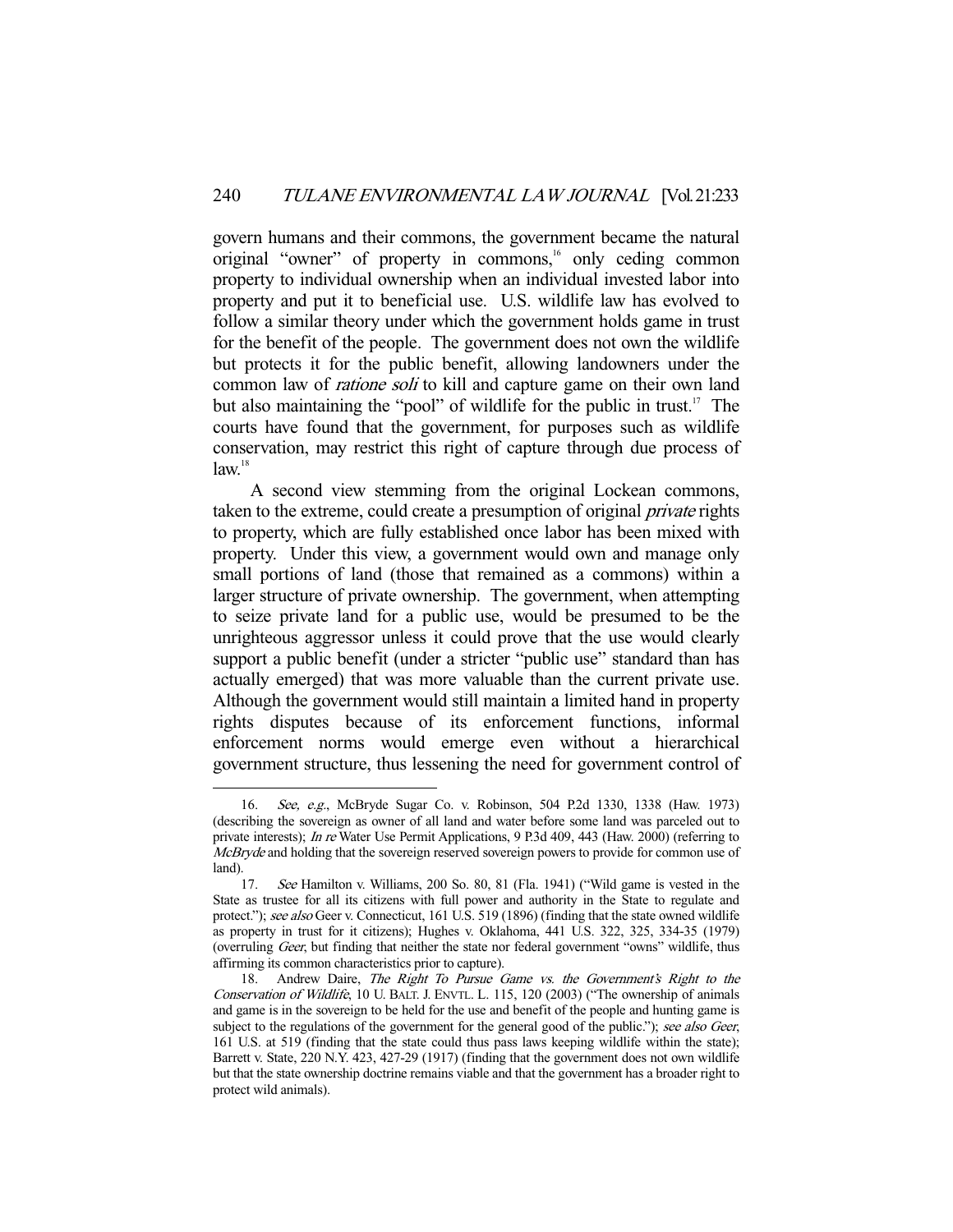govern humans and their commons, the government became the natural original "owner" of property in commons,[16] only ceding common property to individual ownership when an individual invested labor into property and put it to beneficial use. U.S. wildlife law has evolved to follow a similar theory under which the government holds game in trust for the benefit of the people. The government does not own the wildlife but protects it for the public benefit, allowing landowners under the common law of *ratione soli* to kill and capture game on their own land but also maintaining the "pool" of wildlife for the public in trust.[17] The courts have found that the government, for purposes such as wildlife conservation, may restrict this right of capture through due process of law.[18]

A second view stemming from the original Lockean commons, taken to the extreme, could create a presumption of original *private* rights to property, which are fully established once labor has been mixed with property. Under this view, a government would own and manage only small portions of land (those that remained as a commons) within a larger structure of private ownership. The government, when attempting to seize private land for a public use, would be presumed to be the unrighteous aggressor unless it could prove that the use would clearly support a public benefit (under a stricter "public use" standard than has actually emerged) that was more valuable than the current private use. Although the government would still maintain a limited hand in property rights disputes because of its enforcement functions, informal enforcement norms would emerge even without a hierarchical government structure, thus lessening the need for government control of

---

16. *See, e.g.*, McBryde Sugar Co. v. Robinson, 504 P.2d 1330, 1338 (Haw. 1973) (describing the sovereign as owner of all land and water before some land was parceled out to private interests); *In re* Water Use Permit Applications, 9 P.3d 409, 443 (Haw. 2000) (referring to *McBryde* and holding that the sovereign reserved sovereign powers to provide for common use of land).

17. *See* Hamilton v. Williams, 200 So. 80, 81 (Fla. 1941) ("Wild game is vested in the State as trustee for all its citizens with full power and authority in the State to regulate and protect."); *see also* Geer v. Connecticut, 161 U.S. 519 (1896) (finding that the state owned wildlife as property in trust for it citizens); Hughes v. Oklahoma, 441 U.S. 322, 325, 334-35 (1979) (overruling *Geer*, but finding that neither the state nor federal government "owns" wildlife, thus affirming its common characteristics prior to capture).

18. Andrew Daire, *The Right To Pursue Game vs. the Government's Right to the Conservation of Wildlife*, 10 U. BALT. J. ENVTL. L. 115, 120 (2003) ("The ownership of animals and game is in the sovereign to be held for the use and benefit of the people and hunting game is subject to the regulations of the government for the general good of the public."); *see also Geer*, 161 U.S. at 519 (finding that the state could thus pass laws keeping wildlife within the state); Barrett v. State, 220 N.Y. 423, 427-29 (1917) (finding that the government does not own wildlife but that the state ownership doctrine remains viable and that the government has a broader right to protect wild animals).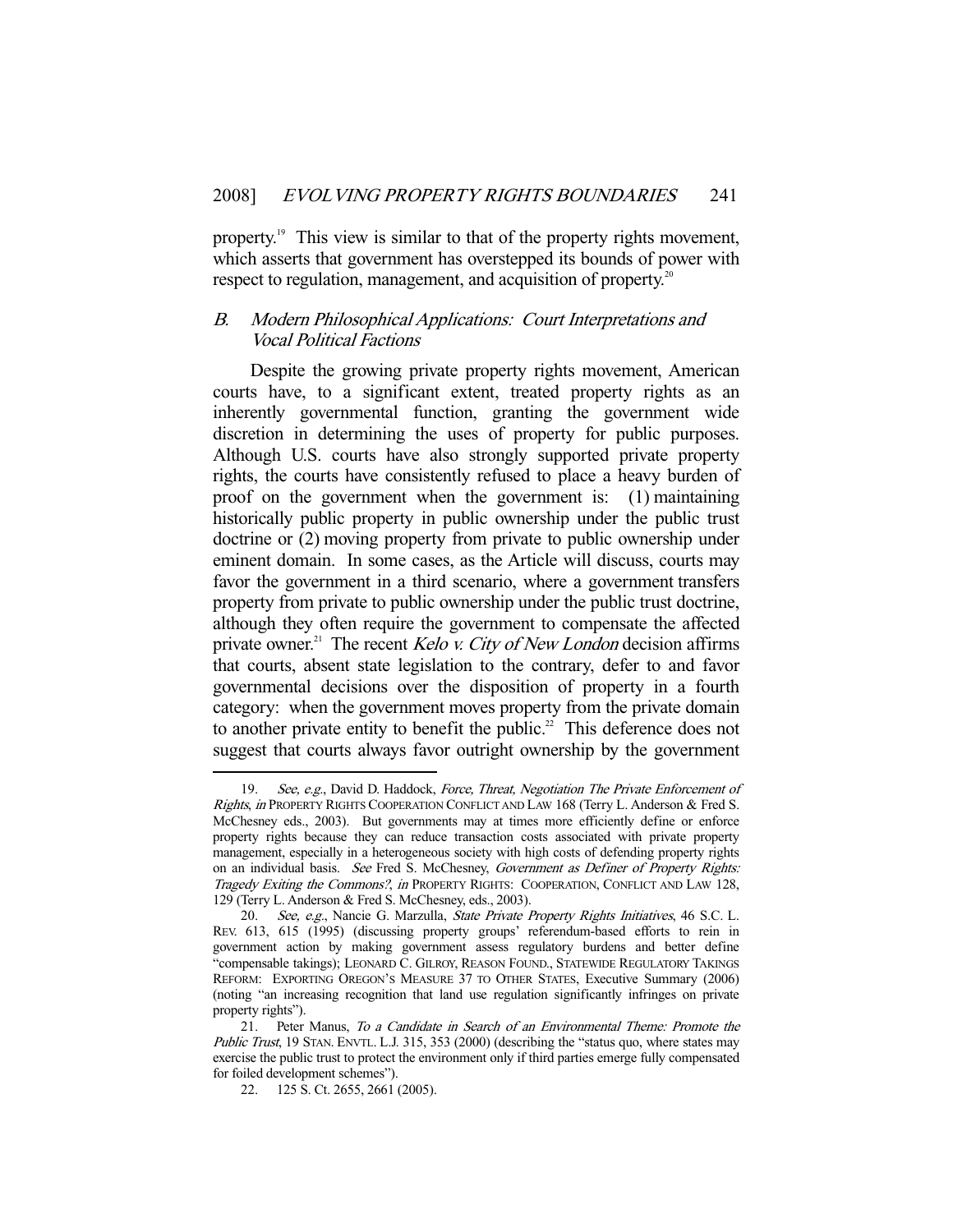property.[19] This view is similar to that of the property rights movement, which asserts that government has overstepped its bounds of power with respect to regulation, management, and acquisition of property.[20]

### *B. Modern Philosophical Applications: Court Interpretations and Vocal Political Factions*

Despite the growing private property rights movement, American courts have, to a significant extent, treated property rights as an inherently governmental function, granting the government wide discretion in determining the uses of property for public purposes. Although U.S. courts have also strongly supported private property rights, the courts have consistently refused to place a heavy burden of proof on the government when the government is: (1) maintaining historically public property in public ownership under the public trust doctrine or (2) moving property from private to public ownership under eminent domain. In some cases, as the Article will discuss, courts may favor the government in a third scenario, where a government transfers property from private to public ownership under the public trust doctrine, although they often require the government to compensate the affected private owner.[21] The recent *Kelo v. City of New London* decision affirms that courts, absent state legislation to the contrary, defer to and favor governmental decisions over the disposition of property in a fourth category: when the government moves property from the private domain to another private entity to benefit the public.[22] This deference does not suggest that courts always favor outright ownership by the government

---

19. *See, e.g.*, David D. Haddock, *Force, Threat, Negotiation The Private Enforcement of Rights*, *in* PROPERTY RIGHTS COOPERATION CONFLICT AND LAW 168 (Terry L. Anderson & Fred S. McChesney eds., 2003). But governments may at times more efficiently define or enforce property rights because they can reduce transaction costs associated with private property management, especially in a heterogeneous society with high costs of defending property rights on an individual basis. *See* Fred S. McChesney, *Government as Definer of Property Rights: Tragedy Exiting the Commons?*, *in* PROPERTY RIGHTS: COOPERATION, CONFLICT AND LAW 128, 129 (Terry L. Anderson & Fred S. McChesney, eds., 2003).

20. *See, e.g.*, Nancie G. Marzulla, *State Private Property Rights Initiatives*, 46 S.C. L. REV. 613, 615 (1995) (discussing property groups' referendum-based efforts to rein in government action by making government assess regulatory burdens and better define "compensable takings); LEONARD C. GILROY, REASON FOUND., STATEWIDE REGULATORY TAKINGS REFORM: EXPORTING OREGON'S MEASURE 37 TO OTHER STATES, Executive Summary (2006) (noting "an increasing recognition that land use regulation significantly infringes on private property rights").

21. Peter Manus, *To a Candidate in Search of an Environmental Theme: Promote the Public Trust*, 19 STAN. ENVTL. L.J. 315, 353 (2000) (describing the "status quo, where states may exercise the public trust to protect the environment only if third parties emerge fully compensated for foiled development schemes").

22. 125 S. Ct. 2655, 2661 (2005).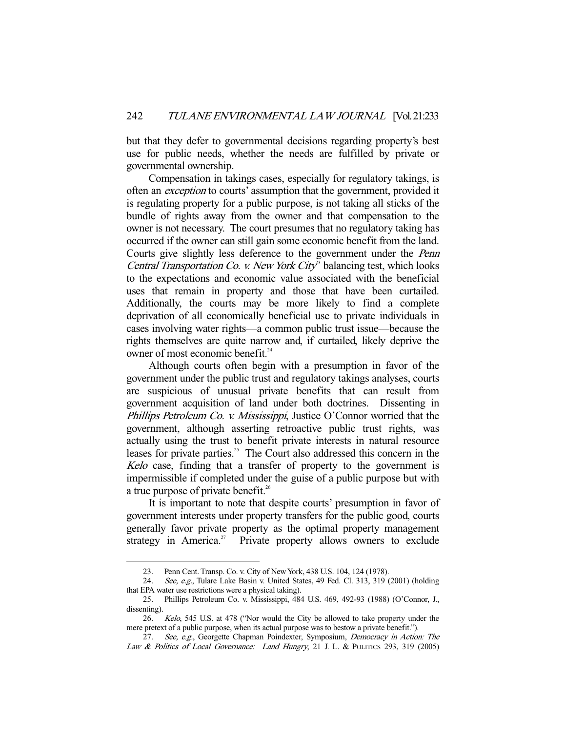but that they defer to governmental decisions regarding property's best use for public needs, whether the needs are fulfilled by private or governmental ownership.

Compensation in takings cases, especially for regulatory takings, is often an *exception* to courts' assumption that the government, provided it is regulating property for a public purpose, is not taking all sticks of the bundle of rights away from the owner and that compensation to the owner is not necessary. The court presumes that no regulatory taking has occurred if the owner can still gain some economic benefit from the land. Courts give slightly less deference to the government under the *Penn Central Transportation Co. v. New York City*[23] balancing test, which looks to the expectations and economic value associated with the beneficial uses that remain in property and those that have been curtailed. Additionally, the courts may be more likely to find a complete deprivation of all economically beneficial use to private individuals in cases involving water rights—a common public trust issue—because the rights themselves are quite narrow and, if curtailed, likely deprive the owner of most economic benefit.[24]

Although courts often begin with a presumption in favor of the government under the public trust and regulatory takings analyses, courts are suspicious of unusual private benefits that can result from government acquisition of land under both doctrines. Dissenting in *Phillips Petroleum Co. v. Mississippi*, Justice O'Connor worried that the government, although asserting retroactive public trust rights, was actually using the trust to benefit private interests in natural resource leases for private parties.[25] The Court also addressed this concern in the *Kelo* case, finding that a transfer of property to the government is impermissible if completed under the guise of a public purpose but with a true purpose of private benefit.[26]

It is important to note that despite courts' presumption in favor of government interests under property transfers for the public good, courts generally favor private property as the optimal property management strategy in America.[27] Private property allows owners to exclude

---

23. Penn Cent. Transp. Co. v. City of New York, 438 U.S. 104, 124 (1978).

24. *See, e.g.*, Tulare Lake Basin v. United States, 49 Fed. Cl. 313, 319 (2001) (holding that EPA water use restrictions were a physical taking).

25. Phillips Petroleum Co. v. Mississippi, 484 U.S. 469, 492-93 (1988) (O'Connor, J., dissenting).

26. *Kelo*, 545 U.S. at 478 ("Nor would the City be allowed to take property under the mere pretext of a public purpose, when its actual purpose was to bestow a private benefit.").

27. *See, e.g.*, Georgette Chapman Poindexter, Symposium, *Democracy in Action: The Law & Politics of Local Governance: Land Hungry*, 21 J. L. & POLITICS 293, 319 (2005)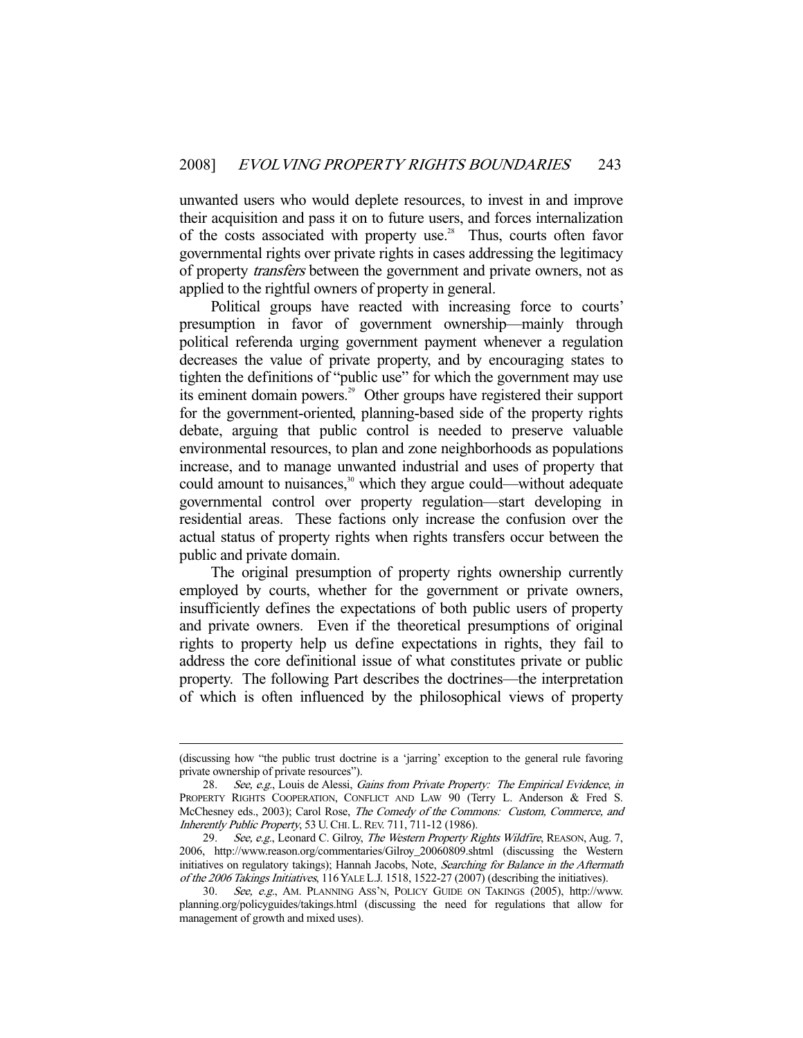unwanted users who would deplete resources, to invest in and improve their acquisition and pass it on to future users, and forces internalization of the costs associated with property use.[28] Thus, courts often favor governmental rights over private rights in cases addressing the legitimacy of property *transfers* between the government and private owners, not as applied to the rightful owners of property in general.

Political groups have reacted with increasing force to courts' presumption in favor of government ownership—mainly through political referenda urging government payment whenever a regulation decreases the value of private property, and by encouraging states to tighten the definitions of "public use" for which the government may use its eminent domain powers.[29] Other groups have registered their support for the government-oriented, planning-based side of the property rights debate, arguing that public control is needed to preserve valuable environmental resources, to plan and zone neighborhoods as populations increase, and to manage unwanted industrial and uses of property that could amount to nuisances,[30] which they argue could—without adequate governmental control over property regulation—start developing in residential areas. These factions only increase the confusion over the actual status of property rights when rights transfers occur between the public and private domain.

The original presumption of property rights ownership currently employed by courts, whether for the government or private owners, insufficiently defines the expectations of both public users of property and private owners. Even if the theoretical presumptions of original rights to property help us define expectations in rights, they fail to address the core definitional issue of what constitutes private or public property. The following Part describes the doctrines—the interpretation of which is often influenced by the philosophical views of property

---

(discussing how "the public trust doctrine is a 'jarring' exception to the general rule favoring private ownership of private resources").

28. *See, e.g.*, Louis de Alessi, *Gains from Private Property: The Empirical Evidence*, *in* PROPERTY RIGHTS COOPERATION, CONFLICT AND LAW 90 (Terry L. Anderson & Fred S. McChesney eds., 2003); Carol Rose, *The Comedy of the Commons: Custom, Commerce, and Inherently Public Property*, 53 U. CHI. L. REV. 711, 711-12 (1986).

29. *See, e.g.*, Leonard C. Gilroy, *The Western Property Rights Wildfire*, REASON, Aug. 7, 2006, http://www.reason.org/commentaries/Gilroy_20060809.shtml (discussing the Western initiatives on regulatory takings); Hannah Jacobs, Note, *Searching for Balance in the Aftermath of the 2006 Takings Initiatives*, 116 YALE L.J. 1518, 1522-27 (2007) (describing the initiatives).

30. *See, e.g.*, AM. PLANNING ASS'N, POLICY GUIDE ON TAKINGS (2005), http://www.planning.org/policyguides/takings.html (discussing the need for regulations that allow for management of growth and mixed uses).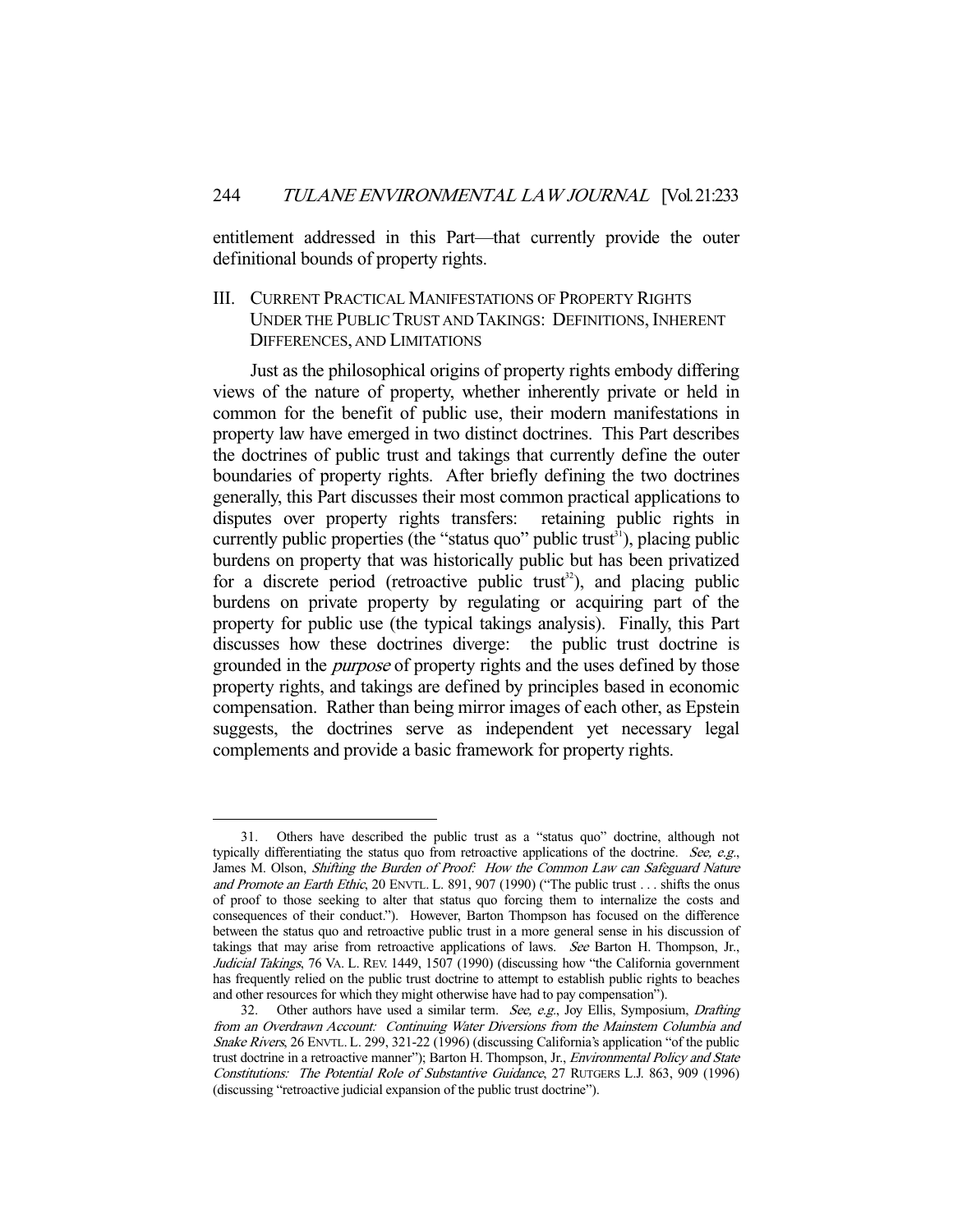entitlement addressed in this Part—that currently provide the outer definitional bounds of property rights.

## III. Current Practical Manifestations of Property Rights Under the Public Trust and Takings: Definitions, Inherent Differences, and Limitations

Just as the philosophical origins of property rights embody differing views of the nature of property, whether inherently private or held in common for the benefit of public use, their modern manifestations in property law have emerged in two distinct doctrines. This Part describes the doctrines of public trust and takings that currently define the outer boundaries of property rights. After briefly defining the two doctrines generally, this Part discusses their most common practical applications to disputes over property rights transfers: retaining public rights in currently public properties (the "status quo" public trust[31]), placing public burdens on property that was historically public but has been privatized for a discrete period (retroactive public trust[32]), and placing public burdens on private property by regulating or acquiring part of the property for public use (the typical takings analysis). Finally, this Part discusses how these doctrines diverge: the public trust doctrine is grounded in the *purpose* of property rights and the uses defined by those property rights, and takings are defined by principles based in economic compensation. Rather than being mirror images of each other, as Epstein suggests, the doctrines serve as independent yet necessary legal complements and provide a basic framework for property rights.

---

31. Others have described the public trust as a "status quo" doctrine, although not typically differentiating the status quo from retroactive applications of the doctrine. *See, e.g.*, James M. Olson, *Shifting the Burden of Proof: How the Common Law can Safeguard Nature and Promote an Earth Ethic*, 20 ENVTL. L. 891, 907 (1990) ("The public trust . . . shifts the onus of proof to those seeking to alter that status quo forcing them to internalize the costs and consequences of their conduct."). However, Barton Thompson has focused on the difference between the status quo and retroactive public trust in a more general sense in his discussion of takings that may arise from retroactive applications of laws. *See* Barton H. Thompson, Jr., *Judicial Takings*, 76 VA. L. REV. 1449, 1507 (1990) (discussing how "the California government has frequently relied on the public trust doctrine to attempt to establish public rights to beaches and other resources for which they might otherwise have had to pay compensation").

32. Other authors have used a similar term. *See, e.g.*, Joy Ellis, Symposium, *Drafting from an Overdrawn Account: Continuing Water Diversions from the Mainstem Columbia and Snake Rivers*, 26 ENVTL. L. 299, 321-22 (1996) (discussing California's application "of the public trust doctrine in a retroactive manner"); Barton H. Thompson, Jr., *Environmental Policy and State Constitutions: The Potential Role of Substantive Guidance*, 27 RUTGERS L.J. 863, 909 (1996) (discussing "retroactive judicial expansion of the public trust doctrine").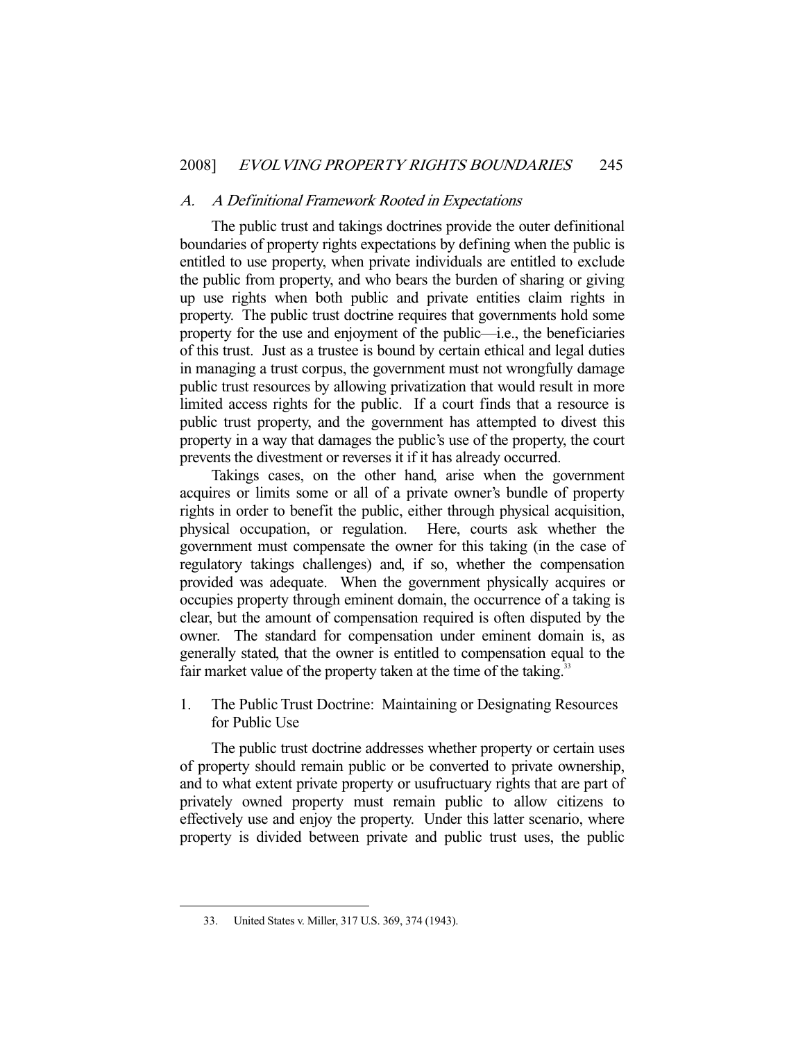### *A. A Definitional Framework Rooted in Expectations*

The public trust and takings doctrines provide the outer definitional boundaries of property rights expectations by defining when the public is entitled to use property, when private individuals are entitled to exclude the public from property, and who bears the burden of sharing or giving up use rights when both public and private entities claim rights in property. The public trust doctrine requires that governments hold some property for the use and enjoyment of the public—i.e., the beneficiaries of this trust. Just as a trustee is bound by certain ethical and legal duties in managing a trust corpus, the government must not wrongfully damage public trust resources by allowing privatization that would result in more limited access rights for the public. If a court finds that a resource is public trust property, and the government has attempted to divest this property in a way that damages the public's use of the property, the court prevents the divestment or reverses it if it has already occurred.

Takings cases, on the other hand, arise when the government acquires or limits some or all of a private owner's bundle of property rights in order to benefit the public, either through physical acquisition, physical occupation, or regulation. Here, courts ask whether the government must compensate the owner for this taking (in the case of regulatory takings challenges) and, if so, whether the compensation provided was adequate. When the government physically acquires or occupies property through eminent domain, the occurrence of a taking is clear, but the amount of compensation required is often disputed by the owner. The standard for compensation under eminent domain is, as generally stated, that the owner is entitled to compensation equal to the fair market value of the property taken at the time of the taking.[33]

#### 1. The Public Trust Doctrine: Maintaining or Designating Resources for Public Use

The public trust doctrine addresses whether property or certain uses of property should remain public or be converted to private ownership, and to what extent private property or usufructuary rights that are part of privately owned property must remain public to allow citizens to effectively use and enjoy the property. Under this latter scenario, where property is divided between private and public trust uses, the public

---

33. United States v. Miller, 317 U.S. 369, 374 (1943).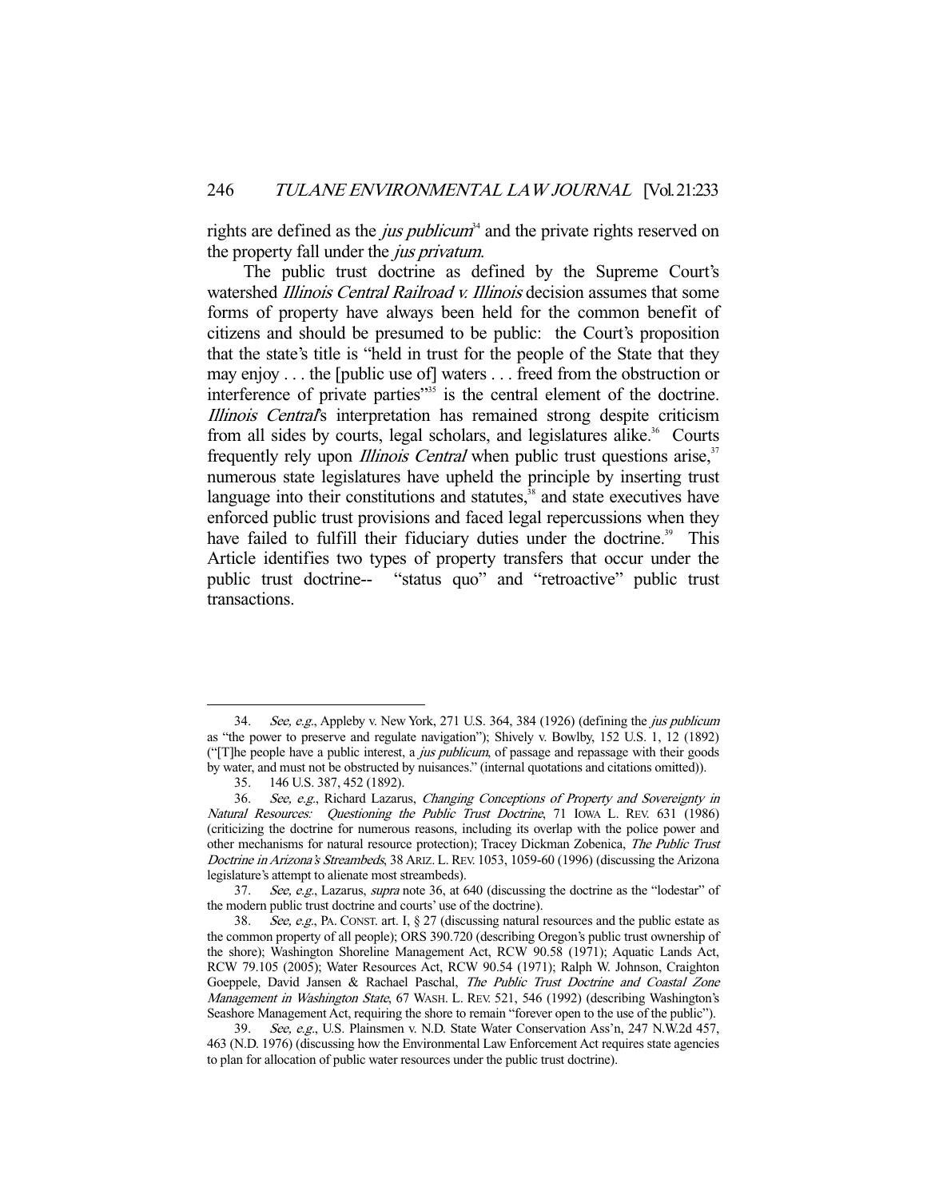rights are defined as the *jus publicum*[34] and the private rights reserved on the property fall under the *jus privatum*.

The public trust doctrine as defined by the Supreme Court's watershed *Illinois Central Railroad v. Illinois* decision assumes that some forms of property have always been held for the common benefit of citizens and should be presumed to be public: the Court's proposition that the state's title is "held in trust for the people of the State that they may enjoy . . . the [public use of] waters . . . freed from the obstruction or interference of private parties"[35] is the central element of the doctrine. *Illinois Central*'s interpretation has remained strong despite criticism from all sides by courts, legal scholars, and legislatures alike.[36] Courts frequently rely upon *Illinois Central* when public trust questions arise,[37] numerous state legislatures have upheld the principle by inserting trust language into their constitutions and statutes,[38] and state executives have enforced public trust provisions and faced legal repercussions when they have failed to fulfill their fiduciary duties under the doctrine.[39] This Article identifies two types of property transfers that occur under the public trust doctrine-- "status quo" and "retroactive" public trust transactions.

---

34. *See, e.g.*, Appleby v. New York, 271 U.S. 364, 384 (1926) (defining the *jus publicum* as "the power to preserve and regulate navigation"); Shively v. Bowlby, 152 U.S. 1, 12 (1892) ("[T]he people have a public interest, a *jus publicum*, of passage and repassage with their goods by water, and must not be obstructed by nuisances." (internal quotations and citations omitted)).

35. 146 U.S. 387, 452 (1892).

36. *See, e.g.*, Richard Lazarus, *Changing Conceptions of Property and Sovereignty in Natural Resources: Questioning the Public Trust Doctrine*, 71 IOWA L. REV. 631 (1986) (criticizing the doctrine for numerous reasons, including its overlap with the police power and other mechanisms for natural resource protection); Tracey Dickman Zobenica, *The Public Trust Doctrine in Arizona's Streambeds*, 38 ARIZ. L. REV. 1053, 1059-60 (1996) (discussing the Arizona legislature's attempt to alienate most streambeds).

37. *See, e.g.*, Lazarus, *supra* note 36, at 640 (discussing the doctrine as the "lodestar" of the modern public trust doctrine and courts' use of the doctrine).

38. *See, e.g.*, PA. CONST. art. I, § 27 (discussing natural resources and the public estate as the common property of all people); ORS 390.720 (describing Oregon's public trust ownership of the shore); Washington Shoreline Management Act, RCW 90.58 (1971); Aquatic Lands Act, RCW 79.105 (2005); Water Resources Act, RCW 90.54 (1971); Ralph W. Johnson, Craighton Goeppele, David Jansen & Rachael Paschal, *The Public Trust Doctrine and Coastal Zone Management in Washington State*, 67 WASH. L. REV. 521, 546 (1992) (describing Washington's Seashore Management Act, requiring the shore to remain "forever open to the use of the public").

39. *See, e.g.*, U.S. Plainsmen v. N.D. State Water Conservation Ass'n, 247 N.W.2d 457, 463 (N.D. 1976) (discussing how the Environmental Law Enforcement Act requires state agencies to plan for allocation of public water resources under the public trust doctrine).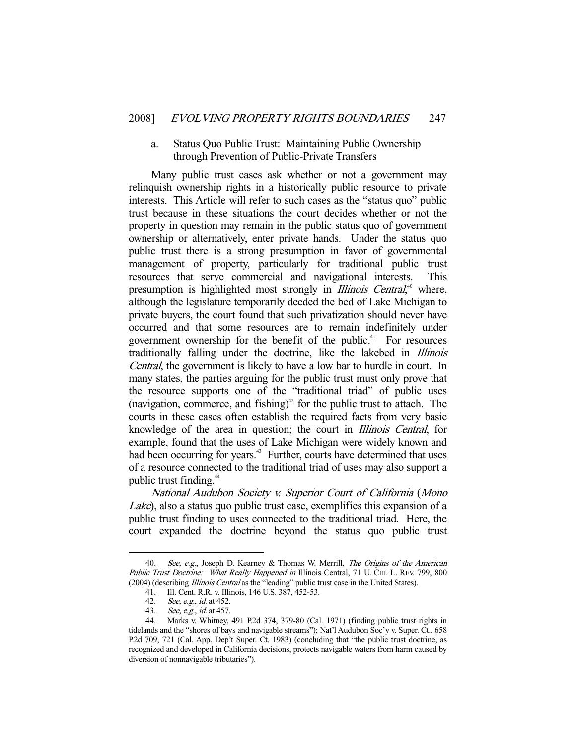### a. Status Quo Public Trust: Maintaining Public Ownership through Prevention of Public-Private Transfers

Many public trust cases ask whether or not a government may relinquish ownership rights in a historically public resource to private interests. This Article will refer to such cases as the "status quo" public trust because in these situations the court decides whether or not the property in question may remain in the public status quo of government ownership or alternatively, enter private hands. Under the status quo public trust there is a strong presumption in favor of governmental management of property, particularly for traditional public trust resources that serve commercial and navigational interests. This presumption is highlighted most strongly in *Illinois Central*,[40] where, although the legislature temporarily deeded the bed of Lake Michigan to private buyers, the court found that such privatization should never have occurred and that some resources are to remain indefinitely under government ownership for the benefit of the public.[41] For resources traditionally falling under the doctrine, like the lakebed in *Illinois Central*, the government is likely to have a low bar to hurdle in court. In many states, the parties arguing for the public trust must only prove that the resource supports one of the "traditional triad" of public uses (navigation, commerce, and fishing)[42] for the public trust to attach. The courts in these cases often establish the required facts from very basic knowledge of the area in question; the court in *Illinois Central*, for example, found that the uses of Lake Michigan were widely known and had been occurring for years.[43] Further, courts have determined that uses of a resource connected to the traditional triad of uses may also support a public trust finding.[44]

*National Audubon Society v. Superior Court of California* (*Mono Lake*), also a status quo public trust case, exemplifies this expansion of a public trust finding to uses connected to the traditional triad. Here, the court expanded the doctrine beyond the status quo public trust

---

40. *See, e.g.*, Joseph D. Kearney & Thomas W. Merrill, *The Origins of the American Public Trust Doctrine: What Really Happened in* Illinois Central, 71 U. CHI. L. REV. 799, 800 (2004) (describing *Illinois Central* as the "leading" public trust case in the United States).

41. Ill. Cent. R.R. v. Illinois, 146 U.S. 387, 452-53.

42. *See, e.g.*, *id.* at 452.

43. *See, e.g.*, *id.* at 457.

44. Marks v. Whitney, 491 P.2d 374, 379-80 (Cal. 1971) (finding public trust rights in tidelands and the "shores of bays and navigable streams"); Nat'l Audubon Soc'y v. Super. Ct., 658 P.2d 709, 721 (Cal. App. Dep't Super. Ct. 1983) (concluding that "the public trust doctrine, as recognized and developed in California decisions, protects navigable waters from harm caused by diversion of nonnavigable tributaries").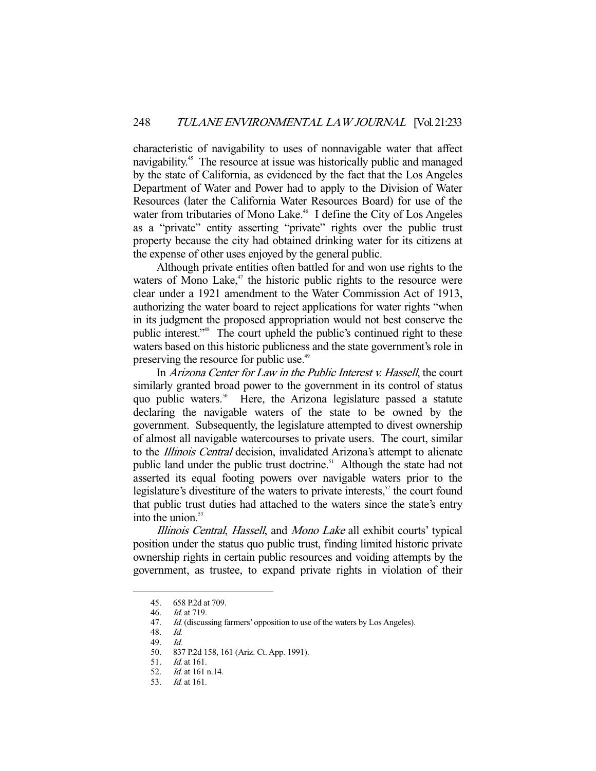characteristic of navigability to uses of nonnavigable water that affect navigability.[45] The resource at issue was historically public and managed by the state of California, as evidenced by the fact that the Los Angeles Department of Water and Power had to apply to the Division of Water Resources (later the California Water Resources Board) for use of the water from tributaries of Mono Lake.[46] I define the City of Los Angeles as a "private" entity asserting "private" rights over the public trust property because the city had obtained drinking water for its citizens at the expense of other uses enjoyed by the general public.

Although private entities often battled for and won use rights to the waters of Mono Lake,[47] the historic public rights to the resource were clear under a 1921 amendment to the Water Commission Act of 1913, authorizing the water board to reject applications for water rights "when in its judgment the proposed appropriation would not best conserve the public interest."[48] The court upheld the public's continued right to these waters based on this historic publicness and the state government's role in preserving the resource for public use.[49]

In *Arizona Center for Law in the Public Interest v. Hassell*, the court similarly granted broad power to the government in its control of status quo public waters.[50] Here, the Arizona legislature passed a statute declaring the navigable waters of the state to be owned by the government. Subsequently, the legislature attempted to divest ownership of almost all navigable watercourses to private users. The court, similar to the *Illinois Central* decision, invalidated Arizona's attempt to alienate public land under the public trust doctrine.[51] Although the state had not asserted its equal footing powers over navigable waters prior to the legislature's divestiture of the waters to private interests,[52] the court found that public trust duties had attached to the waters since the state's entry into the union.[53]

*Illinois Central*, *Hassell*, and *Mono Lake* all exhibit courts' typical position under the status quo public trust, finding limited historic private ownership rights in certain public resources and voiding attempts by the government, as trustee, to expand private rights in violation of their

---

45. 658 P.2d at 709.
46. *Id.* at 719.
47. *Id.* (discussing farmers' opposition to use of the waters by Los Angeles).
48. *Id.*
49. *Id.*
50. 837 P.2d 158, 161 (Ariz. Ct. App. 1991).
51. *Id.* at 161.
52. *Id.* at 161 n.14.
53. *Id.* at 161.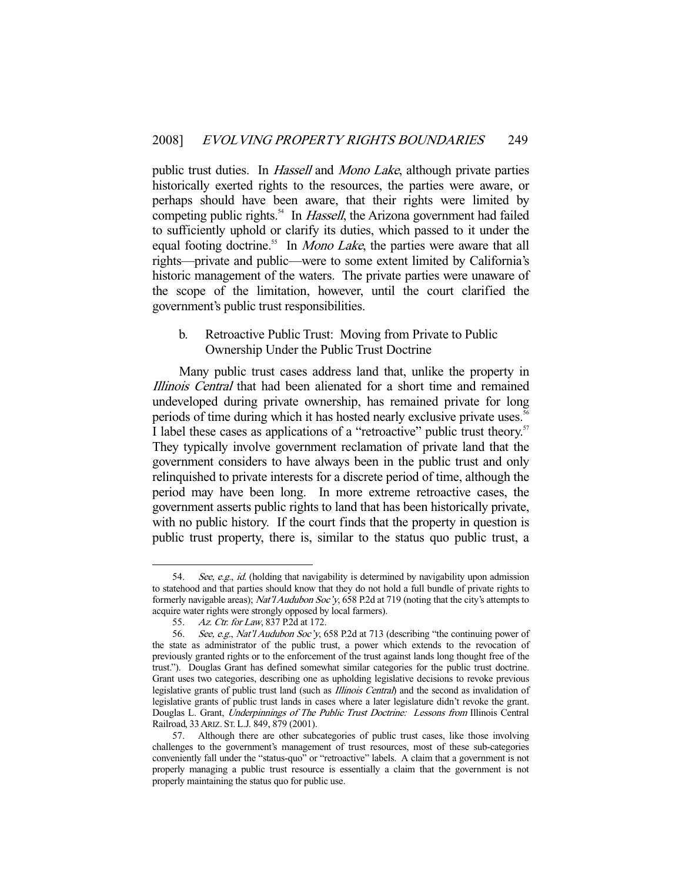public trust duties. In *Hassell* and *Mono Lake*, although private parties historically exerted rights to the resources, the parties were aware, or perhaps should have been aware, that their rights were limited by competing public rights.[54] In *Hassell*, the Arizona government had failed to sufficiently uphold or clarify its duties, which passed to it under the equal footing doctrine.[55] In *Mono Lake*, the parties were aware that all rights—private and public—were to some extent limited by California's historic management of the waters. The private parties were unaware of the scope of the limitation, however, until the court clarified the government's public trust responsibilities.

### b. Retroactive Public Trust: Moving from Private to Public Ownership Under the Public Trust Doctrine

Many public trust cases address land that, unlike the property in *Illinois Central* that had been alienated for a short time and remained undeveloped during private ownership, has remained private for long periods of time during which it has hosted nearly exclusive private uses.[56] I label these cases as applications of a "retroactive" public trust theory.[57] They typically involve government reclamation of private land that the government considers to have always been in the public trust and only relinquished to private interests for a discrete period of time, although the period may have been long. In more extreme retroactive cases, the government asserts public rights to land that has been historically private, with no public history. If the court finds that the property in question is public trust property, there is, similar to the status quo public trust, a

---

54. *See, e.g.*, *id.* (holding that navigability is determined by navigability upon admission to statehood and that parties should know that they do not hold a full bundle of private rights to formerly navigable areas); *Nat'l Audubon Soc'y*, 658 P.2d at 719 (noting that the city's attempts to acquire water rights were strongly opposed by local farmers).

55. *Az. Ctr. for Law*, 837 P.2d at 172.

56. *See, e.g.*, *Nat'l Audubon Soc'y*, 658 P.2d at 713 (describing "the continuing power of the state as administrator of the public trust, a power which extends to the revocation of previously granted rights or to the enforcement of the trust against lands long thought free of the trust."). Douglas Grant has defined somewhat similar categories for the public trust doctrine. Grant uses two categories, describing one as upholding legislative decisions to revoke previous legislative grants of public trust land (such as *Illinois Central*) and the second as invalidation of legislative grants of public trust lands in cases where a later legislature didn't revoke the grant. Douglas L. Grant, *Underpinnings of The Public Trust Doctrine: Lessons from* Illinois Central Railroad, 33 ARIZ. ST. L.J. 849, 879 (2001).

57. Although there are other subcategories of public trust cases, like those involving challenges to the government's management of trust resources, most of these sub-categories conveniently fall under the "status-quo" or "retroactive" labels. A claim that a government is not properly managing a public trust resource is essentially a claim that the government is not properly maintaining the status quo for public use.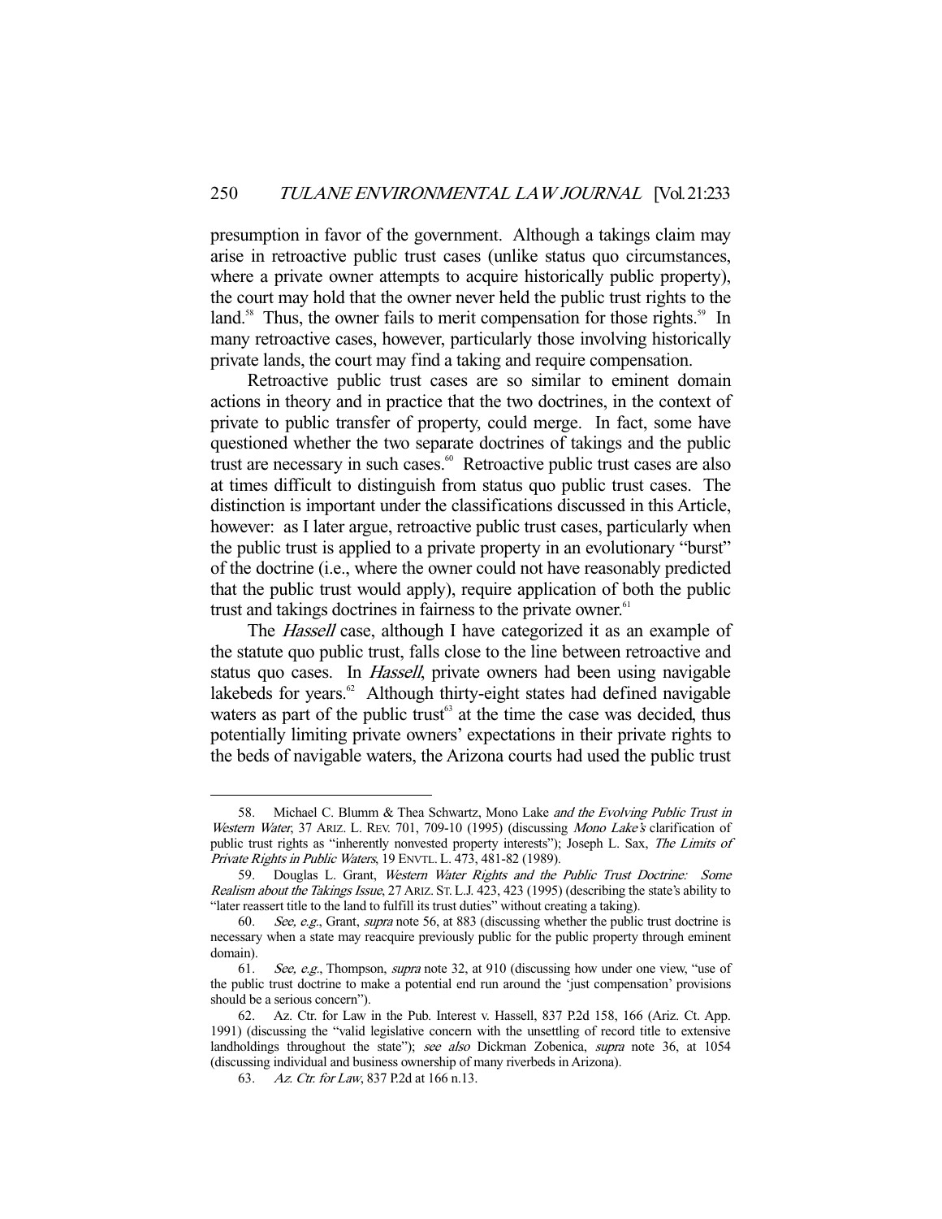presumption in favor of the government. Although a takings claim may arise in retroactive public trust cases (unlike status quo circumstances, where a private owner attempts to acquire historically public property), the court may hold that the owner never held the public trust rights to the land.[58] Thus, the owner fails to merit compensation for those rights.[59] In many retroactive cases, however, particularly those involving historically private lands, the court may find a taking and require compensation.

Retroactive public trust cases are so similar to eminent domain actions in theory and in practice that the two doctrines, in the context of private to public transfer of property, could merge. In fact, some have questioned whether the two separate doctrines of takings and the public trust are necessary in such cases.[60] Retroactive public trust cases are also at times difficult to distinguish from status quo public trust cases. The distinction is important under the classifications discussed in this Article, however: as I later argue, retroactive public trust cases, particularly when the public trust is applied to a private property in an evolutionary "burst" of the doctrine (i.e., where the owner could not have reasonably predicted that the public trust would apply), require application of both the public trust and takings doctrines in fairness to the private owner.[61]

The *Hassell* case, although I have categorized it as an example of the statute quo public trust, falls close to the line between retroactive and status quo cases. In *Hassell*, private owners had been using navigable lakebeds for years.[62] Although thirty-eight states had defined navigable waters as part of the public trust[63] at the time the case was decided, thus potentially limiting private owners' expectations in their private rights to the beds of navigable waters, the Arizona courts had used the public trust

---

58. Michael C. Blumm & Thea Schwartz, *Mono Lake and the Evolving Public Trust in Western Water*, 37 ARIZ. L. REV. 701, 709-10 (1995) (discussing *Mono Lake's* clarification of public trust rights as "inherently nonvested property interests"); Joseph L. Sax, *The Limits of Private Rights in Public Waters*, 19 ENVTL. L. 473, 481-82 (1989).

59. Douglas L. Grant, *Western Water Rights and the Public Trust Doctrine: Some Realism about the Takings Issue*, 27 ARIZ. ST. L.J. 423, 423 (1995) (describing the state's ability to "later reassert title to the land to fulfill its trust duties" without creating a taking).

60. *See, e.g.*, Grant, *supra* note 56, at 883 (discussing whether the public trust doctrine is necessary when a state may reacquire previously public for the public property through eminent domain).

61. *See, e.g.*, Thompson, *supra* note 32, at 910 (discussing how under one view, "use of the public trust doctrine to make a potential end run around the 'just compensation' provisions should be a serious concern").

62. Az. Ctr. for Law in the Pub. Interest v. Hassell, 837 P.2d 158, 166 (Ariz. Ct. App. 1991) (discussing the "valid legislative concern with the unsettling of record title to extensive landholdings throughout the state"); *see also* Dickman Zobenica, *supra* note 36, at 1054 (discussing individual and business ownership of many riverbeds in Arizona).

63. *Az. Ctr. for Law*, 837 P.2d at 166 n.13.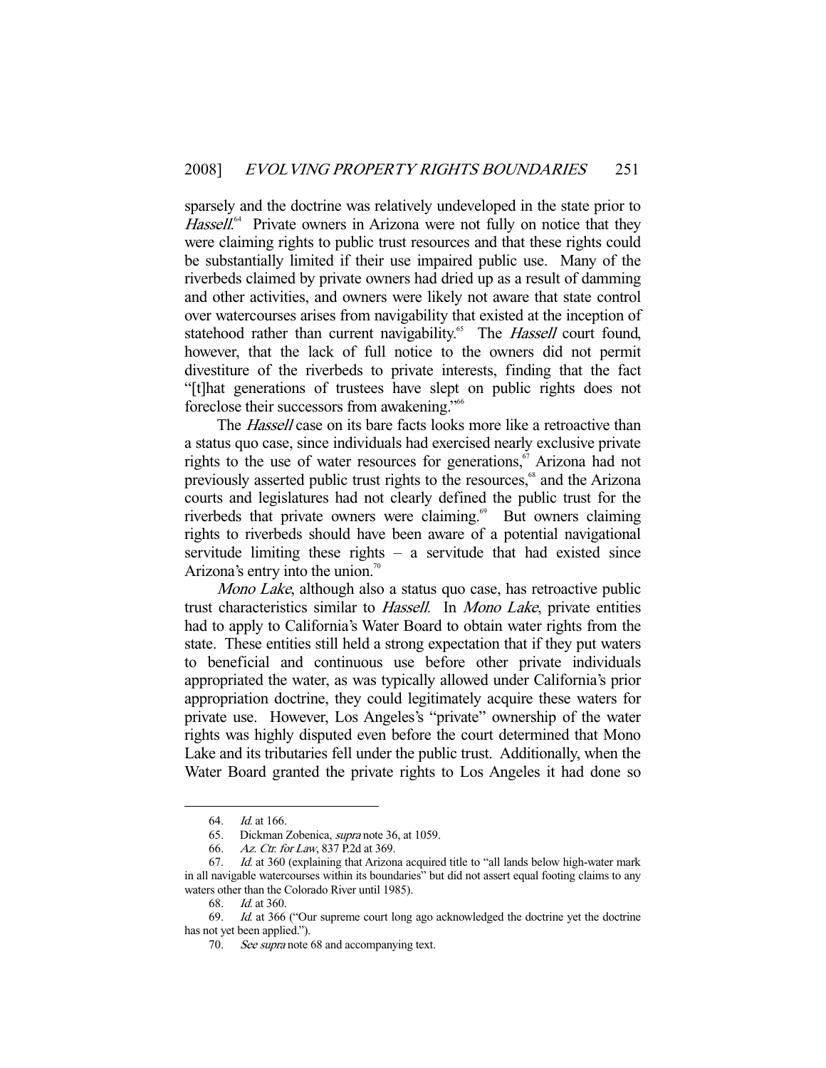sparsely and the doctrine was relatively undeveloped in the state prior to *Hassell*.[64] Private owners in Arizona were not fully on notice that they were claiming rights to public trust resources and that these rights could be substantially limited if their use impaired public use. Many of the riverbeds claimed by private owners had dried up as a result of damming and other activities, and owners were likely not aware that state control over watercourses arises from navigability that existed at the inception of statehood rather than current navigability.[65] The *Hassell* court found, however, that the lack of full notice to the owners did not permit divestiture of the riverbeds to private interests, finding that the fact "[t]hat generations of trustees have slept on public rights does not foreclose their successors from awakening."[66]

The *Hassell* case on its bare facts looks more like a retroactive than a status quo case, since individuals had exercised nearly exclusive private rights to the use of water resources for generations,[67] Arizona had not previously asserted public trust rights to the resources,[68] and the Arizona courts and legislatures had not clearly defined the public trust for the riverbeds that private owners were claiming.[69] But owners claiming rights to riverbeds should have been aware of a potential navigational servitude limiting these rights – a servitude that had existed since Arizona's entry into the union.[70]

*Mono Lake*, although also a status quo case, has retroactive public trust characteristics similar to *Hassell*. In *Mono Lake*, private entities had to apply to California's Water Board to obtain water rights from the state. These entities still held a strong expectation that if they put waters to beneficial and continuous use before other private individuals appropriated the water, as was typically allowed under California's prior appropriation doctrine, they could legitimately acquire these waters for private use. However, Los Angeles's "private" ownership of the water rights was highly disputed even before the court determined that Mono Lake and its tributaries fell under the public trust. Additionally, when the Water Board granted the private rights to Los Angeles it had done so

---

64. *Id.* at 166.

65. Dickman Zobenica, *supra* note 36, at 1059.

66. *Az. Ctr. for Law*, 837 P.2d at 369.

67. *Id.* at 360 (explaining that Arizona acquired title to "all lands below high-water mark in all navigable watercourses within its boundaries" but did not assert equal footing claims to any waters other than the Colorado River until 1985).

68. *Id.* at 360.

69. *Id.* at 366 ("Our supreme court long ago acknowledged the doctrine yet the doctrine has not yet been applied.").

70. *See supra* note 68 and accompanying text.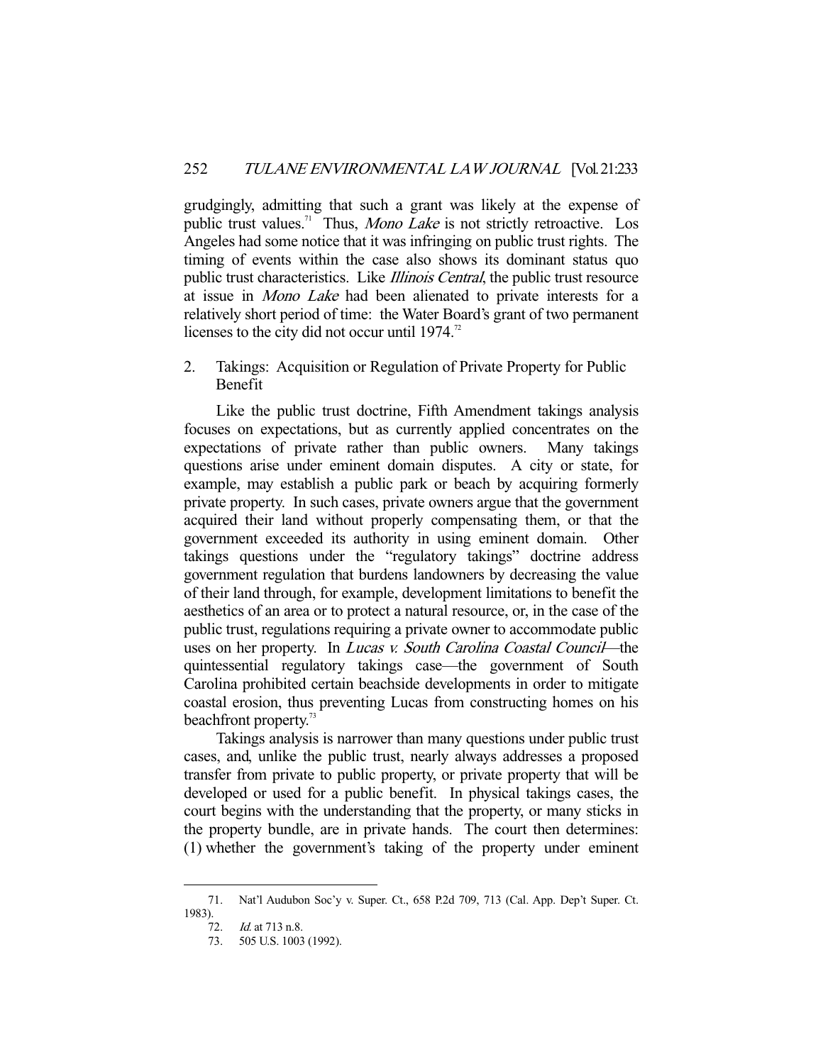grudgingly, admitting that such a grant was likely at the expense of public trust values.[71] Thus, *Mono Lake* is not strictly retroactive. Los Angeles had some notice that it was infringing on public trust rights. The timing of events within the case also shows its dominant status quo public trust characteristics. Like *Illinois Central*, the public trust resource at issue in *Mono Lake* had been alienated to private interests for a relatively short period of time: the Water Board's grant of two permanent licenses to the city did not occur until 1974.[72]

### 2. Takings: Acquisition or Regulation of Private Property for Public Benefit

Like the public trust doctrine, Fifth Amendment takings analysis focuses on expectations, but as currently applied concentrates on the expectations of private rather than public owners. Many takings questions arise under eminent domain disputes. A city or state, for example, may establish a public park or beach by acquiring formerly private property. In such cases, private owners argue that the government acquired their land without properly compensating them, or that the government exceeded its authority in using eminent domain. Other takings questions under the "regulatory takings" doctrine address government regulation that burdens landowners by decreasing the value of their land through, for example, development limitations to benefit the aesthetics of an area or to protect a natural resource, or, in the case of the public trust, regulations requiring a private owner to accommodate public uses on her property. In *Lucas v. South Carolina Coastal Council*—the quintessential regulatory takings case—the government of South Carolina prohibited certain beachside developments in order to mitigate coastal erosion, thus preventing Lucas from constructing homes on his beachfront property.[73]

Takings analysis is narrower than many questions under public trust cases, and, unlike the public trust, nearly always addresses a proposed transfer from private to public property, or private property that will be developed or used for a public benefit. In physical takings cases, the court begins with the understanding that the property, or many sticks in the property bundle, are in private hands. The court then determines: (1) whether the government's taking of the property under eminent

---

71. Nat'l Audubon Soc'y v. Super. Ct., 658 P.2d 709, 713 (Cal. App. Dep't Super. Ct. 1983).

72. *Id.* at 713 n.8.

73. 505 U.S. 1003 (1992).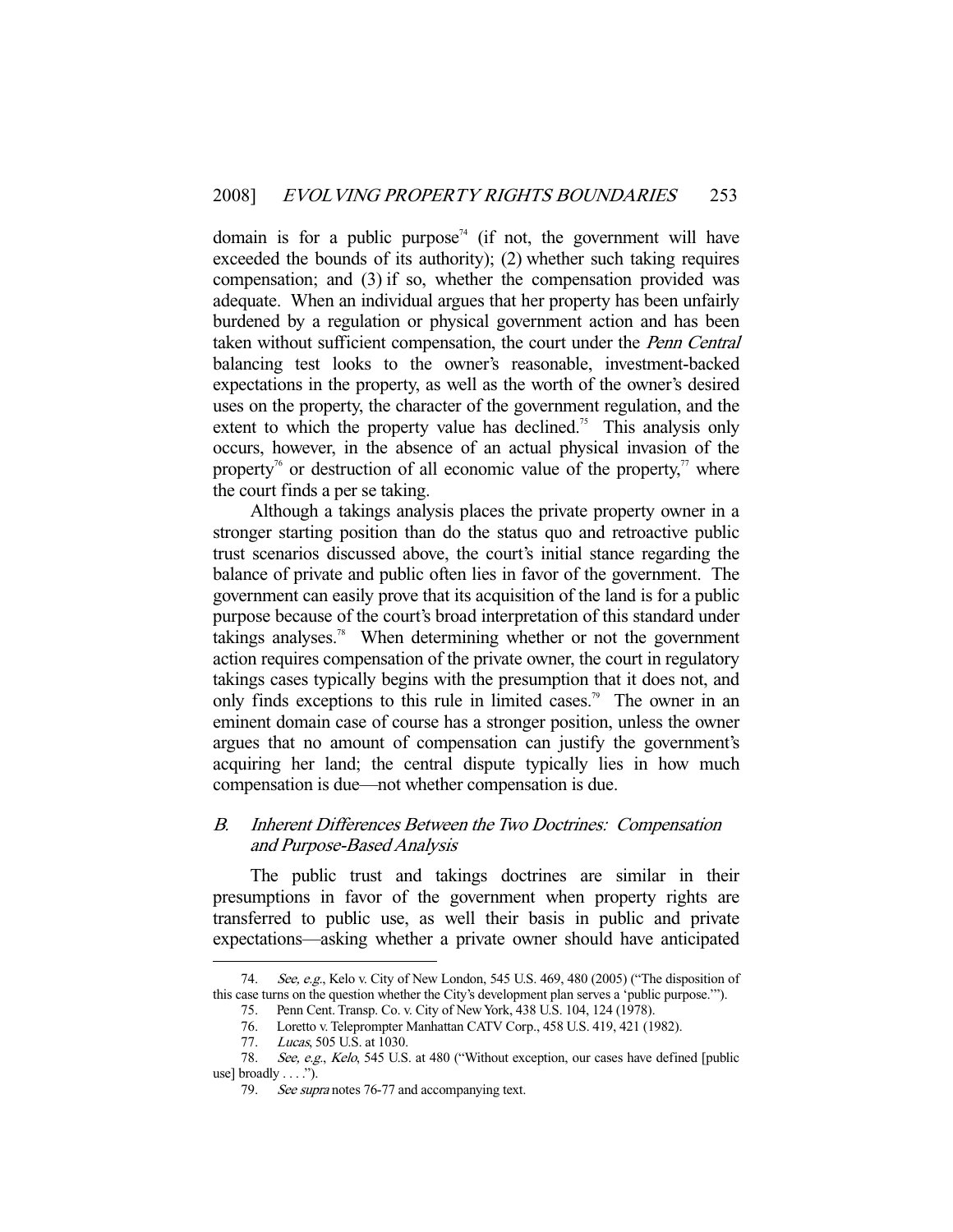domain is for a public purpose[74] (if not, the government will have exceeded the bounds of its authority); (2) whether such taking requires compensation; and (3) if so, whether the compensation provided was adequate. When an individual argues that her property has been unfairly burdened by a regulation or physical government action and has been taken without sufficient compensation, the court under the *Penn Central* balancing test looks to the owner's reasonable, investment-backed expectations in the property, as well as the worth of the owner's desired uses on the property, the character of the government regulation, and the extent to which the property value has declined.[75] This analysis only occurs, however, in the absence of an actual physical invasion of the property[76] or destruction of all economic value of the property,[77] where the court finds a per se taking.

Although a takings analysis places the private property owner in a stronger starting position than do the status quo and retroactive public trust scenarios discussed above, the court's initial stance regarding the balance of private and public often lies in favor of the government. The government can easily prove that its acquisition of the land is for a public purpose because of the court's broad interpretation of this standard under takings analyses.[78] When determining whether or not the government action requires compensation of the private owner, the court in regulatory takings cases typically begins with the presumption that it does not, and only finds exceptions to this rule in limited cases.[79] The owner in an eminent domain case of course has a stronger position, unless the owner argues that no amount of compensation can justify the government's acquiring her land; the central dispute typically lies in how much compensation is due—not whether compensation is due.

### *B. Inherent Differences Between the Two Doctrines: Compensation and Purpose-Based Analysis*

The public trust and takings doctrines are similar in their presumptions in favor of the government when property rights are transferred to public use, as well their basis in public and private expectations—asking whether a private owner should have anticipated

---

74. *See, e.g.*, Kelo v. City of New London, 545 U.S. 469, 480 (2005) ("The disposition of this case turns on the question whether the City's development plan serves a 'public purpose.'").

75. Penn Cent. Transp. Co. v. City of New York, 438 U.S. 104, 124 (1978).

76. Loretto v. Teleprompter Manhattan CATV Corp., 458 U.S. 419, 421 (1982).

77. *Lucas*, 505 U.S. at 1030.

78. *See, e.g.*, *Kelo*, 545 U.S. at 480 ("Without exception, our cases have defined [public use] broadly . . . .").

79. *See supra* notes 76-77 and accompanying text.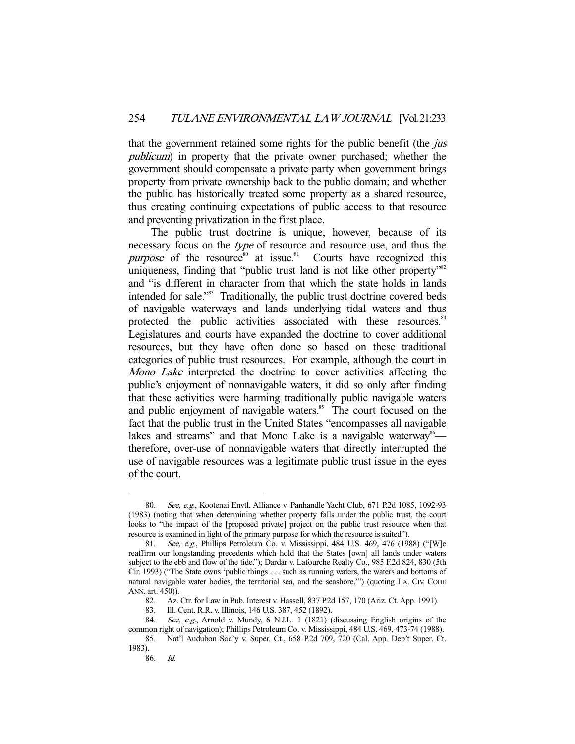that the government retained some rights for the public benefit (the *jus publicum*) in property that the private owner purchased; whether the government should compensate a private party when government brings property from private ownership back to the public domain; and whether the public has historically treated some property as a shared resource, thus creating continuing expectations of public access to that resource and preventing privatization in the first place.

The public trust doctrine is unique, however, because of its necessary focus on the *type* of resource and resource use, and thus the *purpose* of the resource[80] at issue.[81] Courts have recognized this uniqueness, finding that "public trust land is not like other property"[82] and "is different in character from that which the state holds in lands intended for sale."[83] Traditionally, the public trust doctrine covered beds of navigable waterways and lands underlying tidal waters and thus protected the public activities associated with these resources.[84] Legislatures and courts have expanded the doctrine to cover additional resources, but they have often done so based on these traditional categories of public trust resources. For example, although the court in *Mono Lake* interpreted the doctrine to cover activities affecting the public's enjoyment of nonnavigable waters, it did so only after finding that these activities were harming traditionally public navigable waters and public enjoyment of navigable waters.[85] The court focused on the fact that the public trust in the United States "encompasses all navigable lakes and streams" and that Mono Lake is a navigable waterway[86]—therefore, over-use of nonnavigable waters that directly interrupted the use of navigable resources was a legitimate public trust issue in the eyes of the court.

---

80. *See, e.g.*, Kootenai Envtl. Alliance v. Panhandle Yacht Club, 671 P.2d 1085, 1092-93 (1983) (noting that when determining whether property falls under the public trust, the court looks to "the impact of the [proposed private] project on the public trust resource when that resource is examined in light of the primary purpose for which the resource is suited").

81. *See, e.g.*, Phillips Petroleum Co. v. Mississippi, 484 U.S. 469, 476 (1988) ("[W]e reaffirm our longstanding precedents which hold that the States [own] all lands under waters subject to the ebb and flow of the tide."); Dardar v. Lafourche Realty Co., 985 F.2d 824, 830 (5th Cir. 1993) ("The State owns 'public things . . . such as running waters, the waters and bottoms of natural navigable water bodies, the territorial sea, and the seashore.'") (quoting LA. CIV. CODE ANN. art. 450)).

82. Az. Ctr. for Law in Pub. Interest v. Hassell, 837 P.2d 157, 170 (Ariz. Ct. App. 1991).

83. Ill. Cent. R.R. v. Illinois, 146 U.S. 387, 452 (1892).

84. *See, e.g.*, Arnold v. Mundy, 6 N.J.L. 1 (1821) (discussing English origins of the common right of navigation); Phillips Petroleum Co. v. Mississippi, 484 U.S. 469, 473-74 (1988).

85. Nat'l Audubon Soc'y v. Super. Ct., 658 P.2d 709, 720 (Cal. App. Dep't Super. Ct. 1983).

86. *Id.*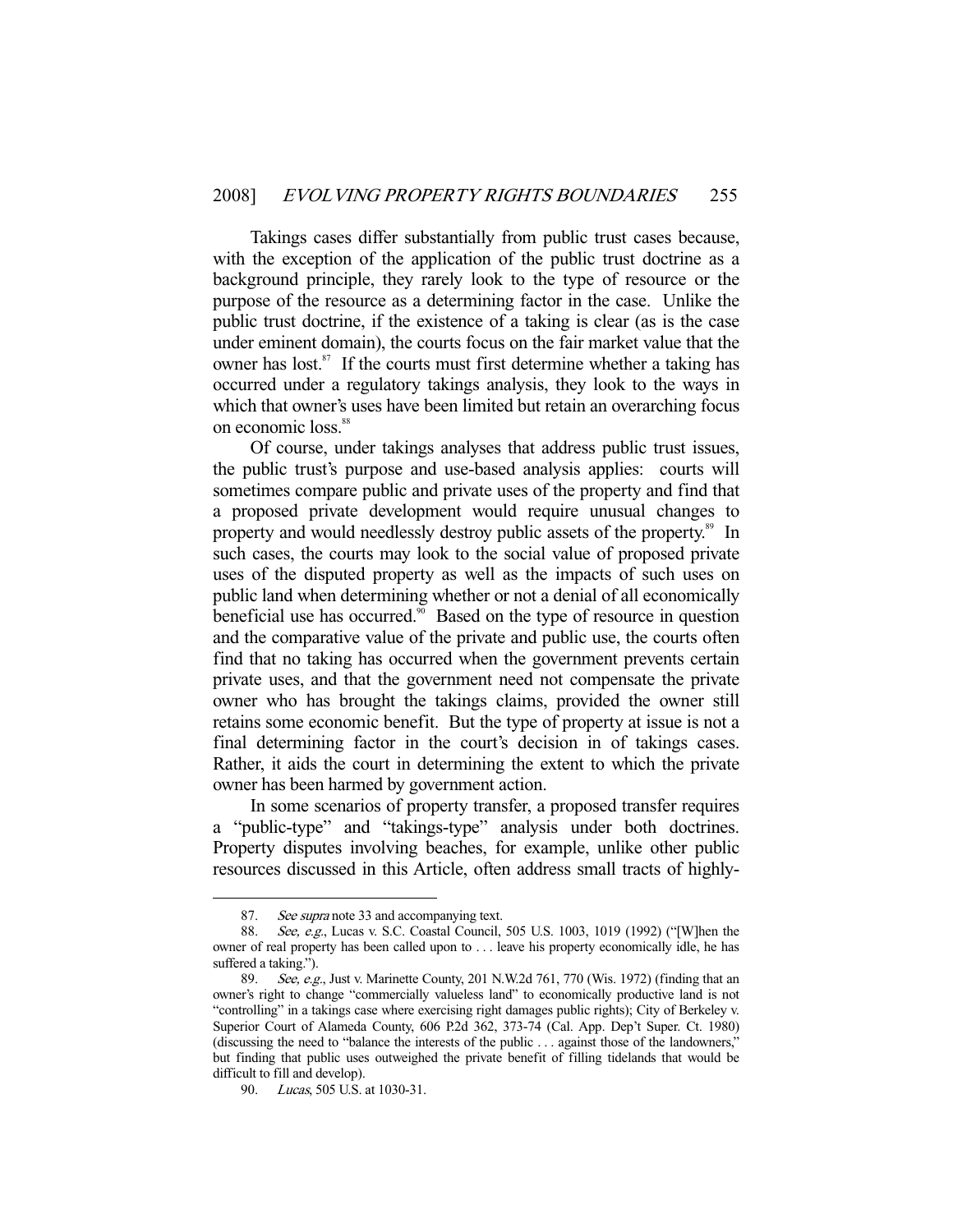Takings cases differ substantially from public trust cases because, with the exception of the application of the public trust doctrine as a background principle, they rarely look to the type of resource or the purpose of the resource as a determining factor in the case. Unlike the public trust doctrine, if the existence of a taking is clear (as is the case under eminent domain), the courts focus on the fair market value that the owner has lost.[87] If the courts must first determine whether a taking has occurred under a regulatory takings analysis, they look to the ways in which that owner's uses have been limited but retain an overarching focus on economic loss.[88]

Of course, under takings analyses that address public trust issues, the public trust's purpose and use-based analysis applies: courts will sometimes compare public and private uses of the property and find that a proposed private development would require unusual changes to property and would needlessly destroy public assets of the property.[89] In such cases, the courts may look to the social value of proposed private uses of the disputed property as well as the impacts of such uses on public land when determining whether or not a denial of all economically beneficial use has occurred.[90] Based on the type of resource in question and the comparative value of the private and public use, the courts often find that no taking has occurred when the government prevents certain private uses, and that the government need not compensate the private owner who has brought the takings claims, provided the owner still retains some economic benefit. But the type of property at issue is not a final determining factor in the court's decision in of takings cases. Rather, it aids the court in determining the extent to which the private owner has been harmed by government action.

In some scenarios of property transfer, a proposed transfer requires a "public-type" and "takings-type" analysis under both doctrines. Property disputes involving beaches, for example, unlike other public resources discussed in this Article, often address small tracts of highly-

---

87. *See supra* note 33 and accompanying text.

88. *See, e.g.*, Lucas v. S.C. Coastal Council, 505 U.S. 1003, 1019 (1992) ("[W]hen the owner of real property has been called upon to . . . leave his property economically idle, he has suffered a taking.").

89. *See, e.g.*, Just v. Marinette County, 201 N.W.2d 761, 770 (Wis. 1972) (finding that an owner's right to change "commercially valueless land" to economically productive land is not "controlling" in a takings case where exercising right damages public rights); City of Berkeley v. Superior Court of Alameda County, 606 P.2d 362, 373-74 (Cal. App. Dep't Super. Ct. 1980) (discussing the need to "balance the interests of the public . . . against those of the landowners," but finding that public uses outweighed the private benefit of filling tidelands that would be difficult to fill and develop).

90. *Lucas*, 505 U.S. at 1030-31.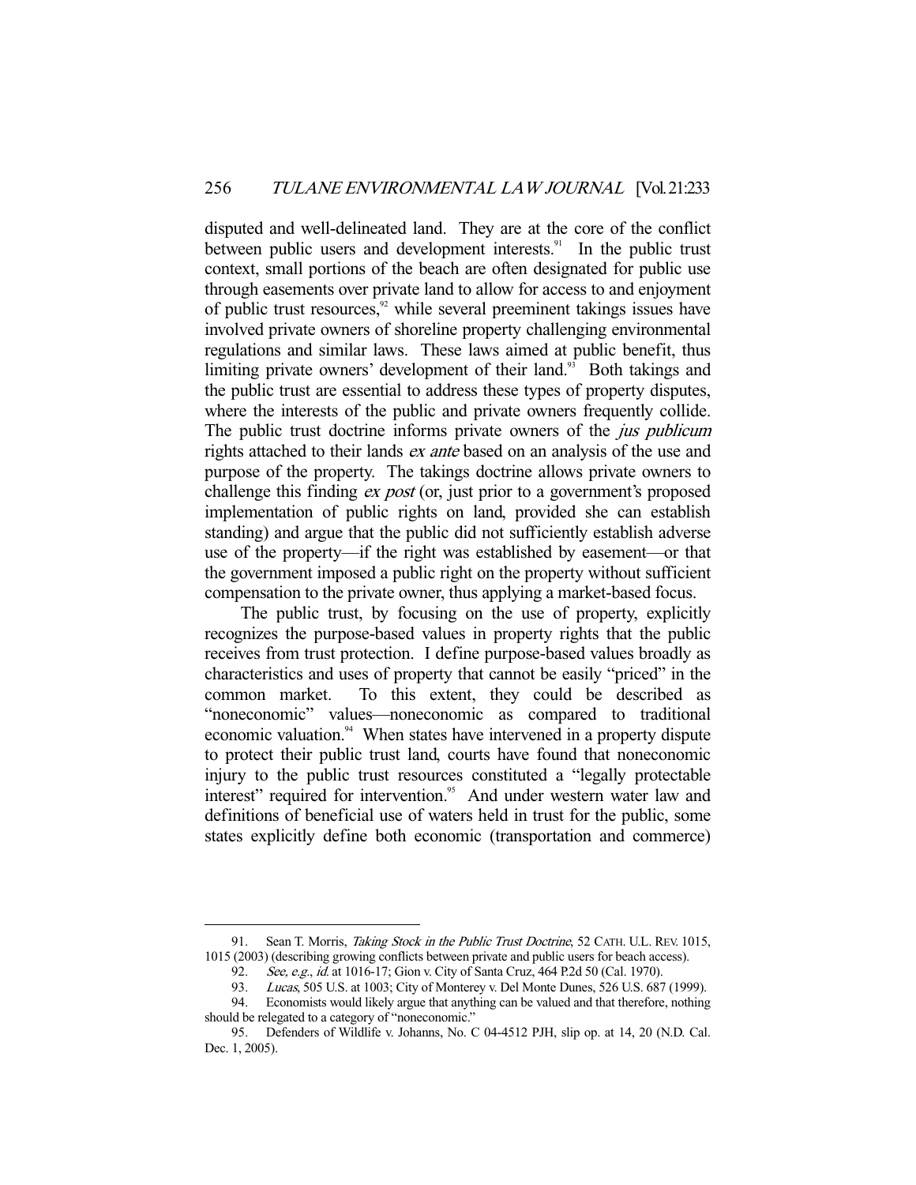disputed and well-delineated land. They are at the core of the conflict between public users and development interests.[91] In the public trust context, small portions of the beach are often designated for public use through easements over private land to allow for access to and enjoyment of public trust resources,[92] while several preeminent takings issues have involved private owners of shoreline property challenging environmental regulations and similar laws. These laws aimed at public benefit, thus limiting private owners' development of their land.[93] Both takings and the public trust are essential to address these types of property disputes, where the interests of the public and private owners frequently collide. The public trust doctrine informs private owners of the *jus publicum* rights attached to their lands *ex ante* based on an analysis of the use and purpose of the property. The takings doctrine allows private owners to challenge this finding *ex post* (or, just prior to a government's proposed implementation of public rights on land, provided she can establish standing) and argue that the public did not sufficiently establish adverse use of the property—if the right was established by easement—or that the government imposed a public right on the property without sufficient compensation to the private owner, thus applying a market-based focus.

The public trust, by focusing on the use of property, explicitly recognizes the purpose-based values in property rights that the public receives from trust protection. I define purpose-based values broadly as characteristics and uses of property that cannot be easily "priced" in the common market. To this extent, they could be described as "noneconomic" values—noneconomic as compared to traditional economic valuation.[94] When states have intervened in a property dispute to protect their public trust land, courts have found that noneconomic injury to the public trust resources constituted a "legally protectable interest" required for intervention.[95] And under western water law and definitions of beneficial use of waters held in trust for the public, some states explicitly define both economic (transportation and commerce)

---

91. Sean T. Morris, *Taking Stock in the Public Trust Doctrine*, 52 CATH. U.L. REV. 1015, 1015 (2003) (describing growing conflicts between private and public users for beach access).

92. *See, e.g.*, *id.* at 1016-17; Gion v. City of Santa Cruz, 464 P.2d 50 (Cal. 1970).

93. *Lucas*, 505 U.S. at 1003; City of Monterey v. Del Monte Dunes, 526 U.S. 687 (1999).

94. Economists would likely argue that anything can be valued and that therefore, nothing should be relegated to a category of "noneconomic."

95. Defenders of Wildlife v. Johanns, No. C 04-4512 PJH, slip op. at 14, 20 (N.D. Cal. Dec. 1, 2005).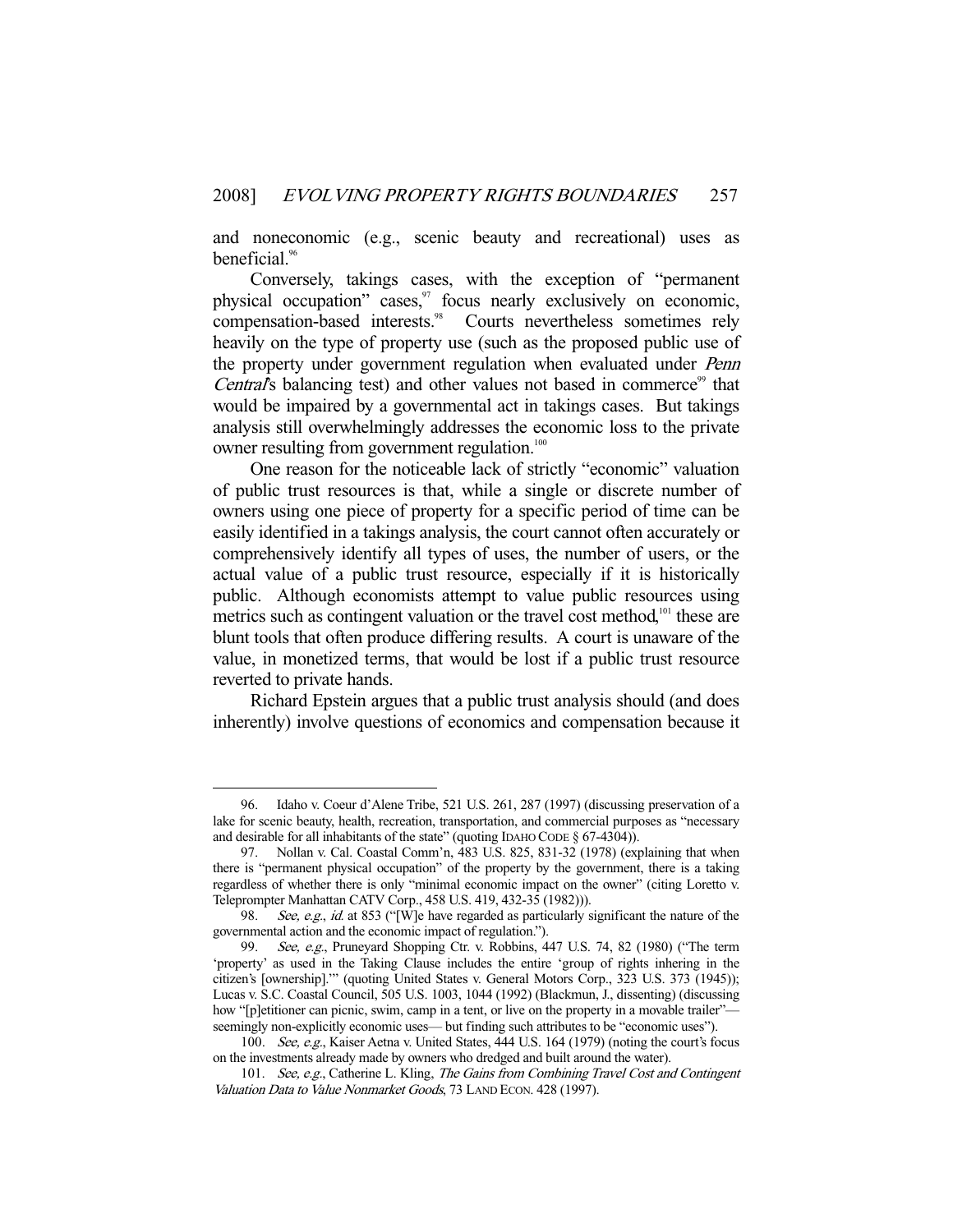and noneconomic (e.g., scenic beauty and recreational) uses as beneficial.[96]

Conversely, takings cases, with the exception of "permanent physical occupation" cases,[97] focus nearly exclusively on economic, compensation-based interests.[98] Courts nevertheless sometimes rely heavily on the type of property use (such as the proposed public use of the property under government regulation when evaluated under *Penn Central*'s balancing test) and other values not based in commerce[99] that would be impaired by a governmental act in takings cases. But takings analysis still overwhelmingly addresses the economic loss to the private owner resulting from government regulation.[100]

One reason for the noticeable lack of strictly "economic" valuation of public trust resources is that, while a single or discrete number of owners using one piece of property for a specific period of time can be easily identified in a takings analysis, the court cannot often accurately or comprehensively identify all types of uses, the number of users, or the actual value of a public trust resource, especially if it is historically public. Although economists attempt to value public resources using metrics such as contingent valuation or the travel cost method,[101] these are blunt tools that often produce differing results. A court is unaware of the value, in monetized terms, that would be lost if a public trust resource reverted to private hands.

Richard Epstein argues that a public trust analysis should (and does inherently) involve questions of economics and compensation because it

---

96. Idaho v. Coeur d'Alene Tribe, 521 U.S. 261, 287 (1997) (discussing preservation of a lake for scenic beauty, health, recreation, transportation, and commercial purposes as "necessary and desirable for all inhabitants of the state" (quoting IDAHO CODE § 67-4304)).

97. Nollan v. Cal. Coastal Comm'n, 483 U.S. 825, 831-32 (1978) (explaining that when there is "permanent physical occupation" of the property by the government, there is a taking regardless of whether there is only "minimal economic impact on the owner" (citing Loretto v. Teleprompter Manhattan CATV Corp., 458 U.S. 419, 432-35 (1982))).

98. *See, e.g.*, *id.* at 853 ("[W]e have regarded as particularly significant the nature of the governmental action and the economic impact of regulation.").

99. *See, e.g.*, Pruneyard Shopping Ctr. v. Robbins, 447 U.S. 74, 82 (1980) ("The term 'property' as used in the Taking Clause includes the entire 'group of rights inhering in the citizen's [ownership].'" (quoting United States v. General Motors Corp., 323 U.S. 373 (1945)); Lucas v. S.C. Coastal Council, 505 U.S. 1003, 1044 (1992) (Blackmun, J., dissenting) (discussing how "[p]etitioner can picnic, swim, camp in a tent, or live on the property in a movable trailer"—seemingly non-explicitly economic uses— but finding such attributes to be "economic uses").

100. *See, e.g.*, Kaiser Aetna v. United States, 444 U.S. 164 (1979) (noting the court's focus on the investments already made by owners who dredged and built around the water).

101. *See, e.g.*, Catherine L. Kling, *The Gains from Combining Travel Cost and Contingent Valuation Data to Value Nonmarket Goods*, 73 LAND ECON. 428 (1997).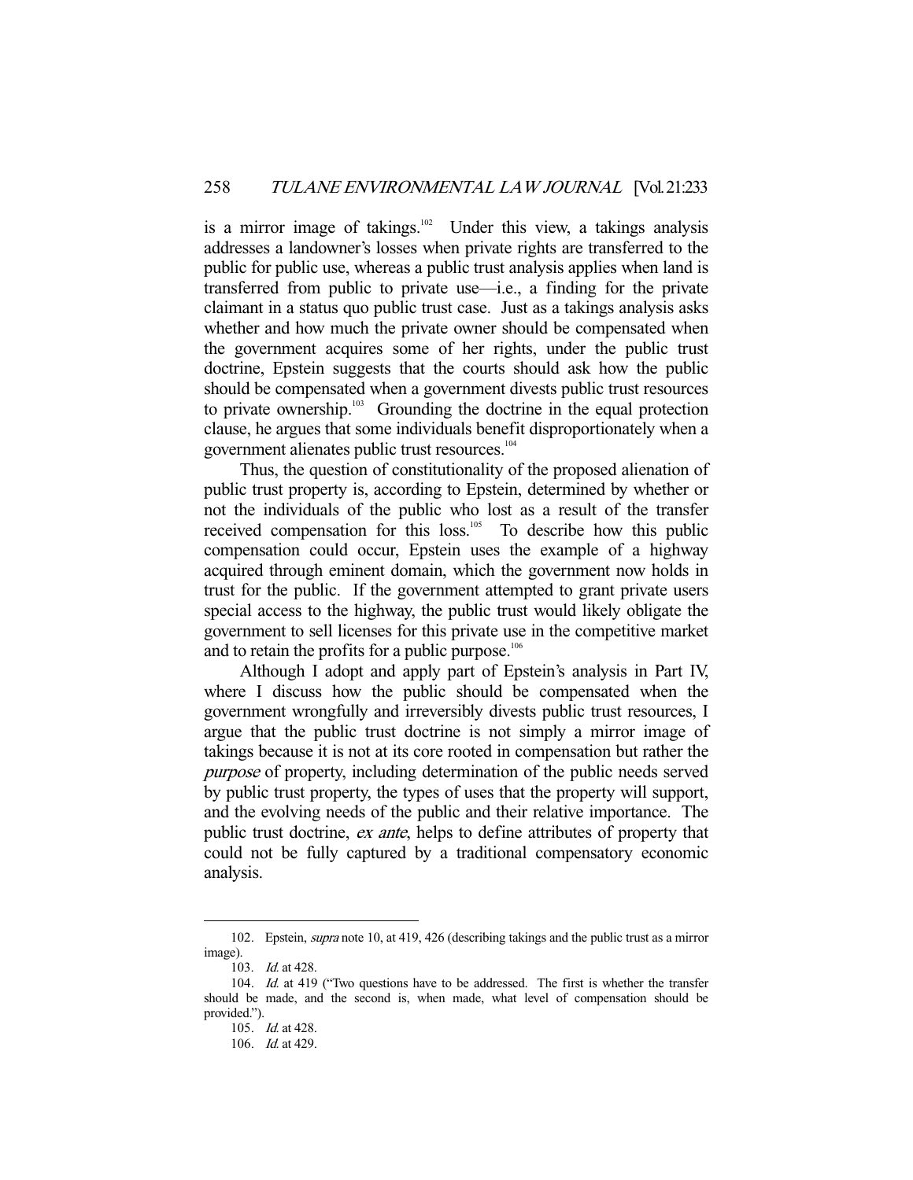is a mirror image of takings.[102] Under this view, a takings analysis addresses a landowner's losses when private rights are transferred to the public for public use, whereas a public trust analysis applies when land is transferred from public to private use—i.e., a finding for the private claimant in a status quo public trust case. Just as a takings analysis asks whether and how much the private owner should be compensated when the government acquires some of her rights, under the public trust doctrine, Epstein suggests that the courts should ask how the public should be compensated when a government divests public trust resources to private ownership.[103] Grounding the doctrine in the equal protection clause, he argues that some individuals benefit disproportionately when a government alienates public trust resources.[104]

Thus, the question of constitutionality of the proposed alienation of public trust property is, according to Epstein, determined by whether or not the individuals of the public who lost as a result of the transfer received compensation for this loss.[105] To describe how this public compensation could occur, Epstein uses the example of a highway acquired through eminent domain, which the government now holds in trust for the public. If the government attempted to grant private users special access to the highway, the public trust would likely obligate the government to sell licenses for this private use in the competitive market and to retain the profits for a public purpose.[106]

Although I adopt and apply part of Epstein's analysis in Part IV, where I discuss how the public should be compensated when the government wrongfully and irreversibly divests public trust resources, I argue that the public trust doctrine is not simply a mirror image of takings because it is not at its core rooted in compensation but rather the *purpose* of property, including determination of the public needs served by public trust property, the types of uses that the property will support, and the evolving needs of the public and their relative importance. The public trust doctrine, *ex ante*, helps to define attributes of property that could not be fully captured by a traditional compensatory economic analysis.

---

102. Epstein, *supra* note 10, at 419, 426 (describing takings and the public trust as a mirror image).

103. *Id.* at 428.

104. *Id.* at 419 ("Two questions have to be addressed. The first is whether the transfer should be made, and the second is, when made, what level of compensation should be provided.").

105. *Id.* at 428.

106. *Id.* at 429.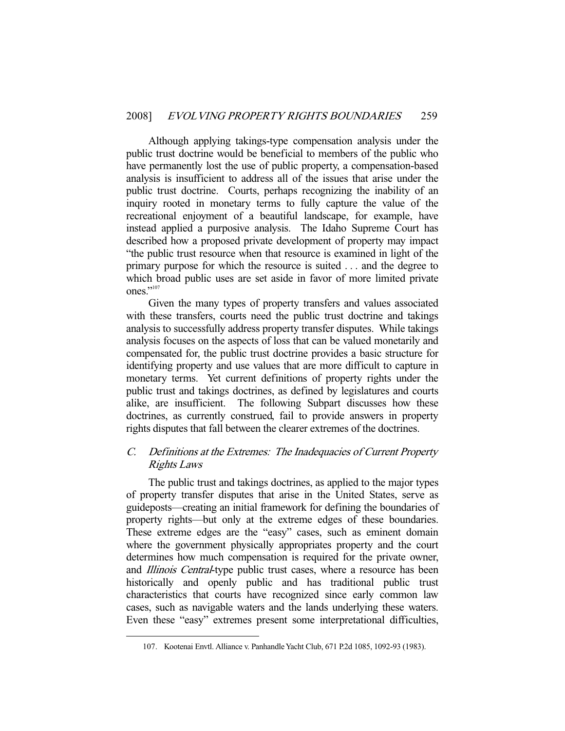Although applying takings-type compensation analysis under the public trust doctrine would be beneficial to members of the public who have permanently lost the use of public property, a compensation-based analysis is insufficient to address all of the issues that arise under the public trust doctrine. Courts, perhaps recognizing the inability of an inquiry rooted in monetary terms to fully capture the value of the recreational enjoyment of a beautiful landscape, for example, have instead applied a purposive analysis. The Idaho Supreme Court has described how a proposed private development of property may impact "the public trust resource when that resource is examined in light of the primary purpose for which the resource is suited . . . and the degree to which broad public uses are set aside in favor of more limited private ones."[107]

Given the many types of property transfers and values associated with these transfers, courts need the public trust doctrine and takings analysis to successfully address property transfer disputes. While takings analysis focuses on the aspects of loss that can be valued monetarily and compensated for, the public trust doctrine provides a basic structure for identifying property and use values that are more difficult to capture in monetary terms. Yet current definitions of property rights under the public trust and takings doctrines, as defined by legislatures and courts alike, are insufficient. The following Subpart discusses how these doctrines, as currently construed, fail to provide answers in property rights disputes that fall between the clearer extremes of the doctrines.

### C. *Definitions at the Extremes: The Inadequacies of Current Property Rights Laws*

The public trust and takings doctrines, as applied to the major types of property transfer disputes that arise in the United States, serve as guideposts—creating an initial framework for defining the boundaries of property rights—but only at the extreme edges of these boundaries. These extreme edges are the "easy" cases, such as eminent domain where the government physically appropriates property and the court determines how much compensation is required for the private owner, and *Illinois Central*-type public trust cases, where a resource has been historically and openly public and has traditional public trust characteristics that courts have recognized since early common law cases, such as navigable waters and the lands underlying these waters. Even these "easy" extremes present some interpretational difficulties,

107. Kootenai Envtl. Alliance v. Panhandle Yacht Club, 671 P.2d 1085, 1092-93 (1983).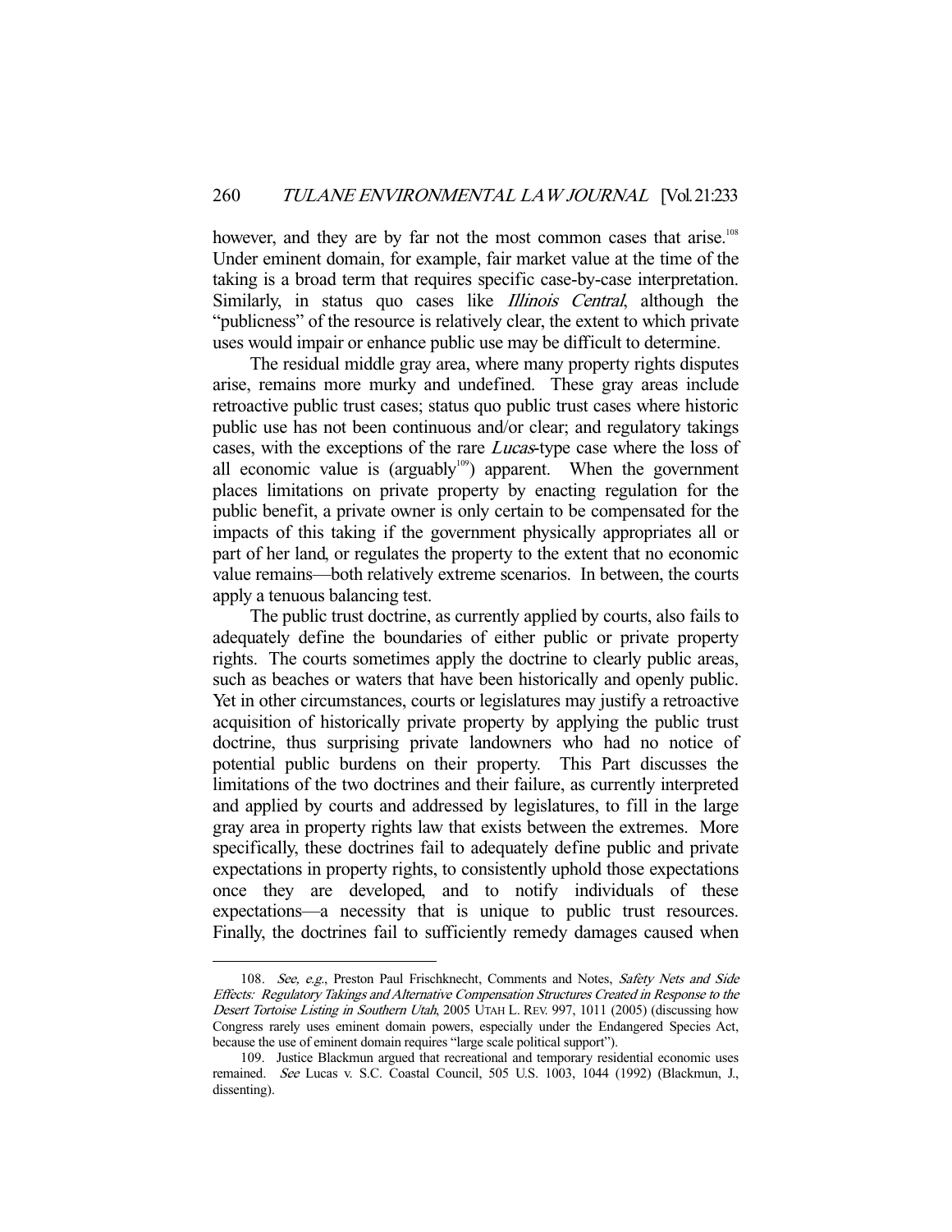however, and they are by far not the most common cases that arise.[108] Under eminent domain, for example, fair market value at the time of the taking is a broad term that requires specific case-by-case interpretation. Similarly, in status quo cases like *Illinois Central*, although the "publicness" of the resource is relatively clear, the extent to which private uses would impair or enhance public use may be difficult to determine.

The residual middle gray area, where many property rights disputes arise, remains more murky and undefined. These gray areas include retroactive public trust cases; status quo public trust cases where historic public use has not been continuous and/or clear; and regulatory takings cases, with the exceptions of the rare *Lucas*-type case where the loss of all economic value is (arguably[109]) apparent. When the government places limitations on private property by enacting regulation for the public benefit, a private owner is only certain to be compensated for the impacts of this taking if the government physically appropriates all or part of her land, or regulates the property to the extent that no economic value remains—both relatively extreme scenarios. In between, the courts apply a tenuous balancing test.

The public trust doctrine, as currently applied by courts, also fails to adequately define the boundaries of either public or private property rights. The courts sometimes apply the doctrine to clearly public areas, such as beaches or waters that have been historically and openly public. Yet in other circumstances, courts or legislatures may justify a retroactive acquisition of historically private property by applying the public trust doctrine, thus surprising private landowners who had no notice of potential public burdens on their property. This Part discusses the limitations of the two doctrines and their failure, as currently interpreted and applied by courts and addressed by legislatures, to fill in the large gray area in property rights law that exists between the extremes. More specifically, these doctrines fail to adequately define public and private expectations in property rights, to consistently uphold those expectations once they are developed, and to notify individuals of these expectations—a necessity that is unique to public trust resources. Finally, the doctrines fail to sufficiently remedy damages caused when

108. *See, e.g.*, Preston Paul Frischknecht, Comments and Notes, *Safety Nets and Side Effects: Regulatory Takings and Alternative Compensation Structures Created in Response to the Desert Tortoise Listing in Southern Utah*, 2005 UTAH L. REV. 997, 1011 (2005) (discussing how Congress rarely uses eminent domain powers, especially under the Endangered Species Act, because the use of eminent domain requires "large scale political support").

109. Justice Blackmun argued that recreational and temporary residential economic uses remained. *See* Lucas v. S.C. Coastal Council, 505 U.S. 1003, 1044 (1992) (Blackmun, J., dissenting).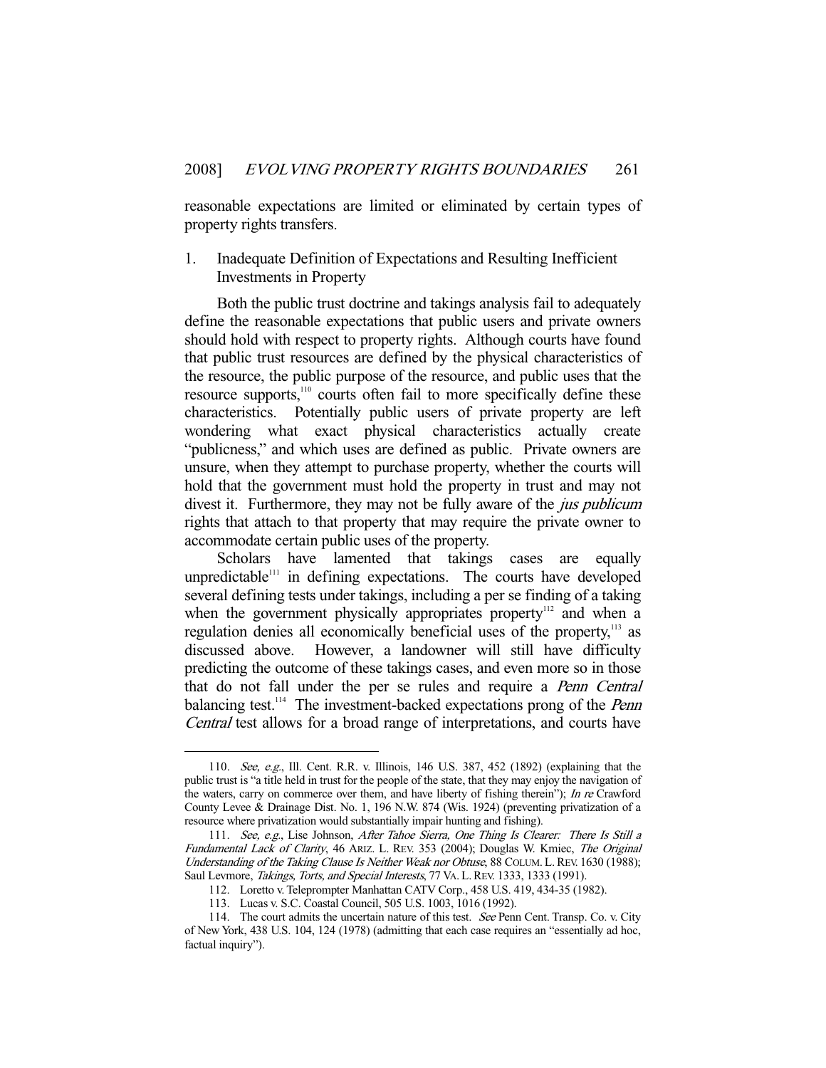reasonable expectations are limited or eliminated by certain types of property rights transfers.

### 1. Inadequate Definition of Expectations and Resulting Inefficient Investments in Property

Both the public trust doctrine and takings analysis fail to adequately define the reasonable expectations that public users and private owners should hold with respect to property rights. Although courts have found that public trust resources are defined by the physical characteristics of the resource, the public purpose of the resource, and public uses that the resource supports,[110] courts often fail to more specifically define these characteristics. Potentially public users of private property are left wondering what exact physical characteristics actually create "publicness," and which uses are defined as public. Private owners are unsure, when they attempt to purchase property, whether the courts will hold that the government must hold the property in trust and may not divest it. Furthermore, they may not be fully aware of the *jus publicum* rights that attach to that property that may require the private owner to accommodate certain public uses of the property.

Scholars have lamented that takings cases are equally unpredictable[111] in defining expectations. The courts have developed several defining tests under takings, including a per se finding of a taking when the government physically appropriates property[112] and when a regulation denies all economically beneficial uses of the property,[113] as discussed above. However, a landowner will still have difficulty predicting the outcome of these takings cases, and even more so in those that do not fall under the per se rules and require a *Penn Central* balancing test.[114] The investment-backed expectations prong of the *Penn Central* test allows for a broad range of interpretations, and courts have

---

110. *See, e.g.*, Ill. Cent. R.R. v. Illinois, 146 U.S. 387, 452 (1892) (explaining that the public trust is "a title held in trust for the people of the state, that they may enjoy the navigation of the waters, carry on commerce over them, and have liberty of fishing therein"); *In re* Crawford County Levee & Drainage Dist. No. 1, 196 N.W. 874 (Wis. 1924) (preventing privatization of a resource where privatization would substantially impair hunting and fishing).

111. *See, e.g.*, Lise Johnson, *After Tahoe Sierra, One Thing Is Clearer: There Is Still a Fundamental Lack of Clarity*, 46 ARIZ. L. REV. 353 (2004); Douglas W. Kmiec, *The Original Understanding of the Taking Clause Is Neither Weak nor Obtuse*, 88 COLUM. L. REV. 1630 (1988); Saul Levmore, *Takings, Torts, and Special Interests*, 77 VA. L. REV. 1333, 1333 (1991).

112. Loretto v. Teleprompter Manhattan CATV Corp., 458 U.S. 419, 434-35 (1982).

113. Lucas v. S.C. Coastal Council, 505 U.S. 1003, 1016 (1992).

114. The court admits the uncertain nature of this test. *See* Penn Cent. Transp. Co. v. City of New York, 438 U.S. 104, 124 (1978) (admitting that each case requires an "essentially ad hoc, factual inquiry").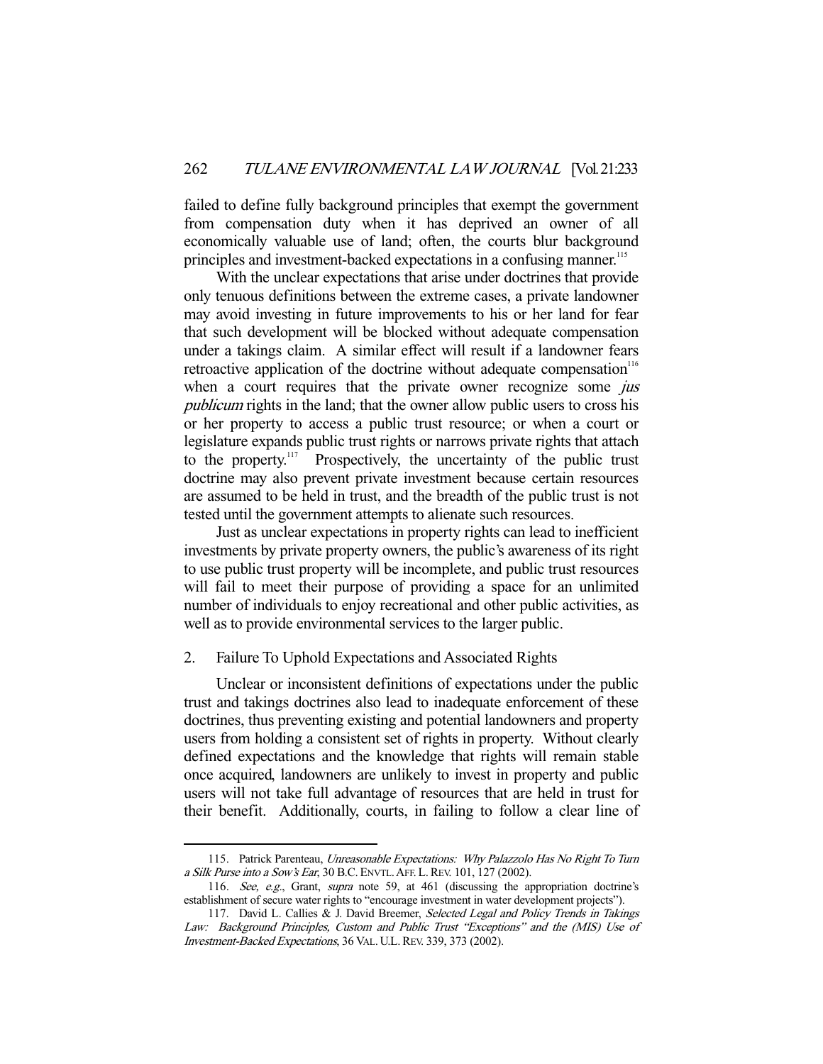failed to define fully background principles that exempt the government from compensation duty when it has deprived an owner of all economically valuable use of land; often, the courts blur background principles and investment-backed expectations in a confusing manner.[115]

With the unclear expectations that arise under doctrines that provide only tenuous definitions between the extreme cases, a private landowner may avoid investing in future improvements to his or her land for fear that such development will be blocked without adequate compensation under a takings claim. A similar effect will result if a landowner fears retroactive application of the doctrine without adequate compensation[116] when a court requires that the private owner recognize some *jus publicum* rights in the land; that the owner allow public users to cross his or her property to access a public trust resource; or when a court or legislature expands public trust rights or narrows private rights that attach to the property.[117] Prospectively, the uncertainty of the public trust doctrine may also prevent private investment because certain resources are assumed to be held in trust, and the breadth of the public trust is not tested until the government attempts to alienate such resources.

Just as unclear expectations in property rights can lead to inefficient investments by private property owners, the public's awareness of its right to use public trust property will be incomplete, and public trust resources will fail to meet their purpose of providing a space for an unlimited number of individuals to enjoy recreational and other public activities, as well as to provide environmental services to the larger public.

### 2. Failure To Uphold Expectations and Associated Rights

Unclear or inconsistent definitions of expectations under the public trust and takings doctrines also lead to inadequate enforcement of these doctrines, thus preventing existing and potential landowners and property users from holding a consistent set of rights in property. Without clearly defined expectations and the knowledge that rights will remain stable once acquired, landowners are unlikely to invest in property and public users will not take full advantage of resources that are held in trust for their benefit. Additionally, courts, in failing to follow a clear line of

---

115. Patrick Parenteau, *Unreasonable Expectations: Why Palazzolo Has No Right To Turn a Silk Purse into a Sow's Ear*, 30 B.C. ENVTL. AFF. L. REV. 101, 127 (2002).

116. *See, e.g.*, Grant, *supra* note 59, at 461 (discussing the appropriation doctrine's establishment of secure water rights to "encourage investment in water development projects").

117. David L. Callies & J. David Breemer, *Selected Legal and Policy Trends in Takings Law: Background Principles, Custom and Public Trust "Exceptions" and the (MIS) Use of Investment-Backed Expectations*, 36 VAL. U.L. REV. 339, 373 (2002).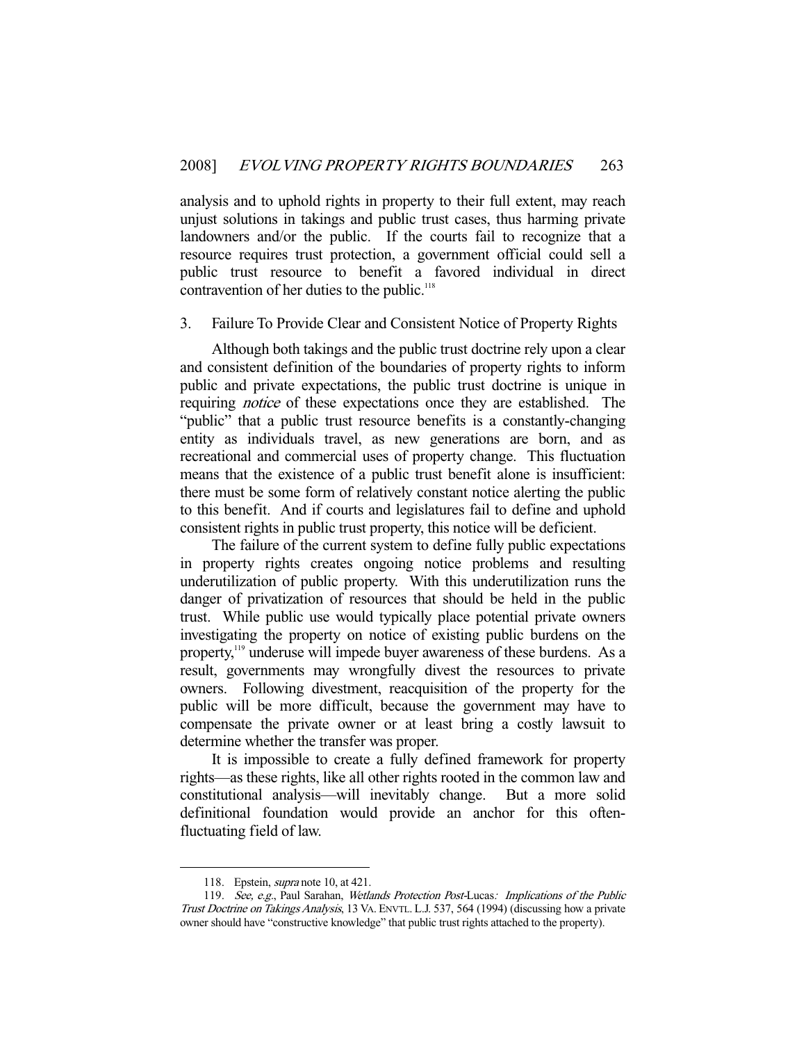analysis and to uphold rights in property to their full extent, may reach unjust solutions in takings and public trust cases, thus harming private landowners and/or the public. If the courts fail to recognize that a resource requires trust protection, a government official could sell a public trust resource to benefit a favored individual in direct contravention of her duties to the public.[118]

### 3. Failure To Provide Clear and Consistent Notice of Property Rights

Although both takings and the public trust doctrine rely upon a clear and consistent definition of the boundaries of property rights to inform public and private expectations, the public trust doctrine is unique in requiring *notice* of these expectations once they are established. The "public" that a public trust resource benefits is a constantly-changing entity as individuals travel, as new generations are born, and as recreational and commercial uses of property change. This fluctuation means that the existence of a public trust benefit alone is insufficient: there must be some form of relatively constant notice alerting the public to this benefit. And if courts and legislatures fail to define and uphold consistent rights in public trust property, this notice will be deficient.

The failure of the current system to define fully public expectations in property rights creates ongoing notice problems and resulting underutilization of public property. With this underutilization runs the danger of privatization of resources that should be held in the public trust. While public use would typically place potential private owners investigating the property on notice of existing public burdens on the property,[119] underuse will impede buyer awareness of these burdens. As a result, governments may wrongfully divest the resources to private owners. Following divestment, reacquisition of the property for the public will be more difficult, because the government may have to compensate the private owner or at least bring a costly lawsuit to determine whether the transfer was proper.

It is impossible to create a fully defined framework for property rights—as these rights, like all other rights rooted in the common law and constitutional analysis—will inevitably change. But a more solid definitional foundation would provide an anchor for this often-fluctuating field of law.

---

118. Epstein, *supra* note 10, at 421.

119. *See, e.g.*, Paul Sarahan, *Wetlands Protection Post-*Lucas*: Implications of the Public Trust Doctrine on Takings Analysis*, 13 VA. ENVTL. L.J. 537, 564 (1994) (discussing how a private owner should have "constructive knowledge" that public trust rights attached to the property).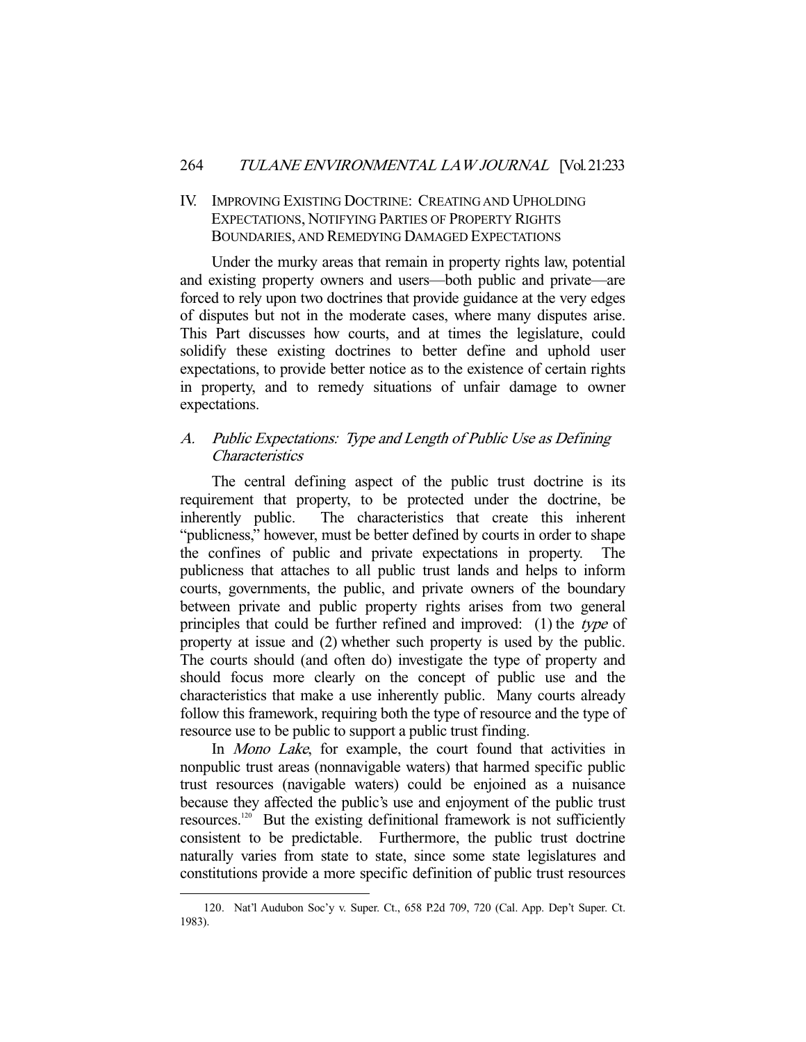## IV. IMPROVING EXISTING DOCTRINE: CREATING AND UPHOLDING EXPECTATIONS, NOTIFYING PARTIES OF PROPERTY RIGHTS BOUNDARIES, AND REMEDYING DAMAGED EXPECTATIONS

Under the murky areas that remain in property rights law, potential and existing property owners and users—both public and private—are forced to rely upon two doctrines that provide guidance at the very edges of disputes but not in the moderate cases, where many disputes arise. This Part discusses how courts, and at times the legislature, could solidify these existing doctrines to better define and uphold user expectations, to provide better notice as to the existence of certain rights in property, and to remedy situations of unfair damage to owner expectations.

### A. *Public Expectations: Type and Length of Public Use as Defining Characteristics*

The central defining aspect of the public trust doctrine is its requirement that property, to be protected under the doctrine, be inherently public. The characteristics that create this inherent "publicness," however, must be better defined by courts in order to shape the confines of public and private expectations in property. The publicness that attaches to all public trust lands and helps to inform courts, governments, the public, and private owners of the boundary between private and public property rights arises from two general principles that could be further refined and improved: (1) the *type* of property at issue and (2) whether such property is used by the public. The courts should (and often do) investigate the type of property and should focus more clearly on the concept of public use and the characteristics that make a use inherently public. Many courts already follow this framework, requiring both the type of resource and the type of resource use to be public to support a public trust finding.

In *Mono Lake*, for example, the court found that activities in nonpublic trust areas (nonnavigable waters) that harmed specific public trust resources (navigable waters) could be enjoined as a nuisance because they affected the public's use and enjoyment of the public trust resources.[120] But the existing definitional framework is not sufficiently consistent to be predictable. Furthermore, the public trust doctrine naturally varies from state to state, since some state legislatures and constitutions provide a more specific definition of public trust resources

---

120. Nat'l Audubon Soc'y v. Super. Ct., 658 P.2d 709, 720 (Cal. App. Dep't Super. Ct. 1983).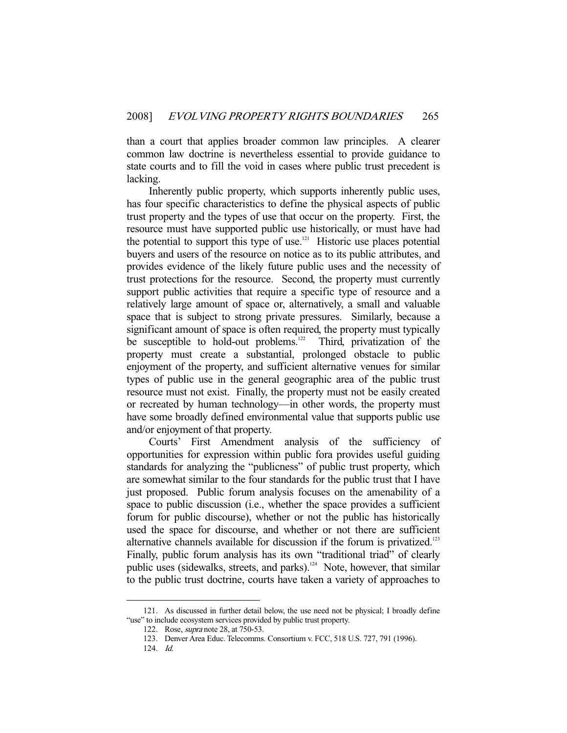than a court that applies broader common law principles. A clearer common law doctrine is nevertheless essential to provide guidance to state courts and to fill the void in cases where public trust precedent is lacking.

Inherently public property, which supports inherently public uses, has four specific characteristics to define the physical aspects of public trust property and the types of use that occur on the property. First, the resource must have supported public use historically, or must have had the potential to support this type of use.[121] Historic use places potential buyers and users of the resource on notice as to its public attributes, and provides evidence of the likely future public uses and the necessity of trust protections for the resource. Second, the property must currently support public activities that require a specific type of resource and a relatively large amount of space or, alternatively, a small and valuable space that is subject to strong private pressures. Similarly, because a significant amount of space is often required, the property must typically be susceptible to hold-out problems.[122] Third, privatization of the property must create a substantial, prolonged obstacle to public enjoyment of the property, and sufficient alternative venues for similar types of public use in the general geographic area of the public trust resource must not exist. Finally, the property must not be easily created or recreated by human technology—in other words, the property must have some broadly defined environmental value that supports public use and/or enjoyment of that property.

Courts' First Amendment analysis of the sufficiency of opportunities for expression within public fora provides useful guiding standards for analyzing the "publicness" of public trust property, which are somewhat similar to the four standards for the public trust that I have just proposed. Public forum analysis focuses on the amenability of a space to public discussion (i.e., whether the space provides a sufficient forum for public discourse), whether or not the public has historically used the space for discourse, and whether or not there are sufficient alternative channels available for discussion if the forum is privatized.[123] Finally, public forum analysis has its own "traditional triad" of clearly public uses (sidewalks, streets, and parks).[124] Note, however, that similar to the public trust doctrine, courts have taken a variety of approaches to

---

121. As discussed in further detail below, the use need not be physical; I broadly define "use" to include ecosystem services provided by public trust property.

122. Rose, *supra* note 28, at 750-53.

123. Denver Area Educ. Telecomms. Consortium v. FCC, 518 U.S. 727, 791 (1996).

124. *Id.*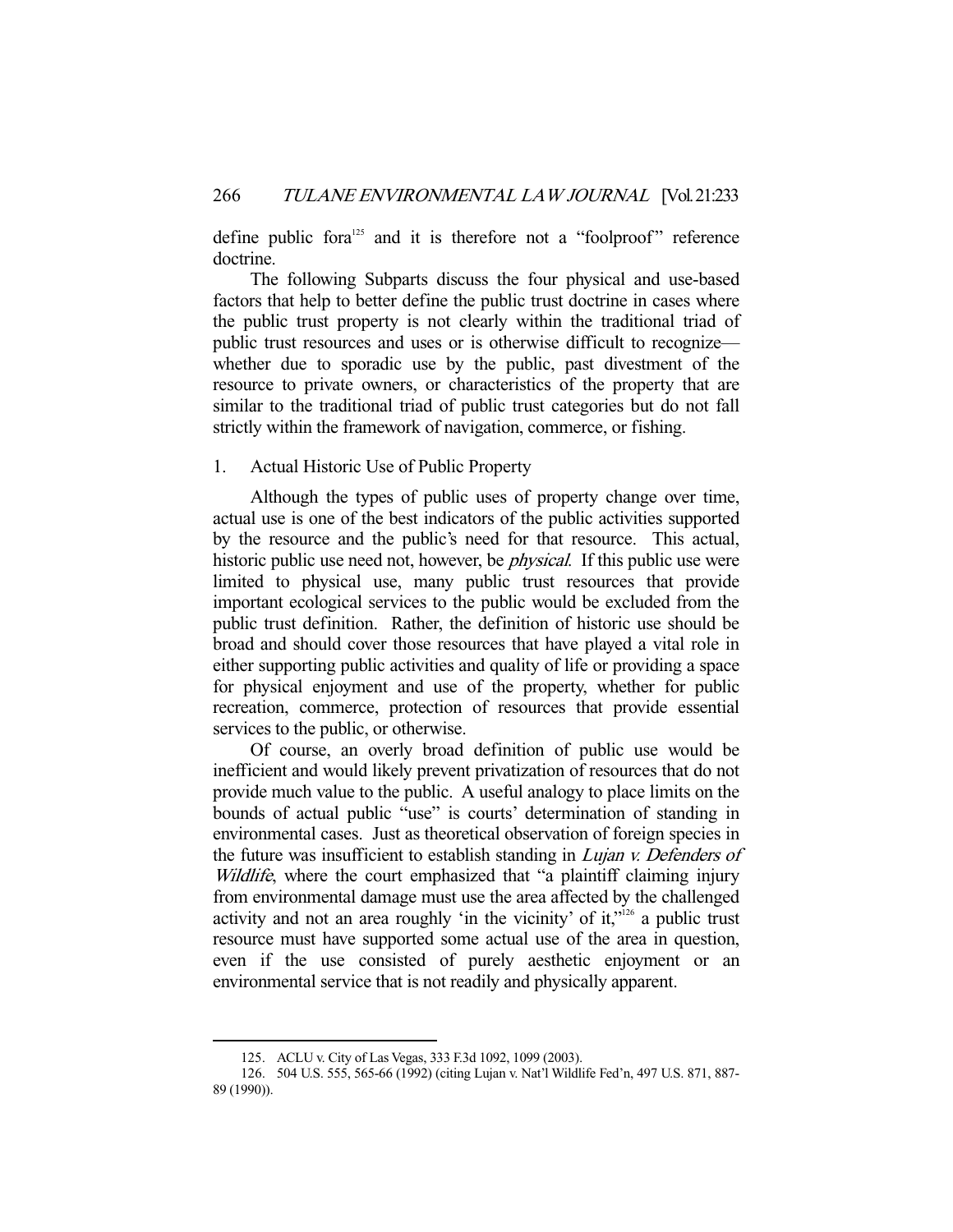define public fora[125] and it is therefore not a "foolproof" reference doctrine.

The following Subparts discuss the four physical and use-based factors that help to better define the public trust doctrine in cases where the public trust property is not clearly within the traditional triad of public trust resources and uses or is otherwise difficult to recognize—whether due to sporadic use by the public, past divestment of the resource to private owners, or characteristics of the property that are similar to the traditional triad of public trust categories but do not fall strictly within the framework of navigation, commerce, or fishing.

### 1. Actual Historic Use of Public Property

Although the types of public uses of property change over time, actual use is one of the best indicators of the public activities supported by the resource and the public's need for that resource. This actual, historic public use need not, however, be *physical*. If this public use were limited to physical use, many public trust resources that provide important ecological services to the public would be excluded from the public trust definition. Rather, the definition of historic use should be broad and should cover those resources that have played a vital role in either supporting public activities and quality of life or providing a space for physical enjoyment and use of the property, whether for public recreation, commerce, protection of resources that provide essential services to the public, or otherwise.

Of course, an overly broad definition of public use would be inefficient and would likely prevent privatization of resources that do not provide much value to the public. A useful analogy to place limits on the bounds of actual public "use" is courts' determination of standing in environmental cases. Just as theoretical observation of foreign species in the future was insufficient to establish standing in *Lujan v. Defenders of Wildlife*, where the court emphasized that "a plaintiff claiming injury from environmental damage must use the area affected by the challenged activity and not an area roughly 'in the vicinity' of it,"[126] a public trust resource must have supported some actual use of the area in question, even if the use consisted of purely aesthetic enjoyment or an environmental service that is not readily and physically apparent.

---

125. ACLU v. City of Las Vegas, 333 F.3d 1092, 1099 (2003).

126. 504 U.S. 555, 565-66 (1992) (citing Lujan v. Nat'l Wildlife Fed'n, 497 U.S. 871, 887-89 (1990)).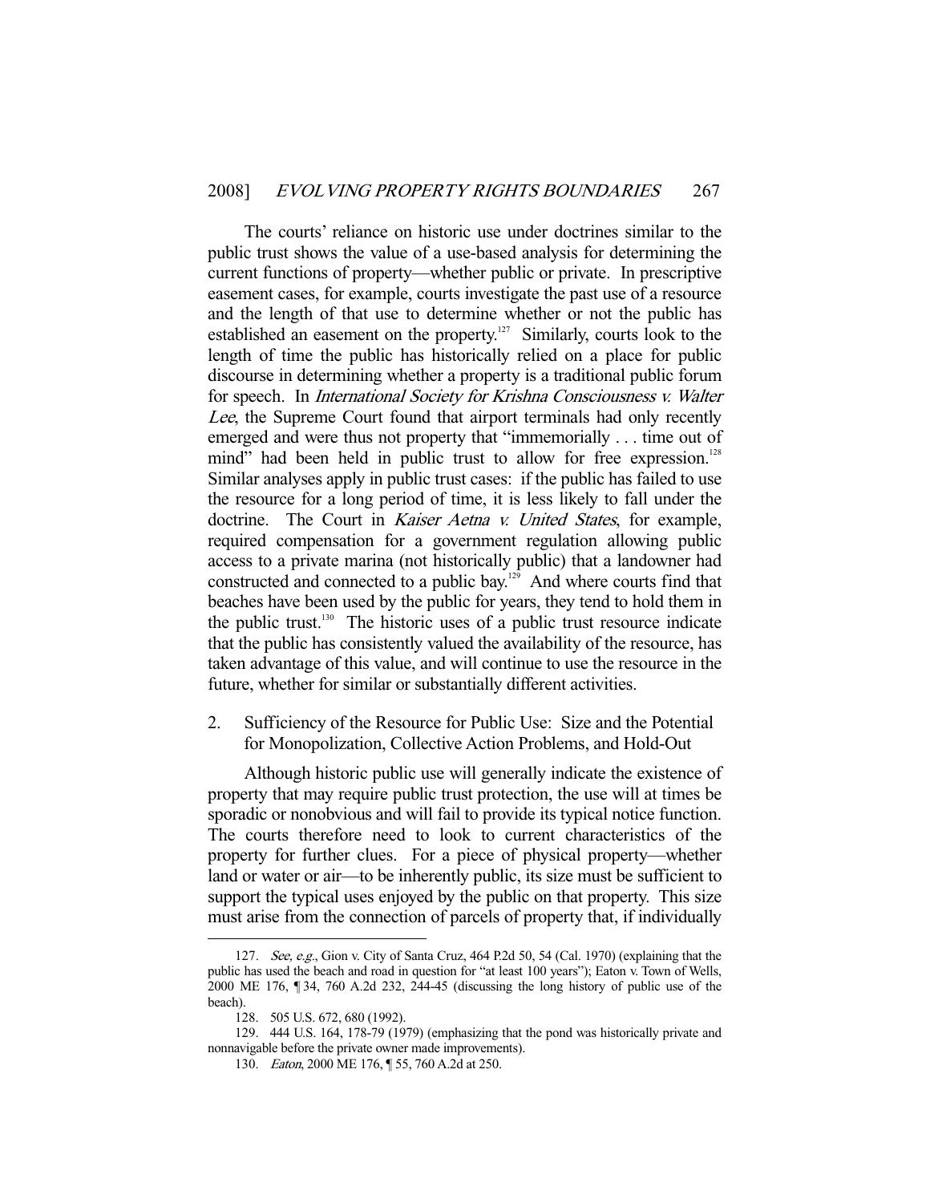The courts' reliance on historic use under doctrines similar to the public trust shows the value of a use-based analysis for determining the current functions of property—whether public or private. In prescriptive easement cases, for example, courts investigate the past use of a resource and the length of that use to determine whether or not the public has established an easement on the property.[127] Similarly, courts look to the length of time the public has historically relied on a place for public discourse in determining whether a property is a traditional public forum for speech. In *International Society for Krishna Consciousness v. Walter Lee*, the Supreme Court found that airport terminals had only recently emerged and were thus not property that "immemorially . . . time out of mind" had been held in public trust to allow for free expression.[128] Similar analyses apply in public trust cases: if the public has failed to use the resource for a long period of time, it is less likely to fall under the doctrine. The Court in *Kaiser Aetna v. United States*, for example, required compensation for a government regulation allowing public access to a private marina (not historically public) that a landowner had constructed and connected to a public bay.[129] And where courts find that beaches have been used by the public for years, they tend to hold them in the public trust.[130] The historic uses of a public trust resource indicate that the public has consistently valued the availability of the resource, has taken advantage of this value, and will continue to use the resource in the future, whether for similar or substantially different activities.

2. Sufficiency of the Resource for Public Use: Size and the Potential for Monopolization, Collective Action Problems, and Hold-Out

Although historic public use will generally indicate the existence of property that may require public trust protection, the use will at times be sporadic or nonobvious and will fail to provide its typical notice function. The courts therefore need to look to current characteristics of the property for further clues. For a piece of physical property—whether land or water or air—to be inherently public, its size must be sufficient to support the typical uses enjoyed by the public on that property. This size must arise from the connection of parcels of property that, if individually

---

127. *See, e.g.*, Gion v. City of Santa Cruz, 464 P.2d 50, 54 (Cal. 1970) (explaining that the public has used the beach and road in question for "at least 100 years"); Eaton v. Town of Wells, 2000 ME 176, ¶ 34, 760 A.2d 232, 244-45 (discussing the long history of public use of the beach).

128. 505 U.S. 672, 680 (1992).

129. 444 U.S. 164, 178-79 (1979) (emphasizing that the pond was historically private and nonnavigable before the private owner made improvements).

130. *Eaton*, 2000 ME 176, ¶ 55, 760 A.2d at 250.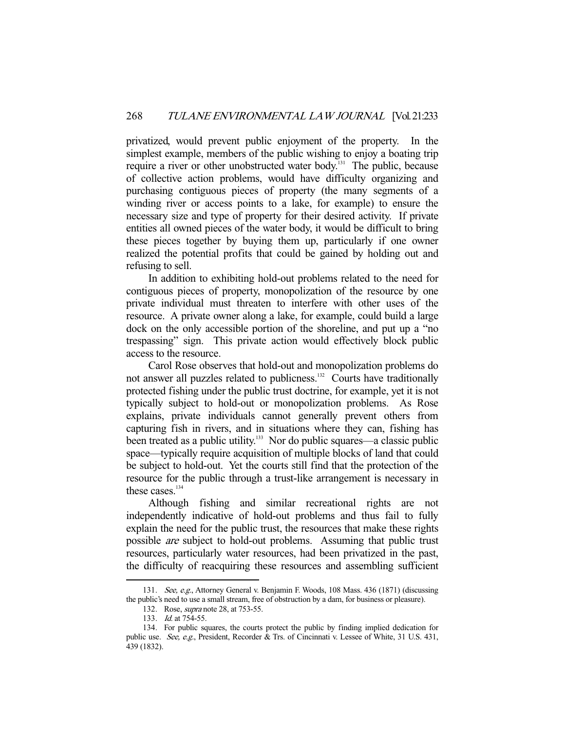privatized, would prevent public enjoyment of the property. In the simplest example, members of the public wishing to enjoy a boating trip require a river or other unobstructed water body.[131] The public, because of collective action problems, would have difficulty organizing and purchasing contiguous pieces of property (the many segments of a winding river or access points to a lake, for example) to ensure the necessary size and type of property for their desired activity. If private entities all owned pieces of the water body, it would be difficult to bring these pieces together by buying them up, particularly if one owner realized the potential profits that could be gained by holding out and refusing to sell.

In addition to exhibiting hold-out problems related to the need for contiguous pieces of property, monopolization of the resource by one private individual must threaten to interfere with other uses of the resource. A private owner along a lake, for example, could build a large dock on the only accessible portion of the shoreline, and put up a "no trespassing" sign. This private action would effectively block public access to the resource.

Carol Rose observes that hold-out and monopolization problems do not answer all puzzles related to publicness.[132] Courts have traditionally protected fishing under the public trust doctrine, for example, yet it is not typically subject to hold-out or monopolization problems. As Rose explains, private individuals cannot generally prevent others from capturing fish in rivers, and in situations where they can, fishing has been treated as a public utility.[133] Nor do public squares—a classic public space—typically require acquisition of multiple blocks of land that could be subject to hold-out. Yet the courts still find that the protection of the resource for the public through a trust-like arrangement is necessary in these cases.[134]

Although fishing and similar recreational rights are not independently indicative of hold-out problems and thus fail to fully explain the need for the public trust, the resources that make these rights possible *are* subject to hold-out problems. Assuming that public trust resources, particularly water resources, had been privatized in the past, the difficulty of reacquiring these resources and assembling sufficient

---

131. *See, e.g.*, Attorney General v. Benjamin F. Woods, 108 Mass. 436 (1871) (discussing the public's need to use a small stream, free of obstruction by a dam, for business or pleasure).

132. Rose, *supra* note 28, at 753-55.

133. *Id.* at 754-55.

134. For public squares, the courts protect the public by finding implied dedication for public use. *See, e.g.*, President, Recorder & Trs. of Cincinnati v. Lessee of White, 31 U.S. 431, 439 (1832).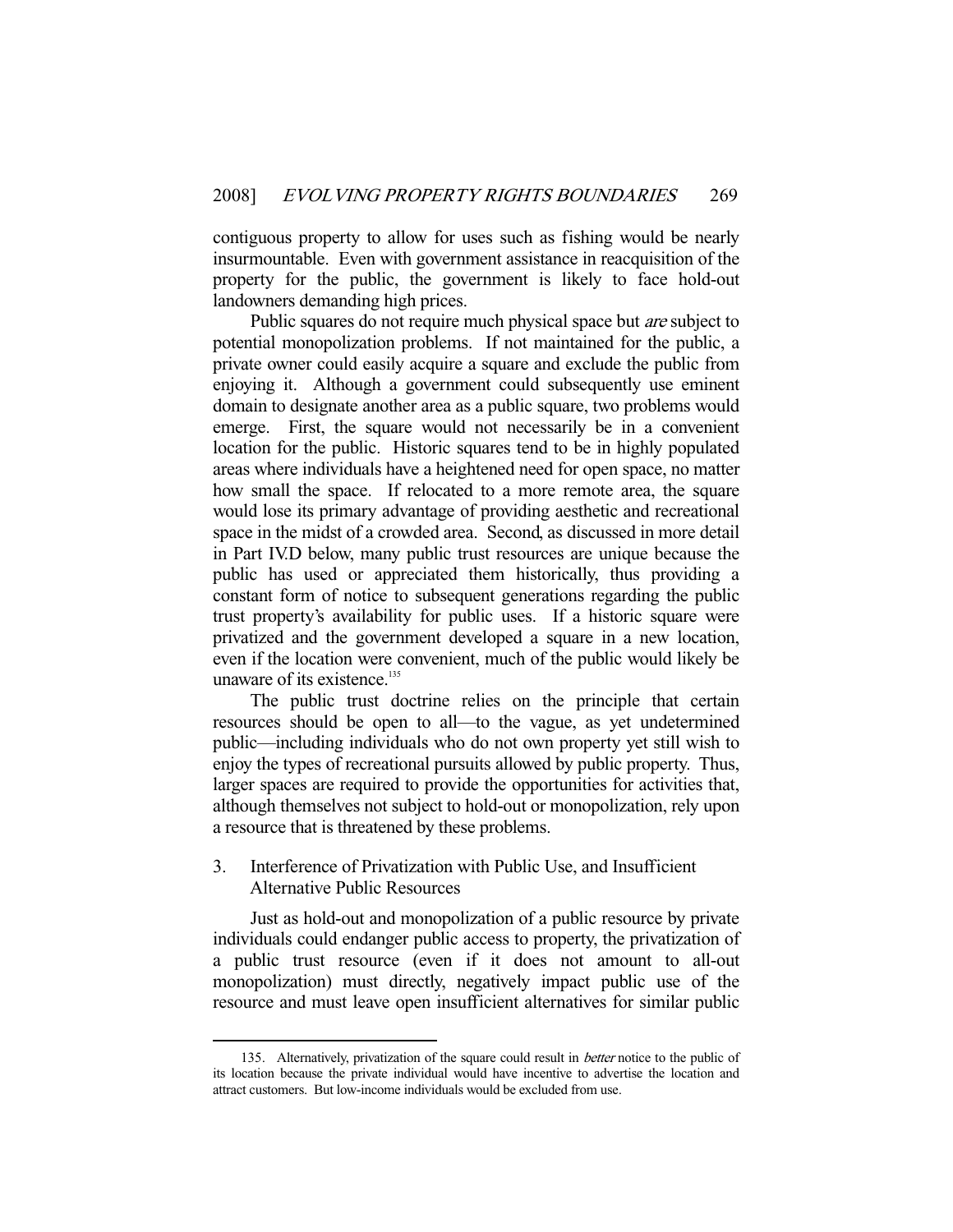contiguous property to allow for uses such as fishing would be nearly insurmountable. Even with government assistance in reacquisition of the property for the public, the government is likely to face hold-out landowners demanding high prices.

Public squares do not require much physical space but *are* subject to potential monopolization problems. If not maintained for the public, a private owner could easily acquire a square and exclude the public from enjoying it. Although a government could subsequently use eminent domain to designate another area as a public square, two problems would emerge. First, the square would not necessarily be in a convenient location for the public. Historic squares tend to be in highly populated areas where individuals have a heightened need for open space, no matter how small the space. If relocated to a more remote area, the square would lose its primary advantage of providing aesthetic and recreational space in the midst of a crowded area. Second, as discussed in more detail in Part IV.D below, many public trust resources are unique because the public has used or appreciated them historically, thus providing a constant form of notice to subsequent generations regarding the public trust property's availability for public uses. If a historic square were privatized and the government developed a square in a new location, even if the location were convenient, much of the public would likely be unaware of its existence.[135]

The public trust doctrine relies on the principle that certain resources should be open to all—to the vague, as yet undetermined public—including individuals who do not own property yet still wish to enjoy the types of recreational pursuits allowed by public property. Thus, larger spaces are required to provide the opportunities for activities that, although themselves not subject to hold-out or monopolization, rely upon a resource that is threatened by these problems.

### 3. Interference of Privatization with Public Use, and Insufficient Alternative Public Resources

Just as hold-out and monopolization of a public resource by private individuals could endanger public access to property, the privatization of a public trust resource (even if it does not amount to all-out monopolization) must directly, negatively impact public use of the resource and must leave open insufficient alternatives for similar public

---

135. Alternatively, privatization of the square could result in *better* notice to the public of its location because the private individual would have incentive to advertise the location and attract customers. But low-income individuals would be excluded from use.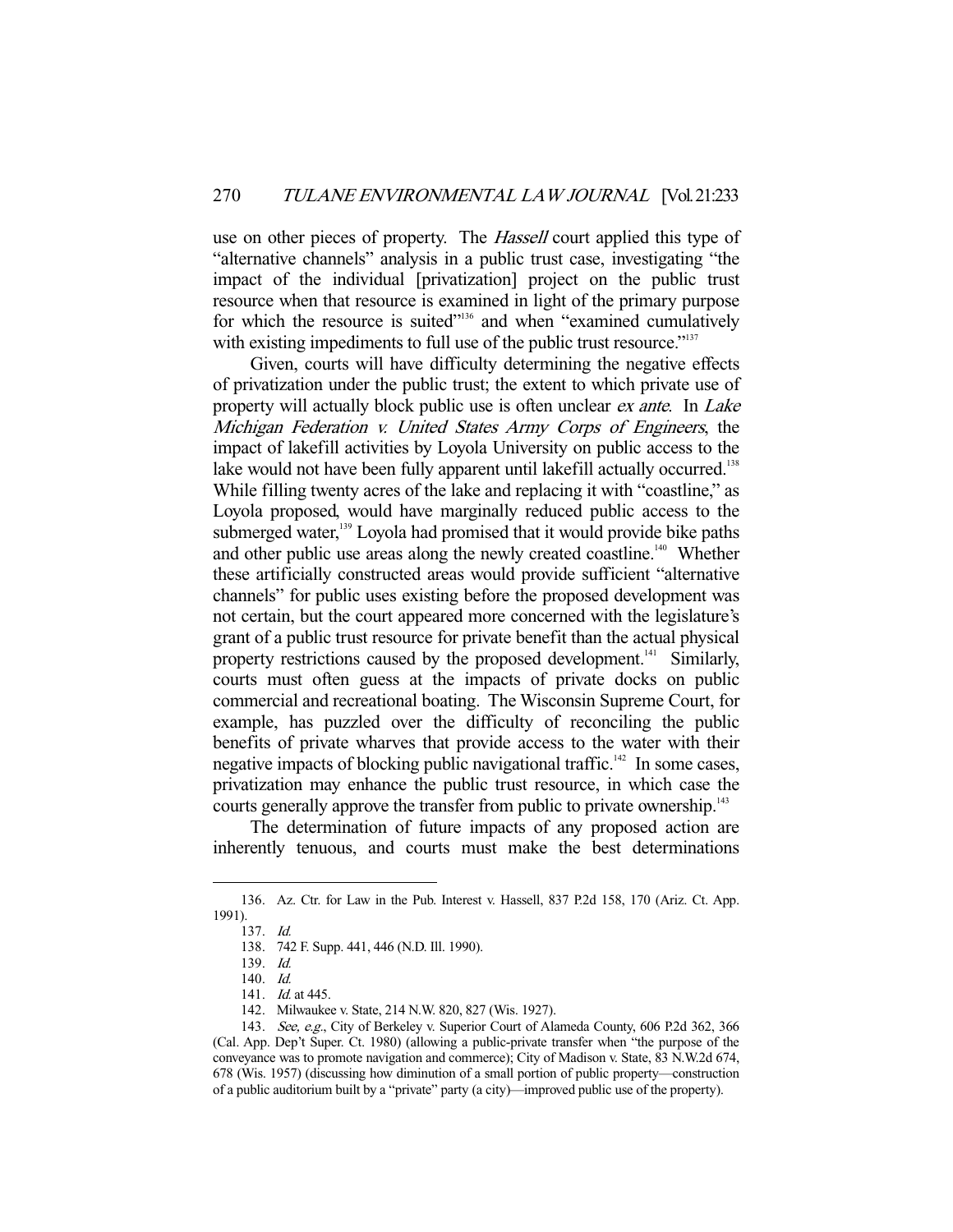use on other pieces of property. The *Hassell* court applied this type of "alternative channels" analysis in a public trust case, investigating "the impact of the individual [privatization] project on the public trust resource when that resource is examined in light of the primary purpose for which the resource is suited"[136] and when "examined cumulatively with existing impediments to full use of the public trust resource."[137]

Given, courts will have difficulty determining the negative effects of privatization under the public trust; the extent to which private use of property will actually block public use is often unclear *ex ante*. In *Lake Michigan Federation v. United States Army Corps of Engineers*, the impact of lakefill activities by Loyola University on public access to the lake would not have been fully apparent until lakefill actually occurred.[138] While filling twenty acres of the lake and replacing it with "coastline," as Loyola proposed, would have marginally reduced public access to the submerged water,[139] Loyola had promised that it would provide bike paths and other public use areas along the newly created coastline.[140] Whether these artificially constructed areas would provide sufficient "alternative channels" for public uses existing before the proposed development was not certain, but the court appeared more concerned with the legislature's grant of a public trust resource for private benefit than the actual physical property restrictions caused by the proposed development.[141] Similarly, courts must often guess at the impacts of private docks on public commercial and recreational boating. The Wisconsin Supreme Court, for example, has puzzled over the difficulty of reconciling the public benefits of private wharves that provide access to the water with their negative impacts of blocking public navigational traffic.[142] In some cases, privatization may enhance the public trust resource, in which case the courts generally approve the transfer from public to private ownership.[143]

The determination of future impacts of any proposed action are inherently tenuous, and courts must make the best determinations

---

136. Az. Ctr. for Law in the Pub. Interest v. Hassell, 837 P.2d 158, 170 (Ariz. Ct. App. 1991).

137. *Id.*

138. 742 F. Supp. 441, 446 (N.D. Ill. 1990).

139. *Id.*

140. *Id.*

141. *Id.* at 445.

142. Milwaukee v. State, 214 N.W. 820, 827 (Wis. 1927).

143. *See, e.g.*, City of Berkeley v. Superior Court of Alameda County, 606 P.2d 362, 366 (Cal. App. Dep't Super. Ct. 1980) (allowing a public-private transfer when "the purpose of the conveyance was to promote navigation and commerce); City of Madison v. State, 83 N.W.2d 674, 678 (Wis. 1957) (discussing how diminution of a small portion of public property—construction of a public auditorium built by a "private" party (a city)—improved public use of the property).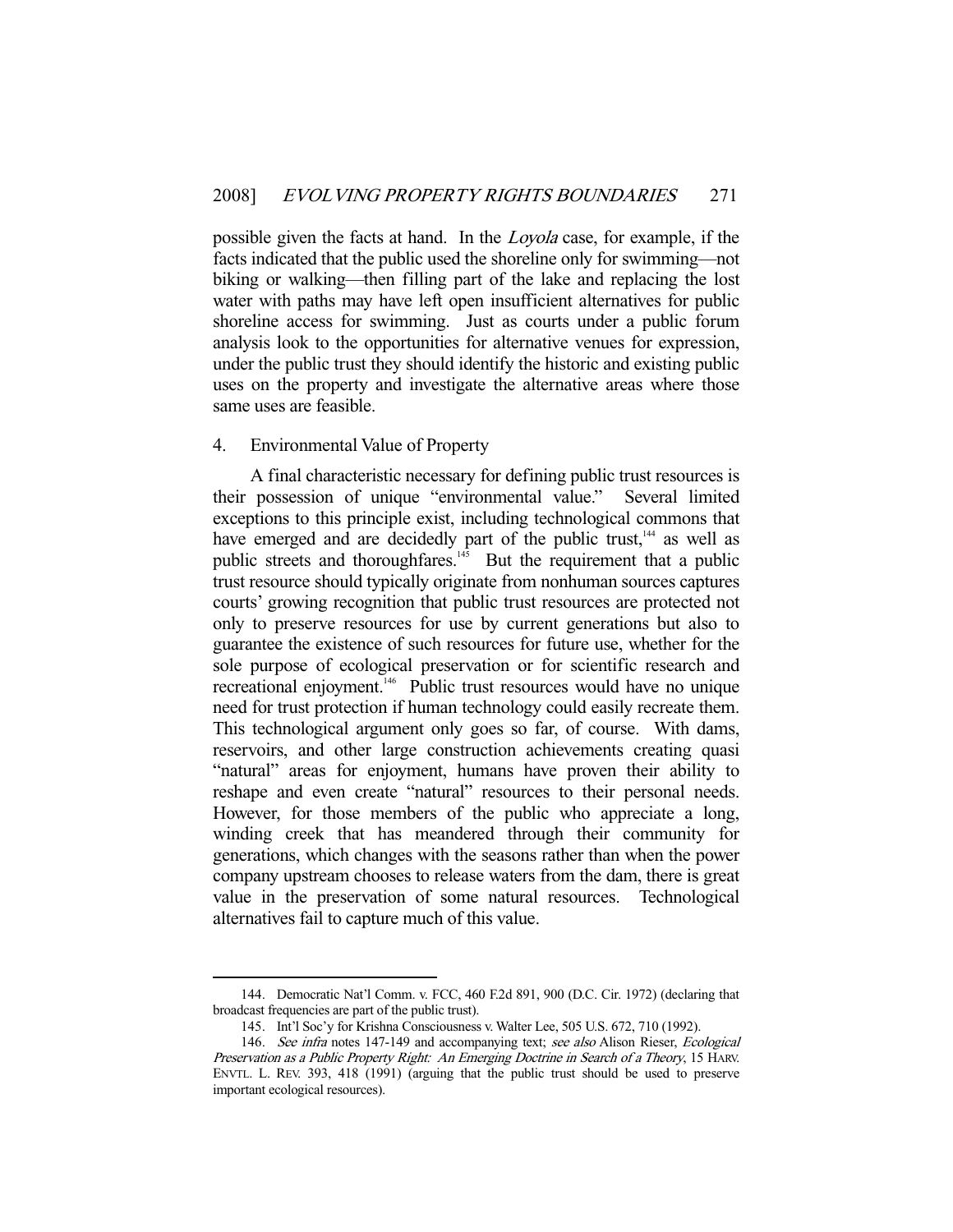possible given the facts at hand. In the *Loyola* case, for example, if the facts indicated that the public used the shoreline only for swimming—not biking or walking—then filling part of the lake and replacing the lost water with paths may have left open insufficient alternatives for public shoreline access for swimming. Just as courts under a public forum analysis look to the opportunities for alternative venues for expression, under the public trust they should identify the historic and existing public uses on the property and investigate the alternative areas where those same uses are feasible.

### 4. Environmental Value of Property

A final characteristic necessary for defining public trust resources is their possession of unique "environmental value." Several limited exceptions to this principle exist, including technological commons that have emerged and are decidedly part of the public trust,[144] as well as public streets and thoroughfares.[145] But the requirement that a public trust resource should typically originate from nonhuman sources captures courts' growing recognition that public trust resources are protected not only to preserve resources for use by current generations but also to guarantee the existence of such resources for future use, whether for the sole purpose of ecological preservation or for scientific research and recreational enjoyment.[146] Public trust resources would have no unique need for trust protection if human technology could easily recreate them. This technological argument only goes so far, of course. With dams, reservoirs, and other large construction achievements creating quasi "natural" areas for enjoyment, humans have proven their ability to reshape and even create "natural" resources to their personal needs. However, for those members of the public who appreciate a long, winding creek that has meandered through their community for generations, which changes with the seasons rather than when the power company upstream chooses to release waters from the dam, there is great value in the preservation of some natural resources. Technological alternatives fail to capture much of this value.

---

144. Democratic Nat'l Comm. v. FCC, 460 F.2d 891, 900 (D.C. Cir. 1972) (declaring that broadcast frequencies are part of the public trust).

145. Int'l Soc'y for Krishna Consciousness v. Walter Lee, 505 U.S. 672, 710 (1992).

146. *See infra* notes 147-149 and accompanying text; *see also* Alison Rieser, *Ecological Preservation as a Public Property Right: An Emerging Doctrine in Search of a Theory*, 15 HARV. ENVTL. L. REV. 393, 418 (1991) (arguing that the public trust should be used to preserve important ecological resources).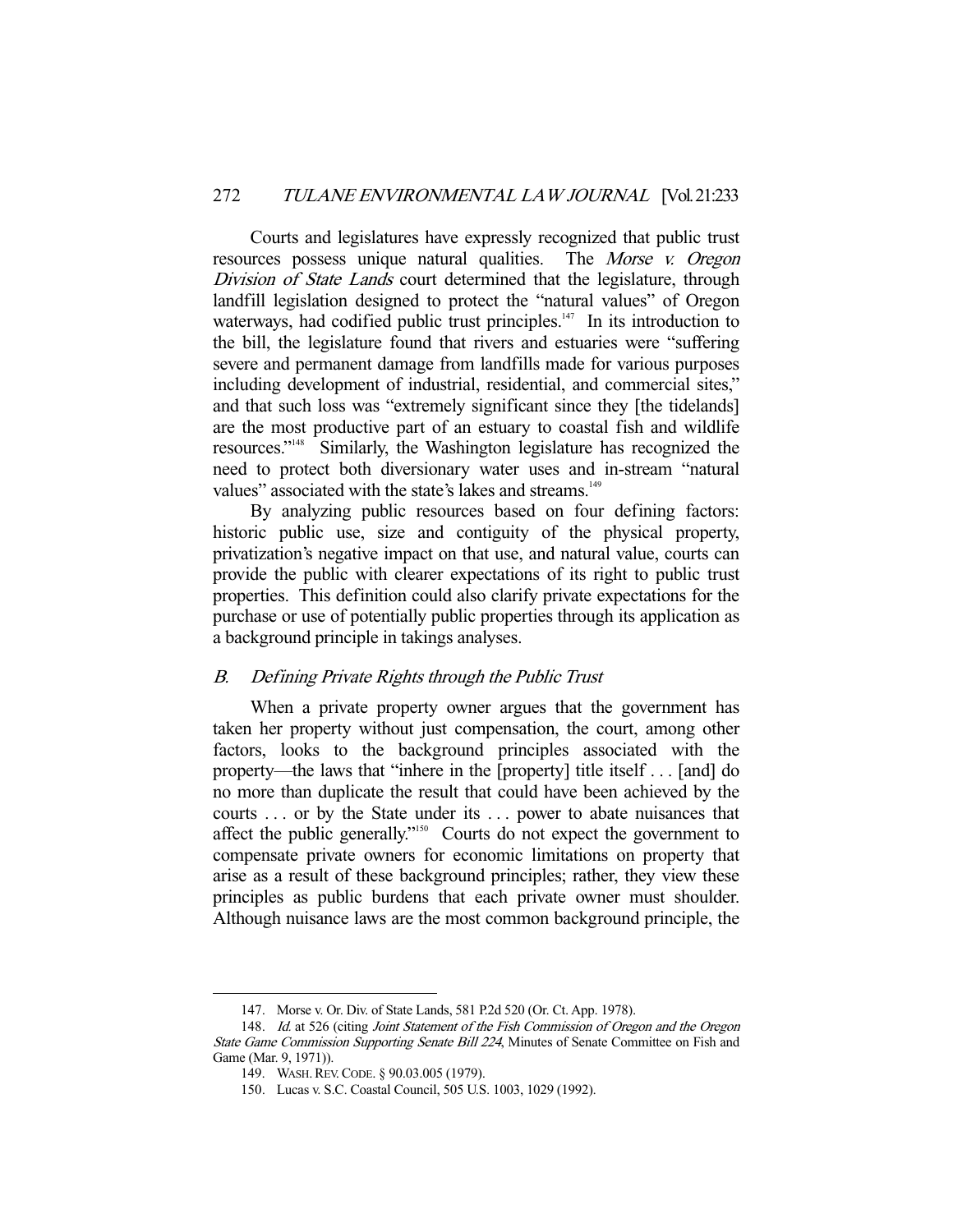Courts and legislatures have expressly recognized that public trust resources possess unique natural qualities. The *Morse v. Oregon Division of State Lands* court determined that the legislature, through landfill legislation designed to protect the "natural values" of Oregon waterways, had codified public trust principles.[147] In its introduction to the bill, the legislature found that rivers and estuaries were "suffering severe and permanent damage from landfills made for various purposes including development of industrial, residential, and commercial sites," and that such loss was "extremely significant since they [the tidelands] are the most productive part of an estuary to coastal fish and wildlife resources."[148] Similarly, the Washington legislature has recognized the need to protect both diversionary water uses and in-stream "natural values" associated with the state's lakes and streams.[149]

By analyzing public resources based on four defining factors: historic public use, size and contiguity of the physical property, privatization's negative impact on that use, and natural value, courts can provide the public with clearer expectations of its right to public trust properties. This definition could also clarify private expectations for the purchase or use of potentially public properties through its application as a background principle in takings analyses.

### *B. Defining Private Rights through the Public Trust*

When a private property owner argues that the government has taken her property without just compensation, the court, among other factors, looks to the background principles associated with the property—the laws that "inhere in the [property] title itself . . . [and] do no more than duplicate the result that could have been achieved by the courts . . . or by the State under its . . . power to abate nuisances that affect the public generally."[150] Courts do not expect the government to compensate private owners for economic limitations on property that arise as a result of these background principles; rather, they view these principles as public burdens that each private owner must shoulder. Although nuisance laws are the most common background principle, the

---

147. Morse v. Or. Div. of State Lands, 581 P.2d 520 (Or. Ct. App. 1978).

148. *Id.* at 526 (citing *Joint Statement of the Fish Commission of Oregon and the Oregon State Game Commission Supporting Senate Bill 224*, Minutes of Senate Committee on Fish and Game (Mar. 9, 1971)).

149. WASH. REV. CODE. § 90.03.005 (1979).

150. Lucas v. S.C. Coastal Council, 505 U.S. 1003, 1029 (1992).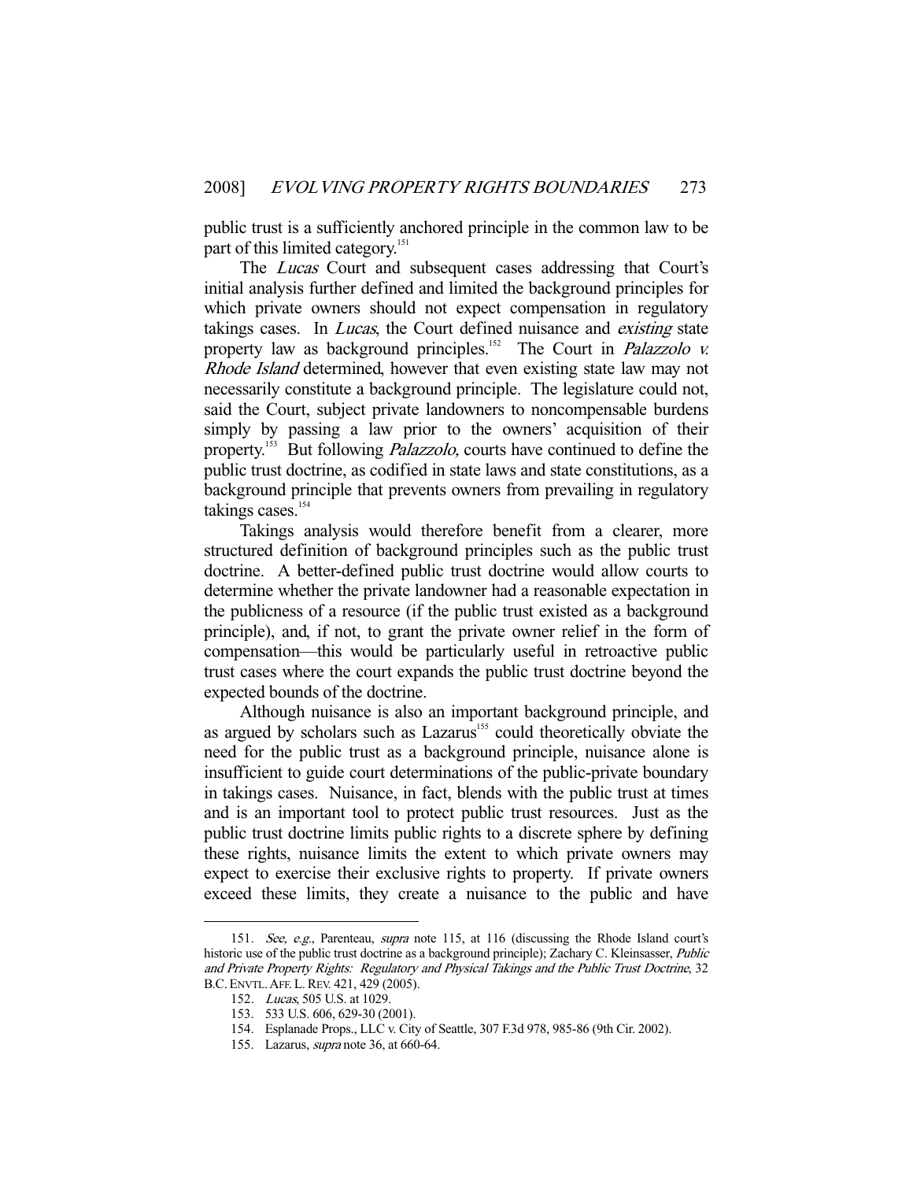public trust is a sufficiently anchored principle in the common law to be part of this limited category.[151]

The *Lucas* Court and subsequent cases addressing that Court's initial analysis further defined and limited the background principles for which private owners should not expect compensation in regulatory takings cases. In *Lucas*, the Court defined nuisance and *existing* state property law as background principles.[152] The Court in *Palazzolo v. Rhode Island* determined, however that even existing state law may not necessarily constitute a background principle. The legislature could not, said the Court, subject private landowners to noncompensable burdens simply by passing a law prior to the owners' acquisition of their property.[153] But following *Palazzolo,* courts have continued to define the public trust doctrine, as codified in state laws and state constitutions, as a background principle that prevents owners from prevailing in regulatory takings cases.[154]

Takings analysis would therefore benefit from a clearer, more structured definition of background principles such as the public trust doctrine. A better-defined public trust doctrine would allow courts to determine whether the private landowner had a reasonable expectation in the publicness of a resource (if the public trust existed as a background principle), and, if not, to grant the private owner relief in the form of compensation—this would be particularly useful in retroactive public trust cases where the court expands the public trust doctrine beyond the expected bounds of the doctrine.

Although nuisance is also an important background principle, and as argued by scholars such as Lazarus[155] could theoretically obviate the need for the public trust as a background principle, nuisance alone is insufficient to guide court determinations of the public-private boundary in takings cases. Nuisance, in fact, blends with the public trust at times and is an important tool to protect public trust resources. Just as the public trust doctrine limits public rights to a discrete sphere by defining these rights, nuisance limits the extent to which private owners may expect to exercise their exclusive rights to property. If private owners exceed these limits, they create a nuisance to the public and have

---

151. *See, e.g.*, Parenteau, *supra* note 115, at 116 (discussing the Rhode Island court's historic use of the public trust doctrine as a background principle); Zachary C. Kleinsasser, *Public and Private Property Rights: Regulatory and Physical Takings and the Public Trust Doctrine*, 32 B.C. ENVTL. AFF. L. REV. 421, 429 (2005).

152. *Lucas*, 505 U.S. at 1029.

153. 533 U.S. 606, 629-30 (2001).

154. Esplanade Props., LLC v. City of Seattle, 307 F.3d 978, 985-86 (9th Cir. 2002).

155. Lazarus, *supra* note 36, at 660-64.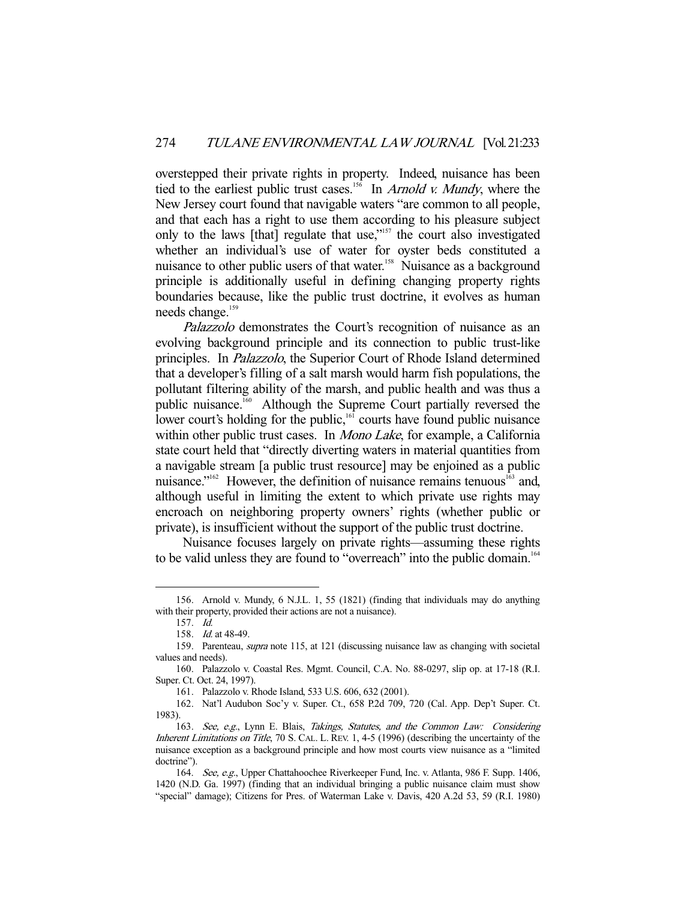overstepped their private rights in property. Indeed, nuisance has been tied to the earliest public trust cases.[156] In *Arnold v. Mundy*, where the New Jersey court found that navigable waters "are common to all people, and that each has a right to use them according to his pleasure subject only to the laws [that] regulate that use,"[157] the court also investigated whether an individual's use of water for oyster beds constituted a nuisance to other public users of that water.[158] Nuisance as a background principle is additionally useful in defining changing property rights boundaries because, like the public trust doctrine, it evolves as human needs change.[159]

*Palazzolo* demonstrates the Court's recognition of nuisance as an evolving background principle and its connection to public trust-like principles. In *Palazzolo*, the Superior Court of Rhode Island determined that a developer's filling of a salt marsh would harm fish populations, the pollutant filtering ability of the marsh, and public health and was thus a public nuisance.[160] Although the Supreme Court partially reversed the lower court's holding for the public,[161] courts have found public nuisance within other public trust cases. In *Mono Lake*, for example, a California state court held that "directly diverting waters in material quantities from a navigable stream [a public trust resource] may be enjoined as a public nuisance."[162] However, the definition of nuisance remains tenuous[163] and, although useful in limiting the extent to which private use rights may encroach on neighboring property owners' rights (whether public or private), is insufficient without the support of the public trust doctrine.

Nuisance focuses largely on private rights—assuming these rights to be valid unless they are found to "overreach" into the public domain.[164]

---

156. Arnold v. Mundy, 6 N.J.L. 1, 55 (1821) (finding that individuals may do anything with their property, provided their actions are not a nuisance).

157. *Id.*

158. *Id.* at 48-49.

159. Parenteau, *supra* note 115, at 121 (discussing nuisance law as changing with societal values and needs).

160. Palazzolo v. Coastal Res. Mgmt. Council, C.A. No. 88-0297, slip op. at 17-18 (R.I. Super. Ct. Oct. 24, 1997).

161. Palazzolo v. Rhode Island, 533 U.S. 606, 632 (2001).

162. Nat'l Audubon Soc'y v. Super. Ct., 658 P.2d 709, 720 (Cal. App. Dep't Super. Ct. 1983).

163. *See, e.g.*, Lynn E. Blais, *Takings, Statutes, and the Common Law: Considering Inherent Limitations on Title*, 70 S. CAL. L. REV. 1, 4-5 (1996) (describing the uncertainty of the nuisance exception as a background principle and how most courts view nuisance as a "limited doctrine").

164. *See, e.g.*, Upper Chattahoochee Riverkeeper Fund, Inc. v. Atlanta, 986 F. Supp. 1406, 1420 (N.D. Ga. 1997) (finding that an individual bringing a public nuisance claim must show "special" damage); Citizens for Pres. of Waterman Lake v. Davis, 420 A.2d 53, 59 (R.I. 1980)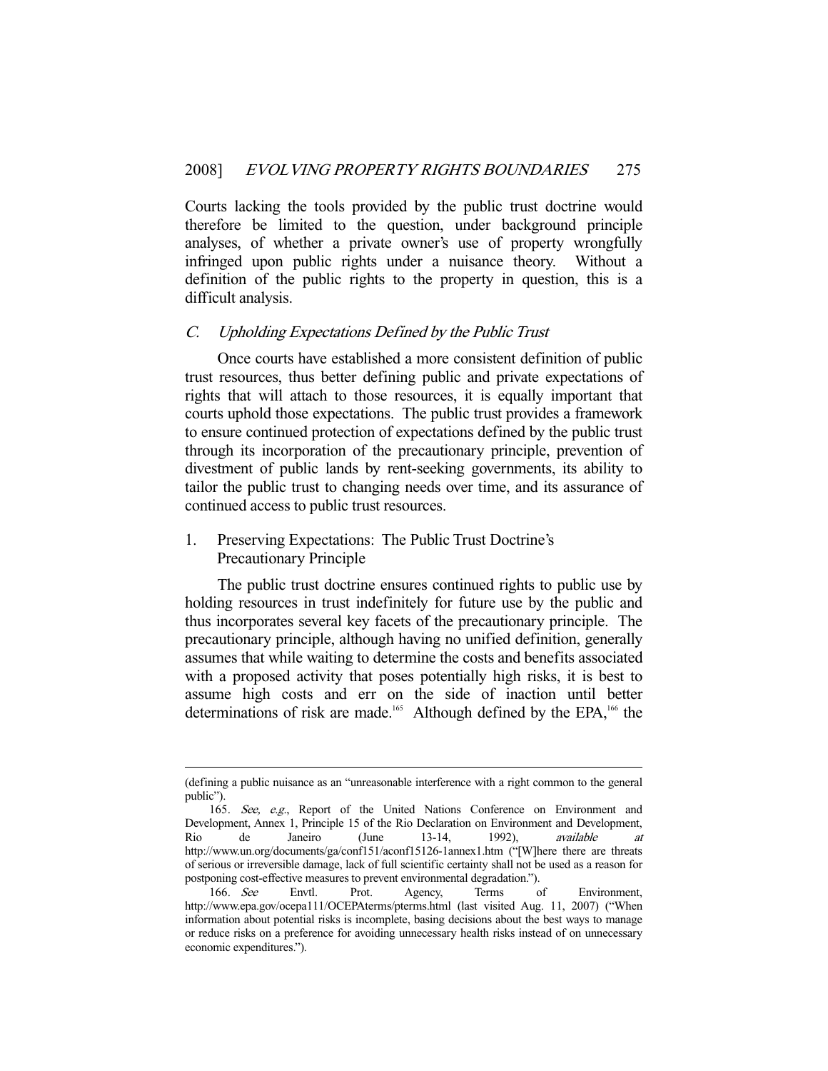Courts lacking the tools provided by the public trust doctrine would therefore be limited to the question, under background principle analyses, of whether a private owner's use of property wrongfully infringed upon public rights under a nuisance theory. Without a definition of the public rights to the property in question, this is a difficult analysis.

### C. *Upholding Expectations Defined by the Public Trust*

Once courts have established a more consistent definition of public trust resources, thus better defining public and private expectations of rights that will attach to those resources, it is equally important that courts uphold those expectations. The public trust provides a framework to ensure continued protection of expectations defined by the public trust through its incorporation of the precautionary principle, prevention of divestment of public lands by rent-seeking governments, its ability to tailor the public trust to changing needs over time, and its assurance of continued access to public trust resources.

#### 1. Preserving Expectations: The Public Trust Doctrine's Precautionary Principle

The public trust doctrine ensures continued rights to public use by holding resources in trust indefinitely for future use by the public and thus incorporates several key facets of the precautionary principle. The precautionary principle, although having no unified definition, generally assumes that while waiting to determine the costs and benefits associated with a proposed activity that poses potentially high risks, it is best to assume high costs and err on the side of inaction until better determinations of risk are made.[165] Although defined by the EPA,[166] the

---

(defining a public nuisance as an "unreasonable interference with a right common to the general public").

165. *See, e.g.*, Report of the United Nations Conference on Environment and Development, Annex 1, Principle 15 of the Rio Declaration on Environment and Development, Rio de Janeiro (June 13-14, 1992), *available at* http://www.un.org/documents/ga/conf151/aconf15126-1annex1.htm ("[W]here there are threats of serious or irreversible damage, lack of full scientific certainty shall not be used as a reason for postponing cost-effective measures to prevent environmental degradation.").

166. *See* Envtl. Prot. Agency, Terms of Environment, http://www.epa.gov/ocepa111/OCEPAterms/pterms.html (last visited Aug. 11, 2007) ("When information about potential risks is incomplete, basing decisions about the best ways to manage or reduce risks on a preference for avoiding unnecessary health risks instead of on unnecessary economic expenditures.").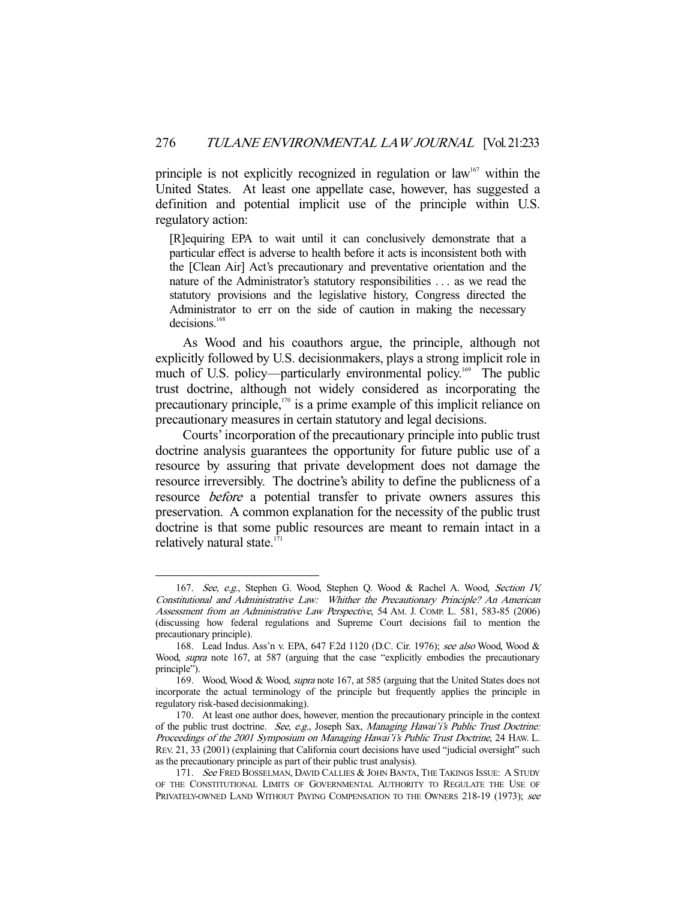principle is not explicitly recognized in regulation or law[167] within the United States. At least one appellate case, however, has suggested a definition and potential implicit use of the principle within U.S. regulatory action:

> [R]equiring EPA to wait until it can conclusively demonstrate that a particular effect is adverse to health before it acts is inconsistent both with the [Clean Air] Act's precautionary and preventative orientation and the nature of the Administrator's statutory responsibilities . . . as we read the statutory provisions and the legislative history, Congress directed the Administrator to err on the side of caution in making the necessary decisions.[168]

As Wood and his coauthors argue, the principle, although not explicitly followed by U.S. decisionmakers, plays a strong implicit role in much of U.S. policy—particularly environmental policy.[169] The public trust doctrine, although not widely considered as incorporating the precautionary principle,[170] is a prime example of this implicit reliance on precautionary measures in certain statutory and legal decisions.

Courts' incorporation of the precautionary principle into public trust doctrine analysis guarantees the opportunity for future public use of a resource by assuring that private development does not damage the resource irreversibly. The doctrine's ability to define the publicness of a resource *before* a potential transfer to private owners assures this preservation. A common explanation for the necessity of the public trust doctrine is that some public resources are meant to remain intact in a relatively natural state.[171]

---

167. *See, e.g.*, Stephen G. Wood, Stephen Q. Wood & Rachel A. Wood, *Section IV, Constitutional and Administrative Law: Whither the Precautionary Principle? An American Assessment from an Administrative Law Perspective*, 54 AM. J. COMP. L. 581, 583-85 (2006) (discussing how federal regulations and Supreme Court decisions fail to mention the precautionary principle).

168. Lead Indus. Ass'n v. EPA, 647 F.2d 1120 (D.C. Cir. 1976); *see also* Wood, Wood & Wood, *supra* note 167, at 587 (arguing that the case "explicitly embodies the precautionary principle").

169. Wood, Wood & Wood, *supra* note 167, at 585 (arguing that the United States does not incorporate the actual terminology of the principle but frequently applies the principle in regulatory risk-based decisionmaking).

170. At least one author does, however, mention the precautionary principle in the context of the public trust doctrine. *See, e.g.*, Joseph Sax, *Managing Hawai'i's Public Trust Doctrine: Proceedings of the 2001 Symposium on Managing Hawai'i's Public Trust Doctrine*, 24 HAW. L. REV. 21, 33 (2001) (explaining that California court decisions have used "judicial oversight" such as the precautionary principle as part of their public trust analysis).

171. *See* FRED BOSSELMAN, DAVID CALLIES & JOHN BANTA, THE TAKINGS ISSUE: A STUDY OF THE CONSTITUTIONAL LIMITS OF GOVERNMENTAL AUTHORITY TO REGULATE THE USE OF PRIVATELY-OWNED LAND WITHOUT PAYING COMPENSATION TO THE OWNERS 218-19 (1973); *see*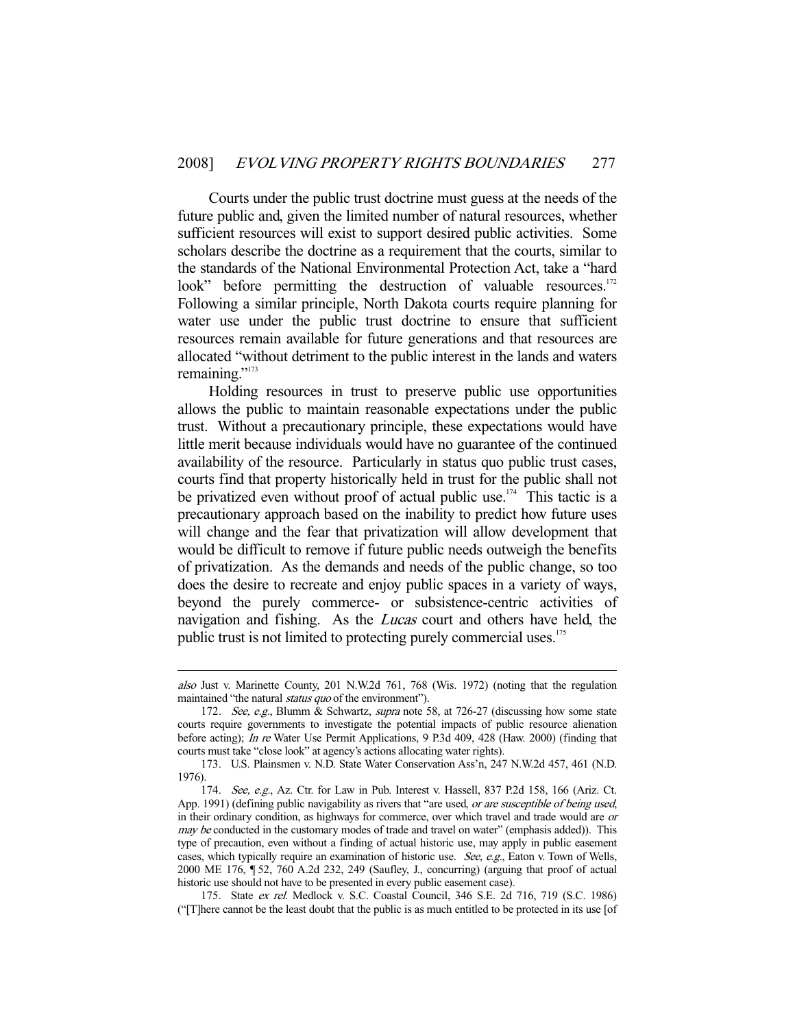Courts under the public trust doctrine must guess at the needs of the future public and, given the limited number of natural resources, whether sufficient resources will exist to support desired public activities. Some scholars describe the doctrine as a requirement that the courts, similar to the standards of the National Environmental Protection Act, take a "hard look" before permitting the destruction of valuable resources.[172] Following a similar principle, North Dakota courts require planning for water use under the public trust doctrine to ensure that sufficient resources remain available for future generations and that resources are allocated "without detriment to the public interest in the lands and waters remaining."[173]

Holding resources in trust to preserve public use opportunities allows the public to maintain reasonable expectations under the public trust. Without a precautionary principle, these expectations would have little merit because individuals would have no guarantee of the continued availability of the resource. Particularly in status quo public trust cases, courts find that property historically held in trust for the public shall not be privatized even without proof of actual public use.[174] This tactic is a precautionary approach based on the inability to predict how future uses will change and the fear that privatization will allow development that would be difficult to remove if future public needs outweigh the benefits of privatization. As the demands and needs of the public change, so too does the desire to recreate and enjoy public spaces in a variety of ways, beyond the purely commerce- or subsistence-centric activities of navigation and fishing. As the *Lucas* court and others have held, the public trust is not limited to protecting purely commercial uses.[175]

---

*also* Just v. Marinette County, 201 N.W.2d 761, 768 (Wis. 1972) (noting that the regulation maintained "the natural *status quo* of the environment").

172. *See, e.g.*, Blumm & Schwartz, *supra* note 58, at 726-27 (discussing how some state courts require governments to investigate the potential impacts of public resource alienation before acting); *In re* Water Use Permit Applications, 9 P.3d 409, 428 (Haw. 2000) (finding that courts must take "close look" at agency's actions allocating water rights).

173. U.S. Plainsmen v. N.D. State Water Conservation Ass'n, 247 N.W.2d 457, 461 (N.D. 1976).

174. *See, e.g.*, Az. Ctr. for Law in Pub. Interest v. Hassell, 837 P.2d 158, 166 (Ariz. Ct. App. 1991) (defining public navigability as rivers that "are used, *or are susceptible of being used*, in their ordinary condition, as highways for commerce, over which travel and trade would are *or may be* conducted in the customary modes of trade and travel on water" (emphasis added)). This type of precaution, even without a finding of actual historic use, may apply in public easement cases, which typically require an examination of historic use. *See, e.g.*, Eaton v. Town of Wells, 2000 ME 176, ¶ 52, 760 A.2d 232, 249 (Saufley, J., concurring) (arguing that proof of actual historic use should not have to be presented in every public easement case).

175. State *ex rel.* Medlock v. S.C. Coastal Council, 346 S.E. 2d 716, 719 (S.C. 1986) ("[T]here cannot be the least doubt that the public is as much entitled to be protected in its use [of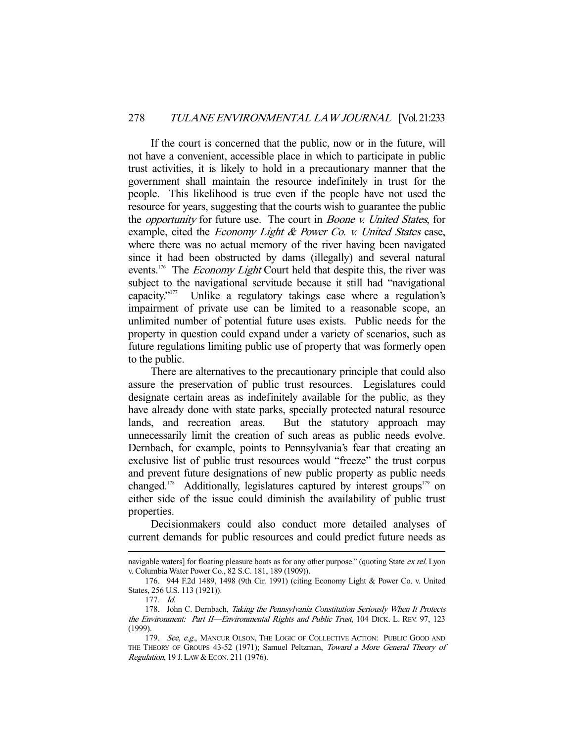If the court is concerned that the public, now or in the future, will not have a convenient, accessible place in which to participate in public trust activities, it is likely to hold in a precautionary manner that the government shall maintain the resource indefinitely in trust for the people. This likelihood is true even if the people have not used the resource for years, suggesting that the courts wish to guarantee the public the *opportunity* for future use. The court in *Boone v. United States*, for example, cited the *Economy Light & Power Co. v. United States* case, where there was no actual memory of the river having been navigated since it had been obstructed by dams (illegally) and several natural events.[176] The *Economy Light* Court held that despite this, the river was subject to the navigational servitude because it still had "navigational capacity."[177] Unlike a regulatory takings case where a regulation's impairment of private use can be limited to a reasonable scope, an unlimited number of potential future uses exists. Public needs for the property in question could expand under a variety of scenarios, such as future regulations limiting public use of property that was formerly open to the public.

There are alternatives to the precautionary principle that could also assure the preservation of public trust resources. Legislatures could designate certain areas as indefinitely available for the public, as they have already done with state parks, specially protected natural resource lands, and recreation areas. But the statutory approach may unnecessarily limit the creation of such areas as public needs evolve. Dernbach, for example, points to Pennsylvania's fear that creating an exclusive list of public trust resources would "freeze" the trust corpus and prevent future designations of new public property as public needs changed.[178] Additionally, legislatures captured by interest groups[179] on either side of the issue could diminish the availability of public trust properties.

Decisionmakers could also conduct more detailed analyses of current demands for public resources and could predict future needs as

---

navigable waters] for floating pleasure boats as for any other purpose." (quoting State *ex rel.* Lyon v. Columbia Water Power Co., 82 S.C. 181, 189 (1909)).

176. 944 F.2d 1489, 1498 (9th Cir. 1991) (citing Economy Light & Power Co. v. United States, 256 U.S. 113 (1921)).

177. *Id.*

178. John C. Dernbach, *Taking the Pennsylvania Constitution Seriously When It Protects the Environment: Part II—Environmental Rights and Public Trust*, 104 DICK. L. REV. 97, 123 (1999).

179. *See, e.g.*, MANCUR OLSON, THE LOGIC OF COLLECTIVE ACTION: PUBLIC GOOD AND THE THEORY OF GROUPS 43-52 (1971); Samuel Peltzman, *Toward a More General Theory of Regulation*, 19 J. LAW & ECON. 211 (1976).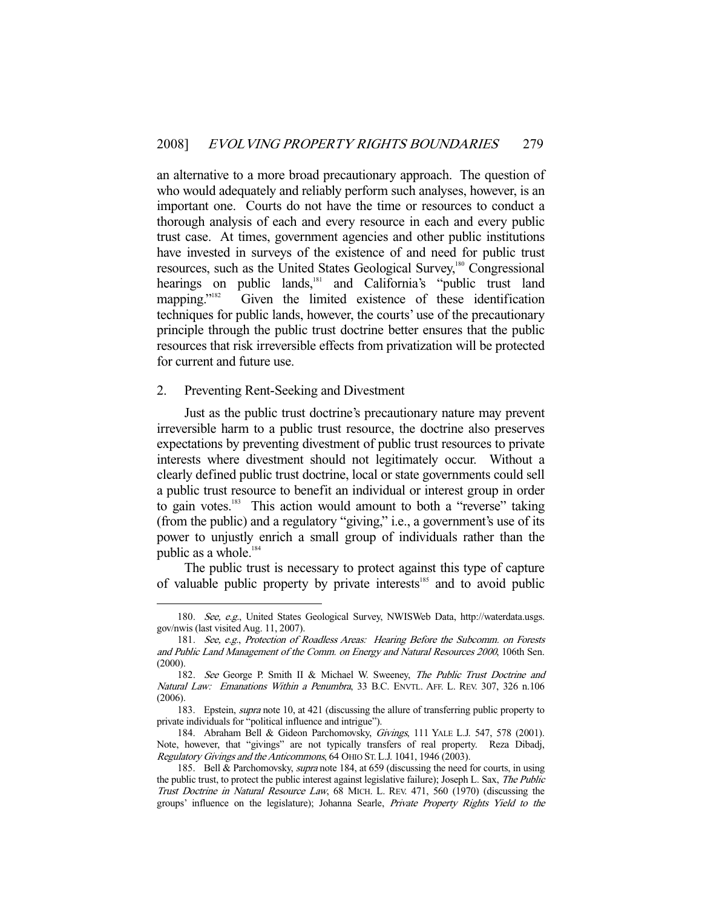an alternative to a more broad precautionary approach. The question of who would adequately and reliably perform such analyses, however, is an important one. Courts do not have the time or resources to conduct a thorough analysis of each and every resource in each and every public trust case. At times, government agencies and other public institutions have invested in surveys of the existence of and need for public trust resources, such as the United States Geological Survey,[180] Congressional hearings on public lands,[181] and California's "public trust land mapping."[182] Given the limited existence of these identification techniques for public lands, however, the courts' use of the precautionary principle through the public trust doctrine better ensures that the public resources that risk irreversible effects from privatization will be protected for current and future use.

### 2. Preventing Rent-Seeking and Divestment

Just as the public trust doctrine's precautionary nature may prevent irreversible harm to a public trust resource, the doctrine also preserves expectations by preventing divestment of public trust resources to private interests where divestment should not legitimately occur. Without a clearly defined public trust doctrine, local or state governments could sell a public trust resource to benefit an individual or interest group in order to gain votes.[183] This action would amount to both a "reverse" taking (from the public) and a regulatory "giving," i.e., a government's use of its power to unjustly enrich a small group of individuals rather than the public as a whole.[184]

The public trust is necessary to protect against this type of capture of valuable public property by private interests[185] and to avoid public

---

180. *See, e.g.*, United States Geological Survey, NWISWeb Data, http://waterdata.usgs.gov/nwis (last visited Aug. 11, 2007).

181. *See, e.g.*, *Protection of Roadless Areas: Hearing Before the Subcomm. on Forests and Public Land Management of the Comm. on Energy and Natural Resources 2000*, 106th Sen. (2000).

182. *See* George P. Smith II & Michael W. Sweeney, *The Public Trust Doctrine and Natural Law: Emanations Within a Penumbra*, 33 B.C. ENVTL. AFF. L. REV. 307, 326 n.106 (2006).

183. Epstein, *supra* note 10, at 421 (discussing the allure of transferring public property to private individuals for "political influence and intrigue").

184. Abraham Bell & Gideon Parchomovsky, *Givings*, 111 YALE L.J. 547, 578 (2001). Note, however, that "givings" are not typically transfers of real property. Reza Dibadj, *Regulatory Givings and the Anticommons*, 64 OHIO ST. L.J. 1041, 1946 (2003).

185. Bell & Parchomovsky, *supra* note 184, at 659 (discussing the need for courts, in using the public trust, to protect the public interest against legislative failure); Joseph L. Sax, *The Public Trust Doctrine in Natural Resource Law*, 68 MICH. L. REV. 471, 560 (1970) (discussing the groups' influence on the legislature); Johanna Searle, *Private Property Rights Yield to the*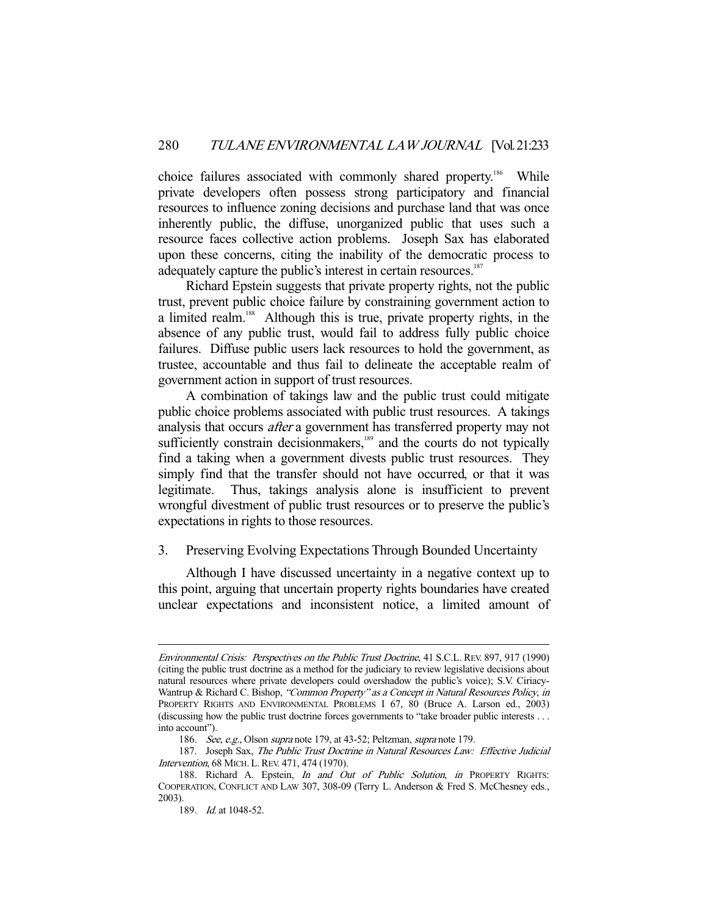choice failures associated with commonly shared property.[186] While private developers often possess strong participatory and financial resources to influence zoning decisions and purchase land that was once inherently public, the diffuse, unorganized public that uses such a resource faces collective action problems. Joseph Sax has elaborated upon these concerns, citing the inability of the democratic process to adequately capture the public's interest in certain resources.[187]

Richard Epstein suggests that private property rights, not the public trust, prevent public choice failure by constraining government action to a limited realm.[188] Although this is true, private property rights, in the absence of any public trust, would fail to address fully public choice failures. Diffuse public users lack resources to hold the government, as trustee, accountable and thus fail to delineate the acceptable realm of government action in support of trust resources.

A combination of takings law and the public trust could mitigate public choice problems associated with public trust resources. A takings analysis that occurs *after* a government has transferred property may not sufficiently constrain decisionmakers,[189] and the courts do not typically find a taking when a government divests public trust resources. They simply find that the transfer should not have occurred, or that it was legitimate. Thus, takings analysis alone is insufficient to prevent wrongful divestment of public trust resources or to preserve the public's expectations in rights to those resources.

### 3. Preserving Evolving Expectations Through Bounded Uncertainty

Although I have discussed uncertainty in a negative context up to this point, arguing that uncertain property rights boundaries have created unclear expectations and inconsistent notice, a limited amount of

---

*Environmental Crisis: Perspectives on the Public Trust Doctrine*, 41 S.C.L. REV. 897, 917 (1990) (citing the public trust doctrine as a method for the judiciary to review legislative decisions about natural resources where private developers could overshadow the public's voice); S.V. Ciriacy-Wantrup & Richard C. Bishop, *"Common Property" as a Concept in Natural Resources Policy*, *in* PROPERTY RIGHTS AND ENVIRONMENTAL PROBLEMS I 67, 80 (Bruce A. Larson ed., 2003) (discussing how the public trust doctrine forces governments to "take broader public interests . . . into account").

186. *See, e.g.*, Olson *supra* note 179, at 43-52; Peltzman, *supra* note 179.

187. Joseph Sax, *The Public Trust Doctrine in Natural Resources Law: Effective Judicial Intervention*, 68 MICH. L. REV. 471, 474 (1970).

188. Richard A. Epstein, *In and Out of Public Solution*, *in* PROPERTY RIGHTS: COOPERATION, CONFLICT AND LAW 307, 308-09 (Terry L. Anderson & Fred S. McChesney eds., 2003).

189. *Id.* at 1048-52.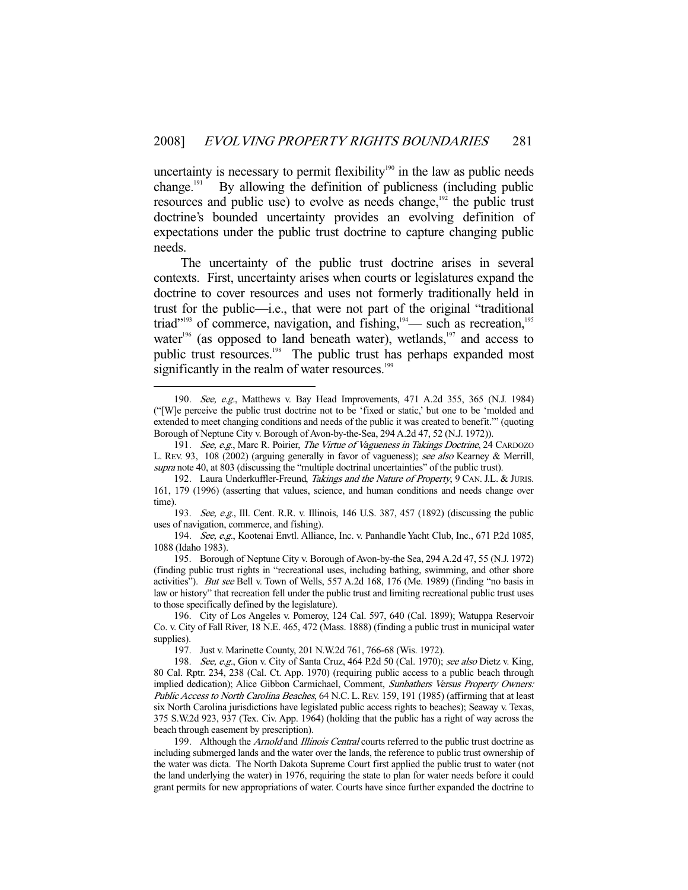uncertainty is necessary to permit flexibility[190] in the law as public needs change.[191] By allowing the definition of publicness (including public resources and public use) to evolve as needs change,[192] the public trust doctrine's bounded uncertainty provides an evolving definition of expectations under the public trust doctrine to capture changing public needs.

The uncertainty of the public trust doctrine arises in several contexts. First, uncertainty arises when courts or legislatures expand the doctrine to cover resources and uses not formerly traditionally held in trust for the public—i.e., that were not part of the original "traditional triad"[193] of commerce, navigation, and fishing,[194]— such as recreation,[195] water[196] (as opposed to land beneath water), wetlands,[197] and access to public trust resources.[198] The public trust has perhaps expanded most significantly in the realm of water resources.[199]

---

190. *See, e.g.*, Matthews v. Bay Head Improvements, 471 A.2d 355, 365 (N.J. 1984) ("[W]e perceive the public trust doctrine not to be 'fixed or static,' but one to be 'molded and extended to meet changing conditions and needs of the public it was created to benefit.'" (quoting Borough of Neptune City v. Borough of Avon-by-the-Sea, 294 A.2d 47, 52 (N.J. 1972)).

191. *See, e.g.*, Marc R. Poirier, *The Virtue of Vagueness in Takings Doctrine*, 24 CARDOZO L. REV. 93, 108 (2002) (arguing generally in favor of vagueness); *see also* Kearney & Merrill, *supra* note 40, at 803 (discussing the "multiple doctrinal uncertainties" of the public trust).

192. Laura Underkuffler-Freund, *Takings and the Nature of Property*, 9 CAN. J.L. & JURIS. 161, 179 (1996) (asserting that values, science, and human conditions and needs change over time).

193. *See, e.g.*, Ill. Cent. R.R. v. Illinois, 146 U.S. 387, 457 (1892) (discussing the public uses of navigation, commerce, and fishing).

194. *See, e.g.*, Kootenai Envtl. Alliance, Inc. v. Panhandle Yacht Club, Inc., 671 P.2d 1085, 1088 (Idaho 1983).

195. Borough of Neptune City v. Borough of Avon-by-the Sea, 294 A.2d 47, 55 (N.J. 1972) (finding public trust rights in "recreational uses, including bathing, swimming, and other shore activities"). *But see* Bell v. Town of Wells, 557 A.2d 168, 176 (Me. 1989) (finding "no basis in law or history" that recreation fell under the public trust and limiting recreational public trust uses to those specifically defined by the legislature).

196. City of Los Angeles v. Pomeroy, 124 Cal. 597, 640 (Cal. 1899); Watuppa Reservoir Co. v. City of Fall River, 18 N.E. 465, 472 (Mass. 1888) (finding a public trust in municipal water supplies).

197. Just v. Marinette County, 201 N.W.2d 761, 766-68 (Wis. 1972).

198. *See, e.g.*, Gion v. City of Santa Cruz, 464 P.2d 50 (Cal. 1970); *see also* Dietz v. King, 80 Cal. Rptr. 234, 238 (Cal. Ct. App. 1970) (requiring public access to a public beach through implied dedication); Alice Gibbon Carmichael, Comment, *Sunbathers Versus Property Owners: Public Access to North Carolina Beaches*, 64 N.C. L. REV. 159, 191 (1985) (affirming that at least six North Carolina jurisdictions have legislated public access rights to beaches); Seaway v. Texas, 375 S.W.2d 923, 937 (Tex. Civ. App. 1964) (holding that the public has a right of way across the beach through easement by prescription).

199. Although the *Arnold* and *Illinois Central* courts referred to the public trust doctrine as including submerged lands and the water over the lands, the reference to public trust ownership of the water was dicta. The North Dakota Supreme Court first applied the public trust to water (not the land underlying the water) in 1976, requiring the state to plan for water needs before it could grant permits for new appropriations of water. Courts have since further expanded the doctrine to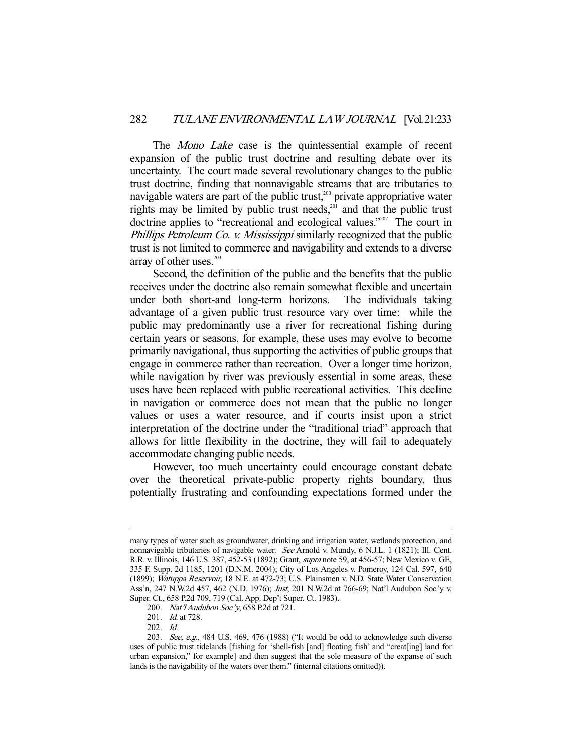The *Mono Lake* case is the quintessential example of recent expansion of the public trust doctrine and resulting debate over its uncertainty. The court made several revolutionary changes to the public trust doctrine, finding that nonnavigable streams that are tributaries to navigable waters are part of the public trust,[200] private appropriative water rights may be limited by public trust needs,[201] and that the public trust doctrine applies to "recreational and ecological values."[202] The court in *Phillips Petroleum Co. v. Mississippi* similarly recognized that the public trust is not limited to commerce and navigability and extends to a diverse array of other uses.[203]

Second, the definition of the public and the benefits that the public receives under the doctrine also remain somewhat flexible and uncertain under both short-and long-term horizons. The individuals taking advantage of a given public trust resource vary over time: while the public may predominantly use a river for recreational fishing during certain years or seasons, for example, these uses may evolve to become primarily navigational, thus supporting the activities of public groups that engage in commerce rather than recreation. Over a longer time horizon, while navigation by river was previously essential in some areas, these uses have been replaced with public recreational activities. This decline in navigation or commerce does not mean that the public no longer values or uses a water resource, and if courts insist upon a strict interpretation of the doctrine under the "traditional triad" approach that allows for little flexibility in the doctrine, they will fail to adequately accommodate changing public needs.

However, too much uncertainty could encourage constant debate over the theoretical private-public property rights boundary, thus potentially frustrating and confounding expectations formed under the

---

many types of water such as groundwater, drinking and irrigation water, wetlands protection, and nonnavigable tributaries of navigable water. *See* Arnold v. Mundy, 6 N.J.L. 1 (1821); Ill. Cent. R.R. v. Illinois, 146 U.S. 387, 452-53 (1892); Grant, *supra* note 59, at 456-57; New Mexico v. GE, 335 F. Supp. 2d 1185, 1201 (D.N.M. 2004); City of Los Angeles v. Pomeroy, 124 Cal. 597, 640 (1899); *Watuppa Reservoir*, 18 N.E. at 472-73; U.S. Plainsmen v. N.D. State Water Conservation Ass'n, 247 N.W.2d 457, 462 (N.D. 1976); *Just*, 201 N.W.2d at 766-69; Nat'l Audubon Soc'y v. Super. Ct., 658 P.2d 709, 719 (Cal. App. Dep't Super. Ct. 1983).

200. *Nat'l Audubon Soc'y*, 658 P.2d at 721.

201. *Id.* at 728.

202. *Id.*

203. *See, e.g.*, 484 U.S. 469, 476 (1988) ("It would be odd to acknowledge such diverse uses of public trust tidelands [fishing for 'shell-fish [and] floating fish' and "creat[ing] land for urban expansion," for example] and then suggest that the sole measure of the expanse of such lands is the navigability of the waters over them." (internal citations omitted)).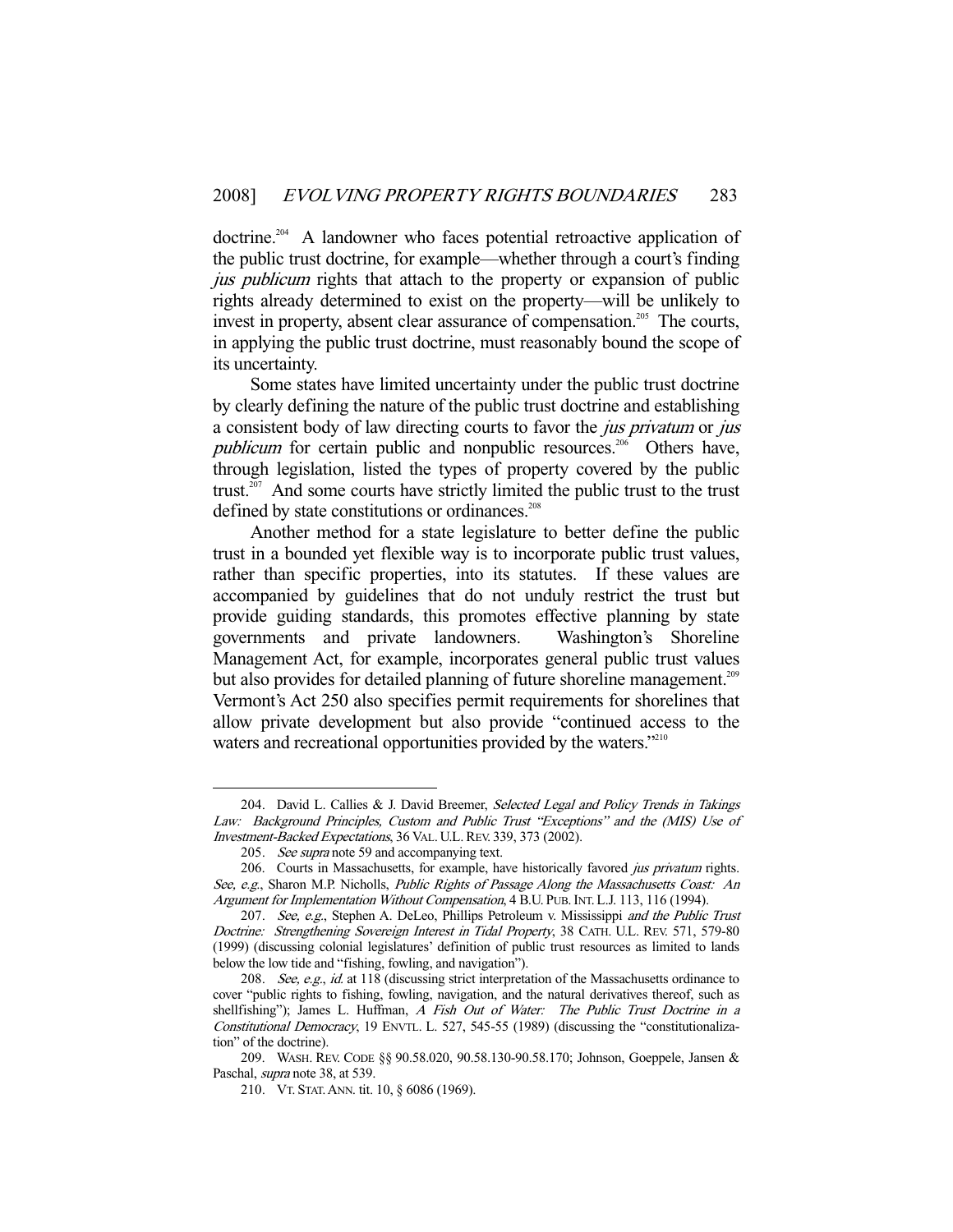doctrine.[204] A landowner who faces potential retroactive application of the public trust doctrine, for example—whether through a court's finding *jus publicum* rights that attach to the property or expansion of public rights already determined to exist on the property—will be unlikely to invest in property, absent clear assurance of compensation.[205] The courts, in applying the public trust doctrine, must reasonably bound the scope of its uncertainty.

Some states have limited uncertainty under the public trust doctrine by clearly defining the nature of the public trust doctrine and establishing a consistent body of law directing courts to favor the *jus privatum* or *jus publicum* for certain public and nonpublic resources.[206] Others have, through legislation, listed the types of property covered by the public trust.[207] And some courts have strictly limited the public trust to the trust defined by state constitutions or ordinances.[208]

Another method for a state legislature to better define the public trust in a bounded yet flexible way is to incorporate public trust values, rather than specific properties, into its statutes. If these values are accompanied by guidelines that do not unduly restrict the trust but provide guiding standards, this promotes effective planning by state governments and private landowners. Washington's Shoreline Management Act, for example, incorporates general public trust values but also provides for detailed planning of future shoreline management.[209] Vermont's Act 250 also specifies permit requirements for shorelines that allow private development but also provide "continued access to the waters and recreational opportunities provided by the waters."[210]

---

204. David L. Callies & J. David Breemer, *Selected Legal and Policy Trends in Takings Law: Background Principles, Custom and Public Trust "Exceptions" and the (MIS) Use of Investment-Backed Expectations*, 36 VAL. U.L. REV. 339, 373 (2002).

205. *See supra* note 59 and accompanying text.

206. Courts in Massachusetts, for example, have historically favored *jus privatum* rights. *See, e.g.*, Sharon M.P. Nicholls, *Public Rights of Passage Along the Massachusetts Coast: An Argument for Implementation Without Compensation*, 4 B.U. PUB. INT. L.J. 113, 116 (1994).

207. *See, e.g.*, Stephen A. DeLeo, Phillips Petroleum v. Mississippi *and the Public Trust Doctrine: Strengthening Sovereign Interest in Tidal Property*, 38 CATH. U.L. REV. 571, 579-80 (1999) (discussing colonial legislatures' definition of public trust resources as limited to lands below the low tide and "fishing, fowling, and navigation").

208. *See, e.g.*, *id.* at 118 (discussing strict interpretation of the Massachusetts ordinance to cover "public rights to fishing, fowling, navigation, and the natural derivatives thereof, such as shellfishing"); James L. Huffman, *A Fish Out of Water: The Public Trust Doctrine in a Constitutional Democracy*, 19 ENVTL. L. 527, 545-55 (1989) (discussing the "constitutionalization" of the doctrine).

209. WASH. REV. CODE §§ 90.58.020, 90.58.130-90.58.170; Johnson, Goeppele, Jansen & Paschal, *supra* note 38, at 539.

210. VT. STAT. ANN. tit. 10, § 6086 (1969).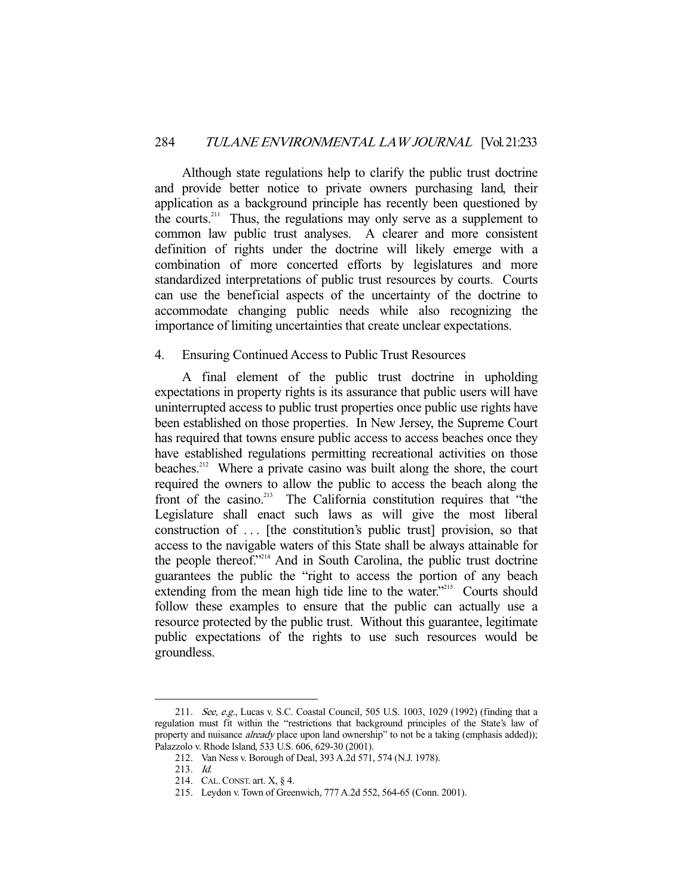Although state regulations help to clarify the public trust doctrine and provide better notice to private owners purchasing land, their application as a background principle has recently been questioned by the courts.[211] Thus, the regulations may only serve as a supplement to common law public trust analyses. A clearer and more consistent definition of rights under the doctrine will likely emerge with a combination of more concerted efforts by legislatures and more standardized interpretations of public trust resources by courts. Courts can use the beneficial aspects of the uncertainty of the doctrine to accommodate changing public needs while also recognizing the importance of limiting uncertainties that create unclear expectations.

#### 4. Ensuring Continued Access to Public Trust Resources

A final element of the public trust doctrine in upholding expectations in property rights is its assurance that public users will have uninterrupted access to public trust properties once public use rights have been established on those properties. In New Jersey, the Supreme Court has required that towns ensure public access to access beaches once they have established regulations permitting recreational activities on those beaches.[212] Where a private casino was built along the shore, the court required the owners to allow the public to access the beach along the front of the casino.[213] The California constitution requires that "the Legislature shall enact such laws as will give the most liberal construction of . . . [the constitution's public trust] provision, so that access to the navigable waters of this State shall be always attainable for the people thereof."[214] And in South Carolina, the public trust doctrine guarantees the public the "right to access the portion of any beach extending from the mean high tide line to the water."[215] Courts should follow these examples to ensure that the public can actually use a resource protected by the public trust. Without this guarantee, legitimate public expectations of the rights to use such resources would be groundless.

---

211. *See, e.g.*, Lucas v. S.C. Coastal Council, 505 U.S. 1003, 1029 (1992) (finding that a regulation must fit within the "restrictions that background principles of the State's law of property and nuisance *already* place upon land ownership" to not be a taking (emphasis added)); Palazzolo v. Rhode Island, 533 U.S. 606, 629-30 (2001).

212. Van Ness v. Borough of Deal, 393 A.2d 571, 574 (N.J. 1978).

213. *Id.*

214. CAL. CONST. art. X, § 4.

215. Leydon v. Town of Greenwich, 777 A.2d 552, 564-65 (Conn. 2001).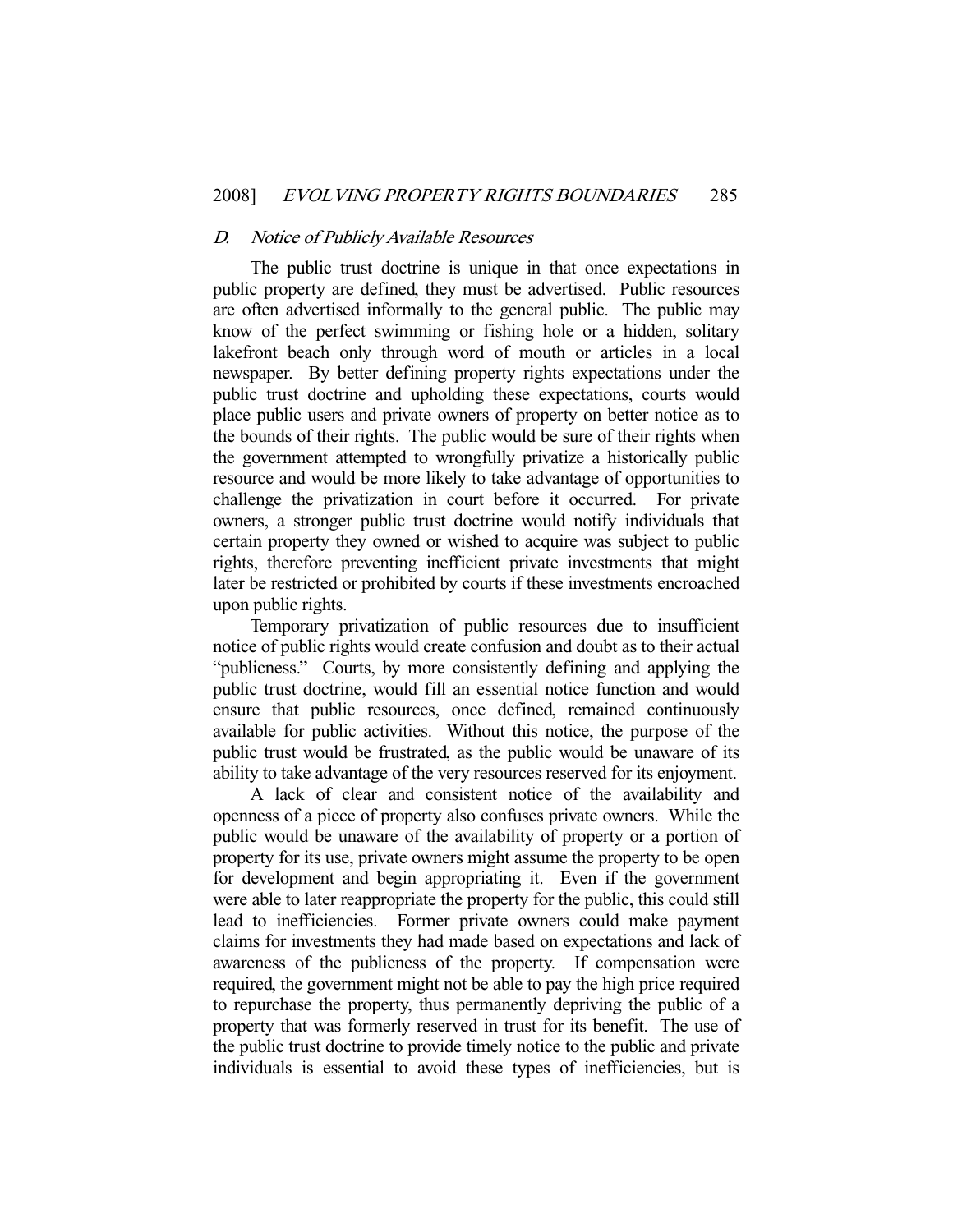### D. *Notice of Publicly Available Resources*

The public trust doctrine is unique in that once expectations in public property are defined, they must be advertised. Public resources are often advertised informally to the general public. The public may know of the perfect swimming or fishing hole or a hidden, solitary lakefront beach only through word of mouth or articles in a local newspaper. By better defining property rights expectations under the public trust doctrine and upholding these expectations, courts would place public users and private owners of property on better notice as to the bounds of their rights. The public would be sure of their rights when the government attempted to wrongfully privatize a historically public resource and would be more likely to take advantage of opportunities to challenge the privatization in court before it occurred. For private owners, a stronger public trust doctrine would notify individuals that certain property they owned or wished to acquire was subject to public rights, therefore preventing inefficient private investments that might later be restricted or prohibited by courts if these investments encroached upon public rights.

Temporary privatization of public resources due to insufficient notice of public rights would create confusion and doubt as to their actual "publicness." Courts, by more consistently defining and applying the public trust doctrine, would fill an essential notice function and would ensure that public resources, once defined, remained continuously available for public activities. Without this notice, the purpose of the public trust would be frustrated, as the public would be unaware of its ability to take advantage of the very resources reserved for its enjoyment.

A lack of clear and consistent notice of the availability and openness of a piece of property also confuses private owners. While the public would be unaware of the availability of property or a portion of property for its use, private owners might assume the property to be open for development and begin appropriating it. Even if the government were able to later reappropriate the property for the public, this could still lead to inefficiencies. Former private owners could make payment claims for investments they had made based on expectations and lack of awareness of the publicness of the property. If compensation were required, the government might not be able to pay the high price required to repurchase the property, thus permanently depriving the public of a property that was formerly reserved in trust for its benefit. The use of the public trust doctrine to provide timely notice to the public and private individuals is essential to avoid these types of inefficiencies, but is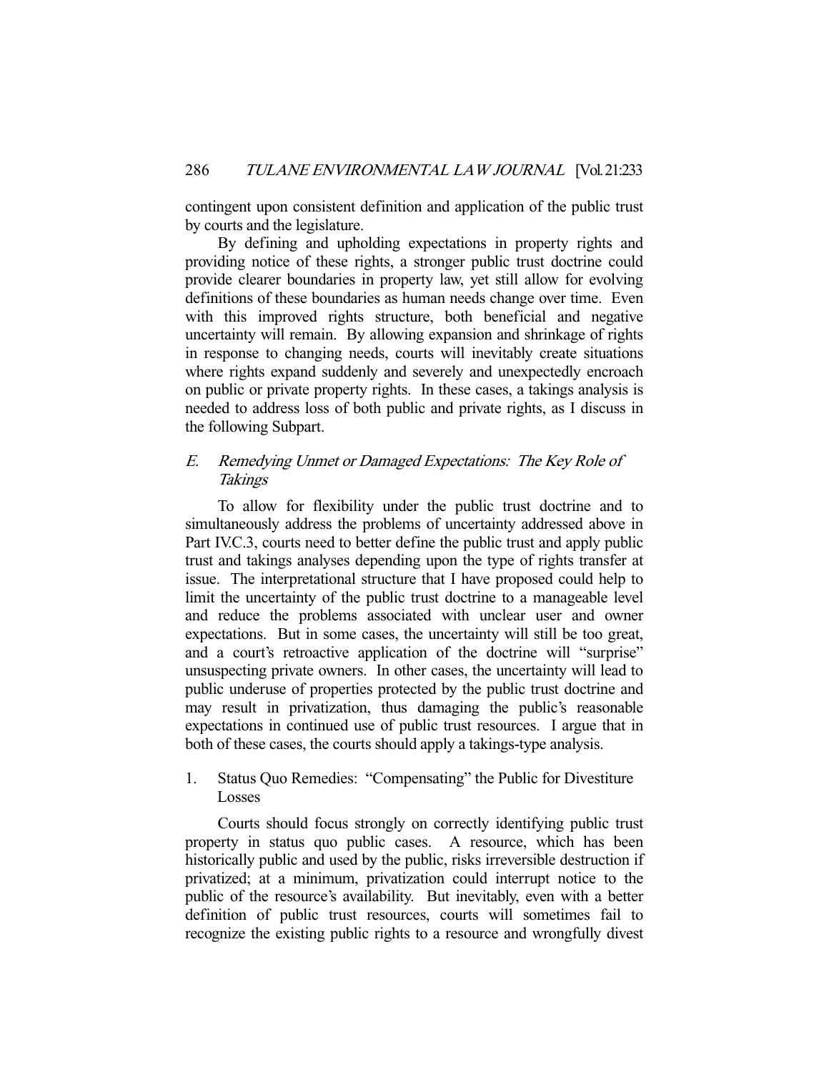contingent upon consistent definition and application of the public trust by courts and the legislature.

By defining and upholding expectations in property rights and providing notice of these rights, a stronger public trust doctrine could provide clearer boundaries in property law, yet still allow for evolving definitions of these boundaries as human needs change over time. Even with this improved rights structure, both beneficial and negative uncertainty will remain. By allowing expansion and shrinkage of rights in response to changing needs, courts will inevitably create situations where rights expand suddenly and severely and unexpectedly encroach on public or private property rights. In these cases, a takings analysis is needed to address loss of both public and private rights, as I discuss in the following Subpart.

### E. *Remedying Unmet or Damaged Expectations: The Key Role of Takings*

To allow for flexibility under the public trust doctrine and to simultaneously address the problems of uncertainty addressed above in Part IV.C.3, courts need to better define the public trust and apply public trust and takings analyses depending upon the type of rights transfer at issue. The interpretational structure that I have proposed could help to limit the uncertainty of the public trust doctrine to a manageable level and reduce the problems associated with unclear user and owner expectations. But in some cases, the uncertainty will still be too great, and a court's retroactive application of the doctrine will "surprise" unsuspecting private owners. In other cases, the uncertainty will lead to public underuse of properties protected by the public trust doctrine and may result in privatization, thus damaging the public's reasonable expectations in continued use of public trust resources. I argue that in both of these cases, the courts should apply a takings-type analysis.

#### 1. Status Quo Remedies: "Compensating" the Public for Divestiture Losses

Courts should focus strongly on correctly identifying public trust property in status quo public cases. A resource, which has been historically public and used by the public, risks irreversible destruction if privatized; at a minimum, privatization could interrupt notice to the public of the resource's availability. But inevitably, even with a better definition of public trust resources, courts will sometimes fail to recognize the existing public rights to a resource and wrongfully divest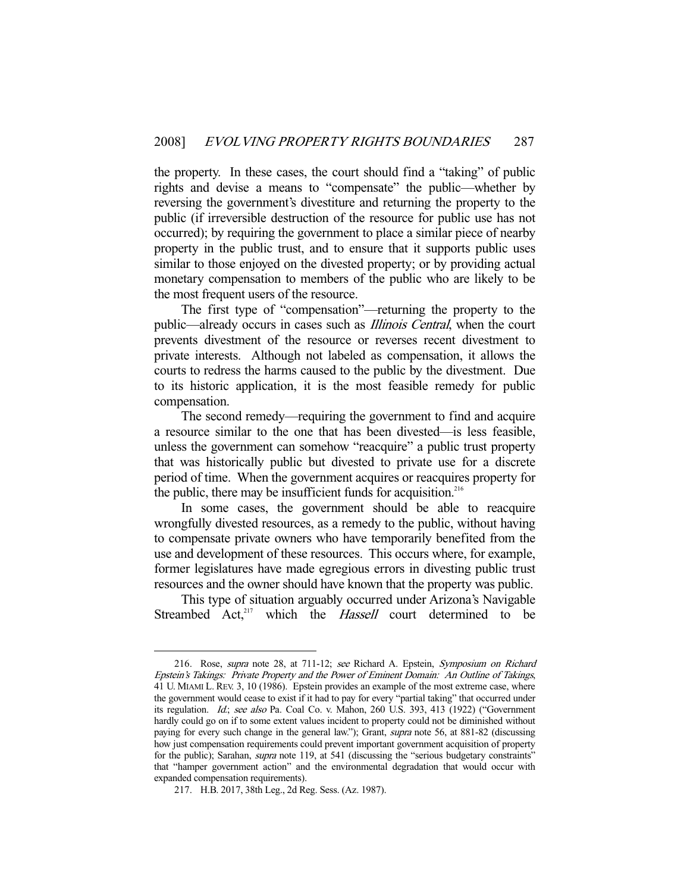the property. In these cases, the court should find a "taking" of public rights and devise a means to "compensate" the public—whether by reversing the government's divestiture and returning the property to the public (if irreversible destruction of the resource for public use has not occurred); by requiring the government to place a similar piece of nearby property in the public trust, and to ensure that it supports public uses similar to those enjoyed on the divested property; or by providing actual monetary compensation to members of the public who are likely to be the most frequent users of the resource.

The first type of "compensation"—returning the property to the public—already occurs in cases such as *Illinois Central*, when the court prevents divestment of the resource or reverses recent divestment to private interests. Although not labeled as compensation, it allows the courts to redress the harms caused to the public by the divestment. Due to its historic application, it is the most feasible remedy for public compensation.

The second remedy—requiring the government to find and acquire a resource similar to the one that has been divested—is less feasible, unless the government can somehow "reacquire" a public trust property that was historically public but divested to private use for a discrete period of time. When the government acquires or reacquires property for the public, there may be insufficient funds for acquisition.[216]

In some cases, the government should be able to reacquire wrongfully divested resources, as a remedy to the public, without having to compensate private owners who have temporarily benefited from the use and development of these resources. This occurs where, for example, former legislatures have made egregious errors in divesting public trust resources and the owner should have known that the property was public.

This type of situation arguably occurred under Arizona's Navigable Streambed Act,[217] which the *Hassell* court determined to be

---

216. Rose, *supra* note 28, at 711-12; *see* Richard A. Epstein, *Symposium on Richard Epstein's Takings: Private Property and the Power of Eminent Domain: An Outline of Takings*, 41 U. MIAMI L. REV. 3, 10 (1986). Epstein provides an example of the most extreme case, where the government would cease to exist if it had to pay for every "partial taking" that occurred under its regulation. *Id.*; *see also* Pa. Coal Co. v. Mahon, 260 U.S. 393, 413 (1922) ("Government hardly could go on if to some extent values incident to property could not be diminished without paying for every such change in the general law."); Grant, *supra* note 56, at 881-82 (discussing how just compensation requirements could prevent important government acquisition of property for the public); Sarahan, *supra* note 119, at 541 (discussing the "serious budgetary constraints" that "hamper government action" and the environmental degradation that would occur with expanded compensation requirements).

217. H.B. 2017, 38th Leg., 2d Reg. Sess. (Az. 1987).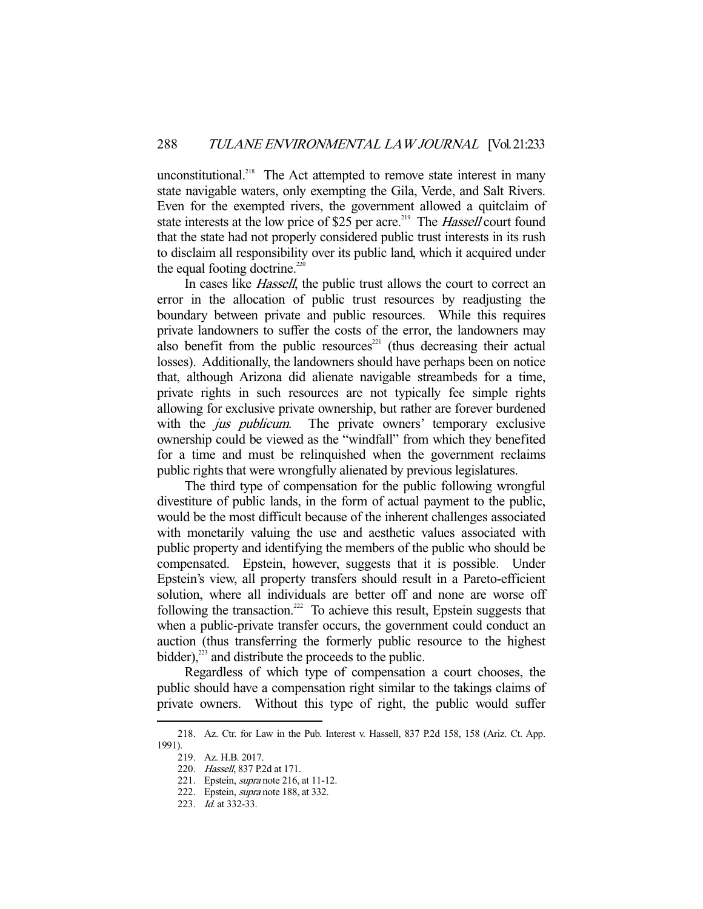unconstitutional.[218] The Act attempted to remove state interest in many state navigable waters, only exempting the Gila, Verde, and Salt Rivers. Even for the exempted rivers, the government allowed a quitclaim of state interests at the low price of $25 per acre.[219] The *Hassell* court found that the state had not properly considered public trust interests in its rush to disclaim all responsibility over its public land, which it acquired under the equal footing doctrine.[220]

In cases like *Hassell*, the public trust allows the court to correct an error in the allocation of public trust resources by readjusting the boundary between private and public resources. While this requires private landowners to suffer the costs of the error, the landowners may also benefit from the public resources[221] (thus decreasing their actual losses). Additionally, the landowners should have perhaps been on notice that, although Arizona did alienate navigable streambeds for a time, private rights in such resources are not typically fee simple rights allowing for exclusive private ownership, but rather are forever burdened with the *jus publicum*. The private owners' temporary exclusive ownership could be viewed as the "windfall" from which they benefited for a time and must be relinquished when the government reclaims public rights that were wrongfully alienated by previous legislatures.

The third type of compensation for the public following wrongful divestiture of public lands, in the form of actual payment to the public, would be the most difficult because of the inherent challenges associated with monetarily valuing the use and aesthetic values associated with public property and identifying the members of the public who should be compensated. Epstein, however, suggests that it is possible. Under Epstein's view, all property transfers should result in a Pareto-efficient solution, where all individuals are better off and none are worse off following the transaction.[222] To achieve this result, Epstein suggests that when a public-private transfer occurs, the government could conduct an auction (thus transferring the formerly public resource to the highest bidder),[223] and distribute the proceeds to the public.

Regardless of which type of compensation a court chooses, the public should have a compensation right similar to the takings claims of private owners. Without this type of right, the public would suffer

---

218. Az. Ctr. for Law in the Pub. Interest v. Hassell, 837 P.2d 158, 158 (Ariz. Ct. App. 1991).

219. Az. H.B. 2017.

220. *Hassell*, 837 P.2d at 171.

221. Epstein, *supra* note 216, at 11-12.

222. Epstein, *supra* note 188, at 332.

223. *Id.* at 332-33.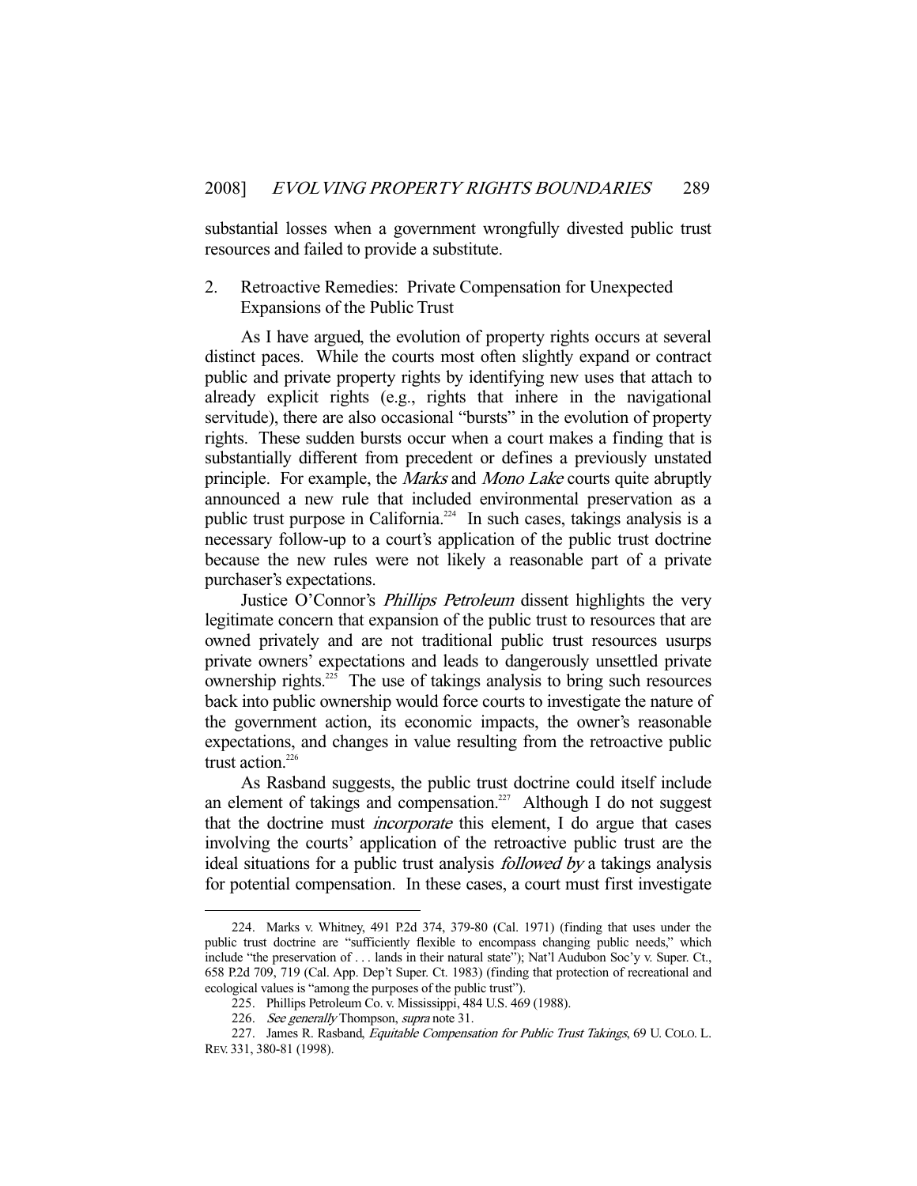substantial losses when a government wrongfully divested public trust resources and failed to provide a substitute.

### 2. Retroactive Remedies: Private Compensation for Unexpected Expansions of the Public Trust

As I have argued, the evolution of property rights occurs at several distinct paces. While the courts most often slightly expand or contract public and private property rights by identifying new uses that attach to already explicit rights (e.g., rights that inhere in the navigational servitude), there are also occasional "bursts" in the evolution of property rights. These sudden bursts occur when a court makes a finding that is substantially different from precedent or defines a previously unstated principle. For example, the *Marks* and *Mono Lake* courts quite abruptly announced a new rule that included environmental preservation as a public trust purpose in California.[224] In such cases, takings analysis is a necessary follow-up to a court's application of the public trust doctrine because the new rules were not likely a reasonable part of a private purchaser's expectations.

Justice O'Connor's *Phillips Petroleum* dissent highlights the very legitimate concern that expansion of the public trust to resources that are owned privately and are not traditional public trust resources usurps private owners' expectations and leads to dangerously unsettled private ownership rights.[225] The use of takings analysis to bring such resources back into public ownership would force courts to investigate the nature of the government action, its economic impacts, the owner's reasonable expectations, and changes in value resulting from the retroactive public trust action.[226]

As Rasband suggests, the public trust doctrine could itself include an element of takings and compensation.[227] Although I do not suggest that the doctrine must *incorporate* this element, I do argue that cases involving the courts' application of the retroactive public trust are the ideal situations for a public trust analysis *followed by* a takings analysis for potential compensation. In these cases, a court must first investigate

---

224. Marks v. Whitney, 491 P.2d 374, 379-80 (Cal. 1971) (finding that uses under the public trust doctrine are "sufficiently flexible to encompass changing public needs," which include "the preservation of . . . lands in their natural state"); Nat'l Audubon Soc'y v. Super. Ct., 658 P.2d 709, 719 (Cal. App. Dep't Super. Ct. 1983) (finding that protection of recreational and ecological values is "among the purposes of the public trust").

225. Phillips Petroleum Co. v. Mississippi, 484 U.S. 469 (1988).

226. *See generally* Thompson, *supra* note 31.

227. James R. Rasband, *Equitable Compensation for Public Trust Takings*, 69 U. COLO. L. REV. 331, 380-81 (1998).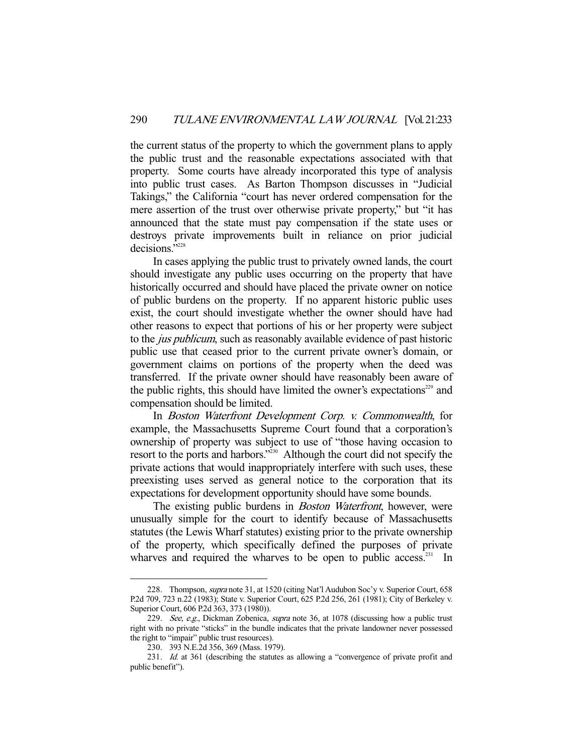the current status of the property to which the government plans to apply the public trust and the reasonable expectations associated with that property. Some courts have already incorporated this type of analysis into public trust cases. As Barton Thompson discusses in "Judicial Takings," the California "court has never ordered compensation for the mere assertion of the trust over otherwise private property," but "it has announced that the state must pay compensation if the state uses or destroys private improvements built in reliance on prior judicial decisions."[228]

In cases applying the public trust to privately owned lands, the court should investigate any public uses occurring on the property that have historically occurred and should have placed the private owner on notice of public burdens on the property. If no apparent historic public uses exist, the court should investigate whether the owner should have had other reasons to expect that portions of his or her property were subject to the *jus publicum*, such as reasonably available evidence of past historic public use that ceased prior to the current private owner's domain, or government claims on portions of the property when the deed was transferred. If the private owner should have reasonably been aware of the public rights, this should have limited the owner's expectations[229] and compensation should be limited.

In *Boston Waterfront Development Corp. v. Commonwealth*, for example, the Massachusetts Supreme Court found that a corporation's ownership of property was subject to use of "those having occasion to resort to the ports and harbors."[230] Although the court did not specify the private actions that would inappropriately interfere with such uses, these preexisting uses served as general notice to the corporation that its expectations for development opportunity should have some bounds.

The existing public burdens in *Boston Waterfront*, however, were unusually simple for the court to identify because of Massachusetts statutes (the Lewis Wharf statutes) existing prior to the private ownership of the property, which specifically defined the purposes of private wharves and required the wharves to be open to public access.[231] In

---

228. Thompson, *supra* note 31, at 1520 (citing Nat'l Audubon Soc'y v. Superior Court, 658 P.2d 709, 723 n.22 (1983); State v. Superior Court, 625 P.2d 256, 261 (1981); City of Berkeley v. Superior Court, 606 P.2d 363, 373 (1980)).

229. *See, e.g.*, Dickman Zobenica, *supra* note 36, at 1078 (discussing how a public trust right with no private "sticks" in the bundle indicates that the private landowner never possessed the right to "impair" public trust resources).

230. 393 N.E.2d 356, 369 (Mass. 1979).

231. *Id.* at 361 (describing the statutes as allowing a "convergence of private profit and public benefit").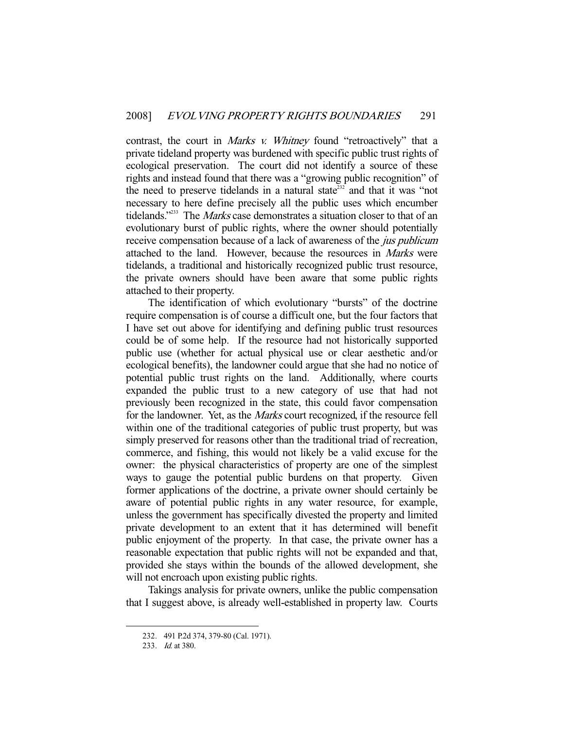contrast, the court in *Marks v. Whitney* found "retroactively" that a private tideland property was burdened with specific public trust rights of ecological preservation. The court did not identify a source of these rights and instead found that there was a "growing public recognition" of the need to preserve tidelands in a natural state[232] and that it was "not necessary to here define precisely all the public uses which encumber tidelands."[233] The *Marks* case demonstrates a situation closer to that of an evolutionary burst of public rights, where the owner should potentially receive compensation because of a lack of awareness of the *jus publicum* attached to the land. However, because the resources in *Marks* were tidelands, a traditional and historically recognized public trust resource, the private owners should have been aware that some public rights attached to their property.

The identification of which evolutionary "bursts" of the doctrine require compensation is of course a difficult one, but the four factors that I have set out above for identifying and defining public trust resources could be of some help. If the resource had not historically supported public use (whether for actual physical use or clear aesthetic and/or ecological benefits), the landowner could argue that she had no notice of potential public trust rights on the land. Additionally, where courts expanded the public trust to a new category of use that had not previously been recognized in the state, this could favor compensation for the landowner. Yet, as the *Marks* court recognized, if the resource fell within one of the traditional categories of public trust property, but was simply preserved for reasons other than the traditional triad of recreation, commerce, and fishing, this would not likely be a valid excuse for the owner: the physical characteristics of property are one of the simplest ways to gauge the potential public burdens on that property. Given former applications of the doctrine, a private owner should certainly be aware of potential public rights in any water resource, for example, unless the government has specifically divested the property and limited private development to an extent that it has determined will benefit public enjoyment of the property. In that case, the private owner has a reasonable expectation that public rights will not be expanded and that, provided she stays within the bounds of the allowed development, she will not encroach upon existing public rights.

Takings analysis for private owners, unlike the public compensation that I suggest above, is already well-established in property law. Courts

---

232. 491 P.2d 374, 379-80 (Cal. 1971).

233. *Id.* at 380.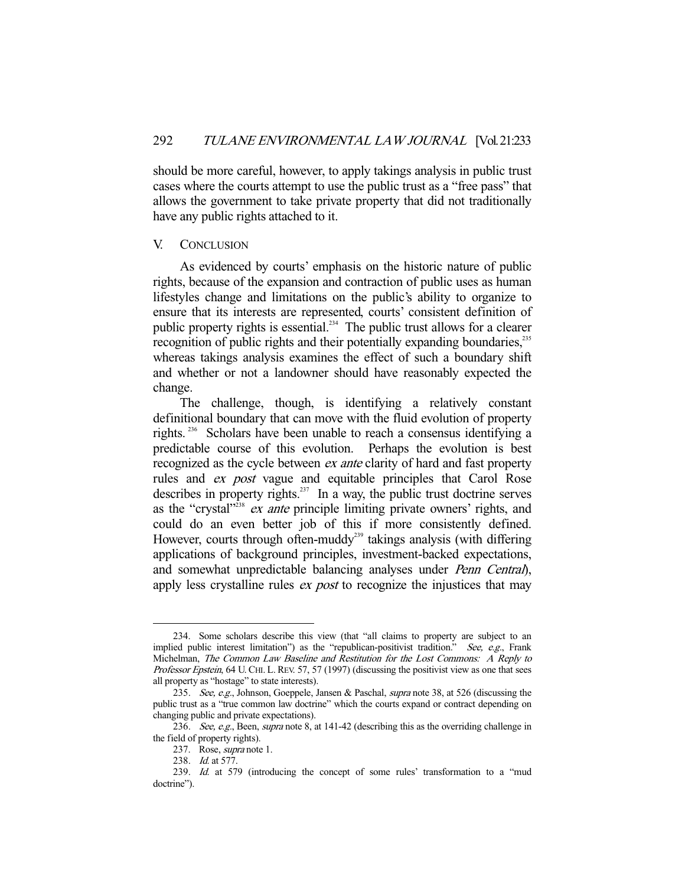should be more careful, however, to apply takings analysis in public trust cases where the courts attempt to use the public trust as a "free pass" that allows the government to take private property that did not traditionally have any public rights attached to it.

## V. CONCLUSION

As evidenced by courts' emphasis on the historic nature of public rights, because of the expansion and contraction of public uses as human lifestyles change and limitations on the public's ability to organize to ensure that its interests are represented, courts' consistent definition of public property rights is essential.[234] The public trust allows for a clearer recognition of public rights and their potentially expanding boundaries,[235] whereas takings analysis examines the effect of such a boundary shift and whether or not a landowner should have reasonably expected the change.

The challenge, though, is identifying a relatively constant definitional boundary that can move with the fluid evolution of property rights.[236] Scholars have been unable to reach a consensus identifying a predictable course of this evolution. Perhaps the evolution is best recognized as the cycle between *ex ante* clarity of hard and fast property rules and *ex post* vague and equitable principles that Carol Rose describes in property rights.[237] In a way, the public trust doctrine serves as the "crystal"[238] *ex ante* principle limiting private owners' rights, and could do an even better job of this if more consistently defined. However, courts through often-muddy[239] takings analysis (with differing applications of background principles, investment-backed expectations, and somewhat unpredictable balancing analyses under *Penn Central*), apply less crystalline rules *ex post* to recognize the injustices that may

---

234. Some scholars describe this view (that "all claims to property are subject to an implied public interest limitation") as the "republican-positivist tradition." *See, e.g.*, Frank Michelman, *The Common Law Baseline and Restitution for the Lost Commons: A Reply to Professor Epstein*, 64 U. CHI. L. REV. 57, 57 (1997) (discussing the positivist view as one that sees all property as "hostage" to state interests).

235. *See, e.g.*, Johnson, Goeppele, Jansen & Paschal, *supra* note 38, at 526 (discussing the public trust as a "true common law doctrine" which the courts expand or contract depending on changing public and private expectations).

236. *See, e.g.*, Been, *supra* note 8, at 141-42 (describing this as the overriding challenge in the field of property rights).

237. Rose, *supra* note 1.

238. *Id.* at 577.

239. *Id.* at 579 (introducing the concept of some rules' transformation to a "mud doctrine").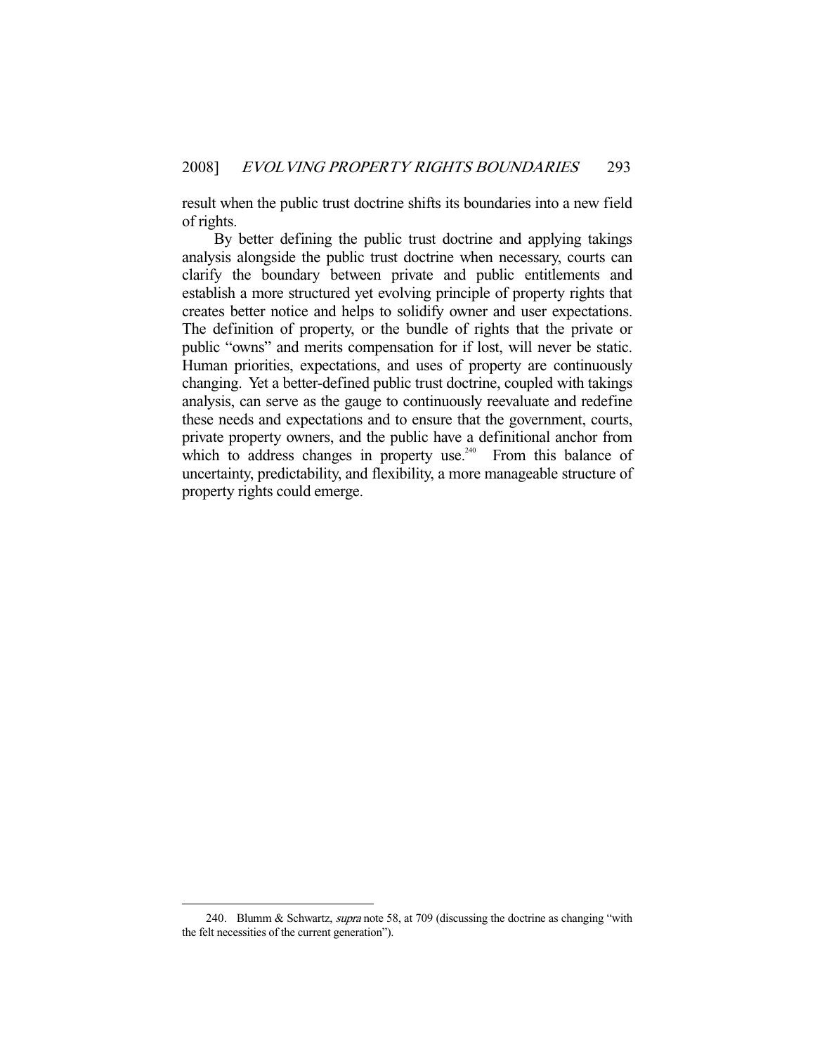result when the public trust doctrine shifts its boundaries into a new field of rights.

By better defining the public trust doctrine and applying takings analysis alongside the public trust doctrine when necessary, courts can clarify the boundary between private and public entitlements and establish a more structured yet evolving principle of property rights that creates better notice and helps to solidify owner and user expectations. The definition of property, or the bundle of rights that the private or public "owns" and merits compensation for if lost, will never be static. Human priorities, expectations, and uses of property are continuously changing. Yet a better-defined public trust doctrine, coupled with takings analysis, can serve as the gauge to continuously reevaluate and redefine these needs and expectations and to ensure that the government, courts, private property owners, and the public have a definitional anchor from which to address changes in property use.[240] From this balance of uncertainty, predictability, and flexibility, a more manageable structure of property rights could emerge.

---

240. Blumm & Schwartz, *supra* note 58, at 709 (discussing the doctrine as changing "with the felt necessities of the current generation").